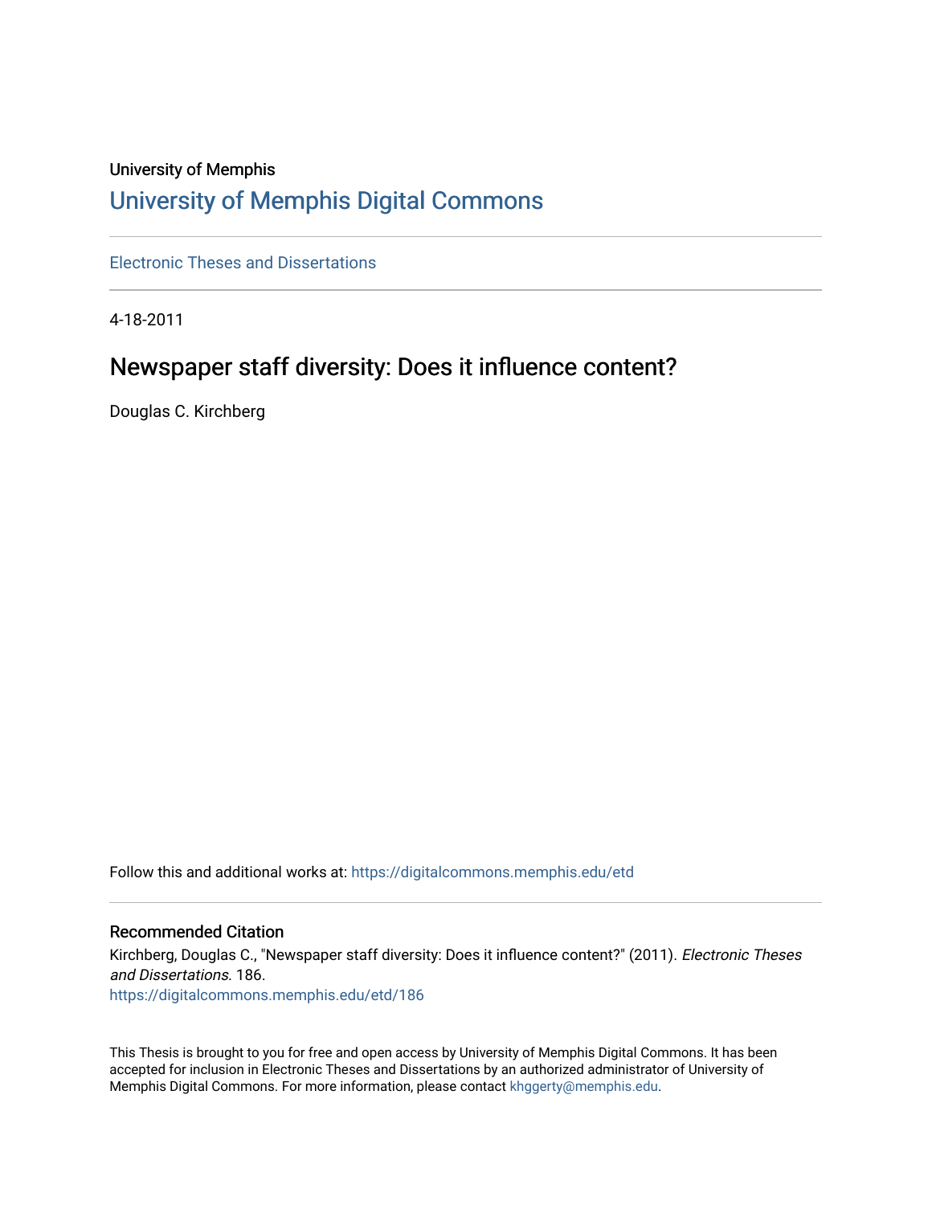University of Memphis

# University of Memphis Digital Commons

Electronic Theses and Dissertations

4-18-2011

## Newspaper staff diversity: Does it influence content?

Douglas C. Kirchberg

Follow this and additional works at: https://digitalcommons.memphis.edu/etd

### Recommended Citation

Kirchberg, Douglas C., "Newspaper staff diversity: Does it influence content?" (2011). *Electronic Theses and Dissertations*. 186.
https://digitalcommons.memphis.edu/etd/186

This Thesis is brought to you for free and open access by University of Memphis Digital Commons. It has been accepted for inclusion in Electronic Theses and Dissertations by an authorized administrator of University of Memphis Digital Commons. For more information, please contact khggerty@memphis.edu.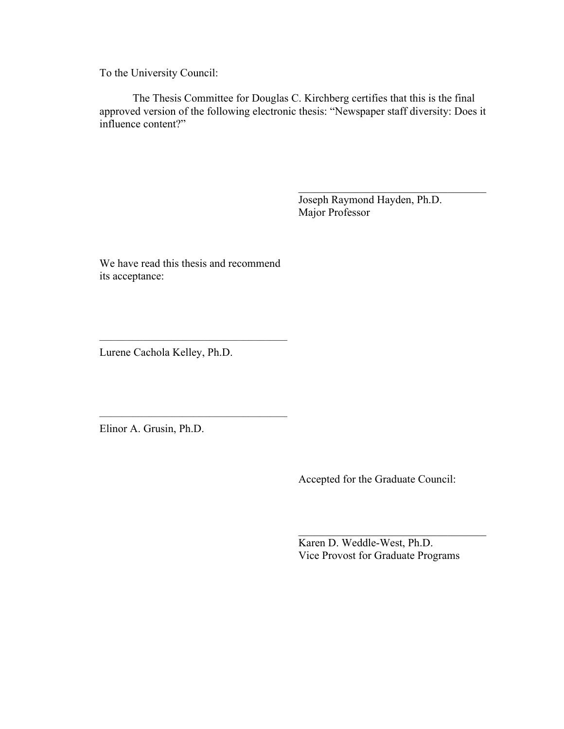To the University Council:

The Thesis Committee for Douglas C. Kirchberg certifies that this is the final approved version of the following electronic thesis: "Newspaper staff diversity: Does it influence content?"

\_\_\_\_\_\_\_\_\_\_\_\_\_\_\_\_\_\_\_\_\_\_\_\_\_\_\_\_\_\_\_\_\_\_\_
Joseph Raymond Hayden, Ph.D.
Major Professor

We have read this thesis and recommend its acceptance:

\_\_\_\_\_\_\_\_\_\_\_\_\_\_\_\_\_\_\_\_\_\_\_\_\_\_\_\_\_\_\_\_\_\_\_
Lurene Cachola Kelley, Ph.D.

\_\_\_\_\_\_\_\_\_\_\_\_\_\_\_\_\_\_\_\_\_\_\_\_\_\_\_\_\_\_\_\_\_\_\_
Elinor A. Grusin, Ph.D.

Accepted for the Graduate Council:

\_\_\_\_\_\_\_\_\_\_\_\_\_\_\_\_\_\_\_\_\_\_\_\_\_\_\_\_\_\_\_\_\_\_\_
Karen D. Weddle-West, Ph.D.
Vice Provost for Graduate Programs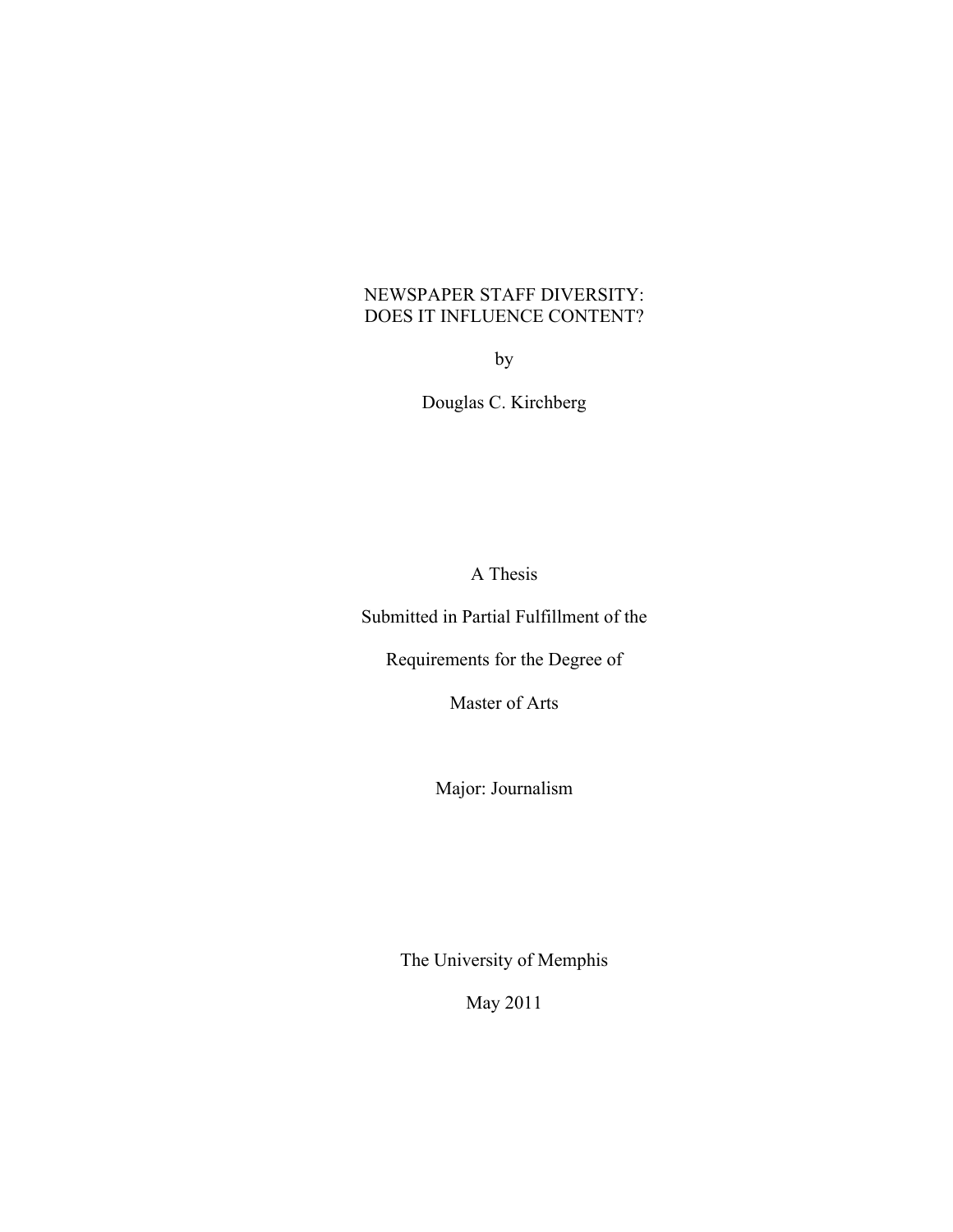# NEWSPAPER STAFF DIVERSITY: DOES IT INFLUENCE CONTENT?

by

Douglas C. Kirchberg

A Thesis

Submitted in Partial Fulfillment of the

Requirements for the Degree of

Master of Arts

Major: Journalism

The University of Memphis

May 2011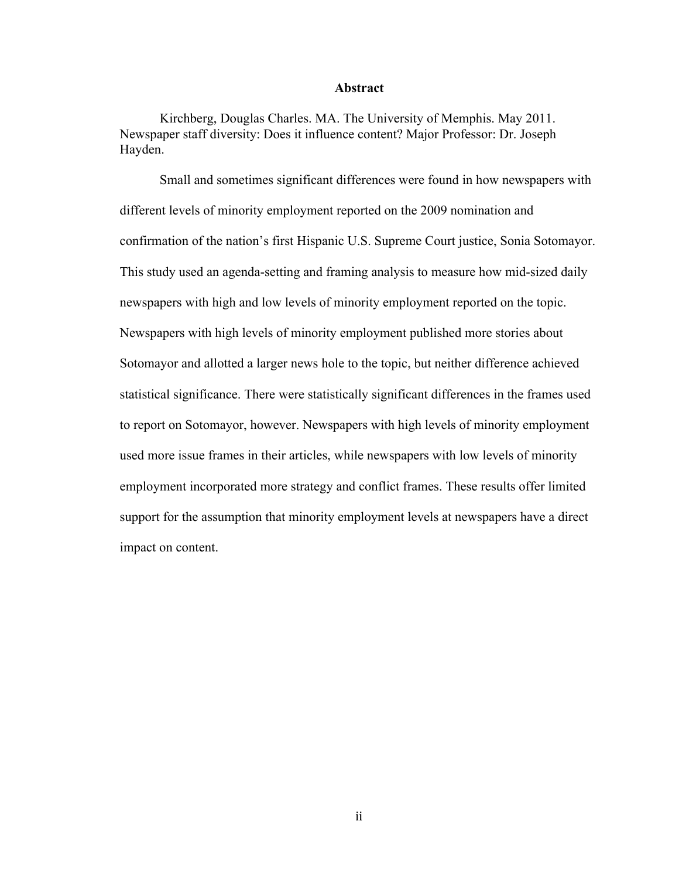## Abstract

Kirchberg, Douglas Charles. MA. The University of Memphis. May 2011. Newspaper staff diversity: Does it influence content? Major Professor: Dr. Joseph Hayden.

Small and sometimes significant differences were found in how newspapers with different levels of minority employment reported on the 2009 nomination and confirmation of the nation's first Hispanic U.S. Supreme Court justice, Sonia Sotomayor. This study used an agenda-setting and framing analysis to measure how mid-sized daily newspapers with high and low levels of minority employment reported on the topic. Newspapers with high levels of minority employment published more stories about Sotomayor and allotted a larger news hole to the topic, but neither difference achieved statistical significance. There were statistically significant differences in the frames used to report on Sotomayor, however. Newspapers with high levels of minority employment used more issue frames in their articles, while newspapers with low levels of minority employment incorporated more strategy and conflict frames. These results offer limited support for the assumption that minority employment levels at newspapers have a direct impact on content.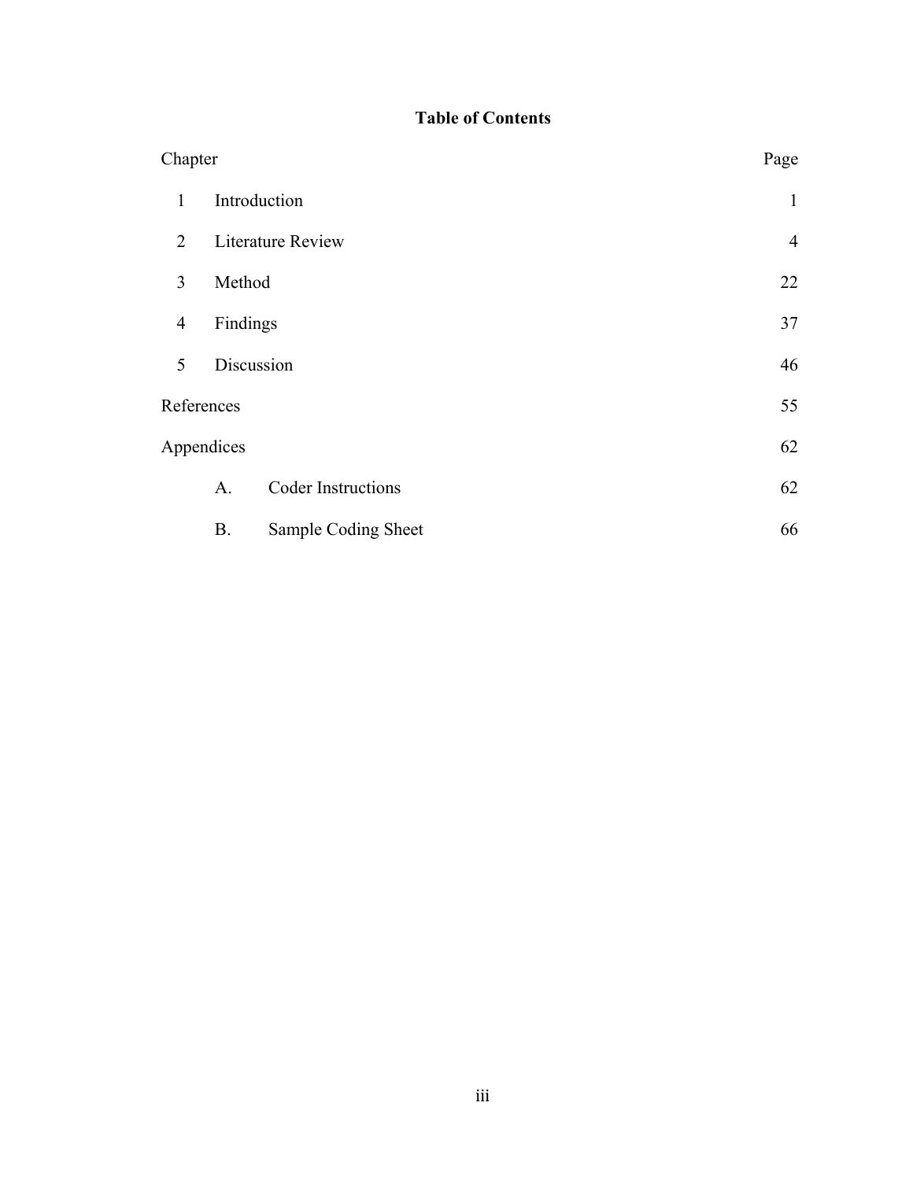# Table of Contents

| Chapter | | Page |
|---|---|---|
| 1 | Introduction | 1 |
| 2 | Literature Review | 4 |
| 3 | Method | 22 |
| 4 | Findings | 37 |
| 5 | Discussion | 46 |
| References | | 55 |
| Appendices | | 62 |
| A. | Coder Instructions | 62 |
| B. | Sample Coding Sheet | 66 |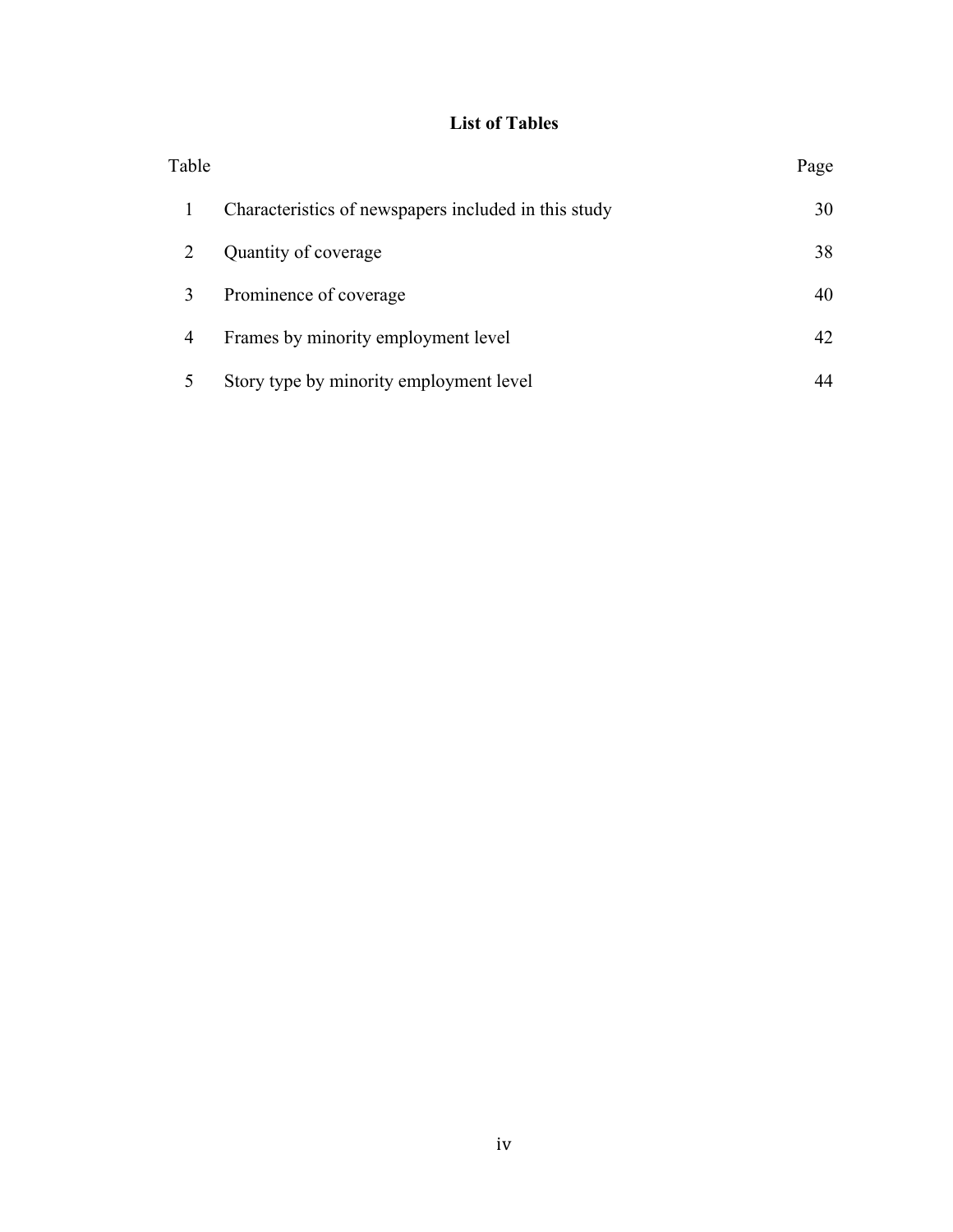# List of Tables

| Table | | Page |
|---|---|---|
| 1 | Characteristics of newspapers included in this study | 30 |
| 2 | Quantity of coverage | 38 |
| 3 | Prominence of coverage | 40 |
| 4 | Frames by minority employment level | 42 |
| 5 | Story type by minority employment level | 44 |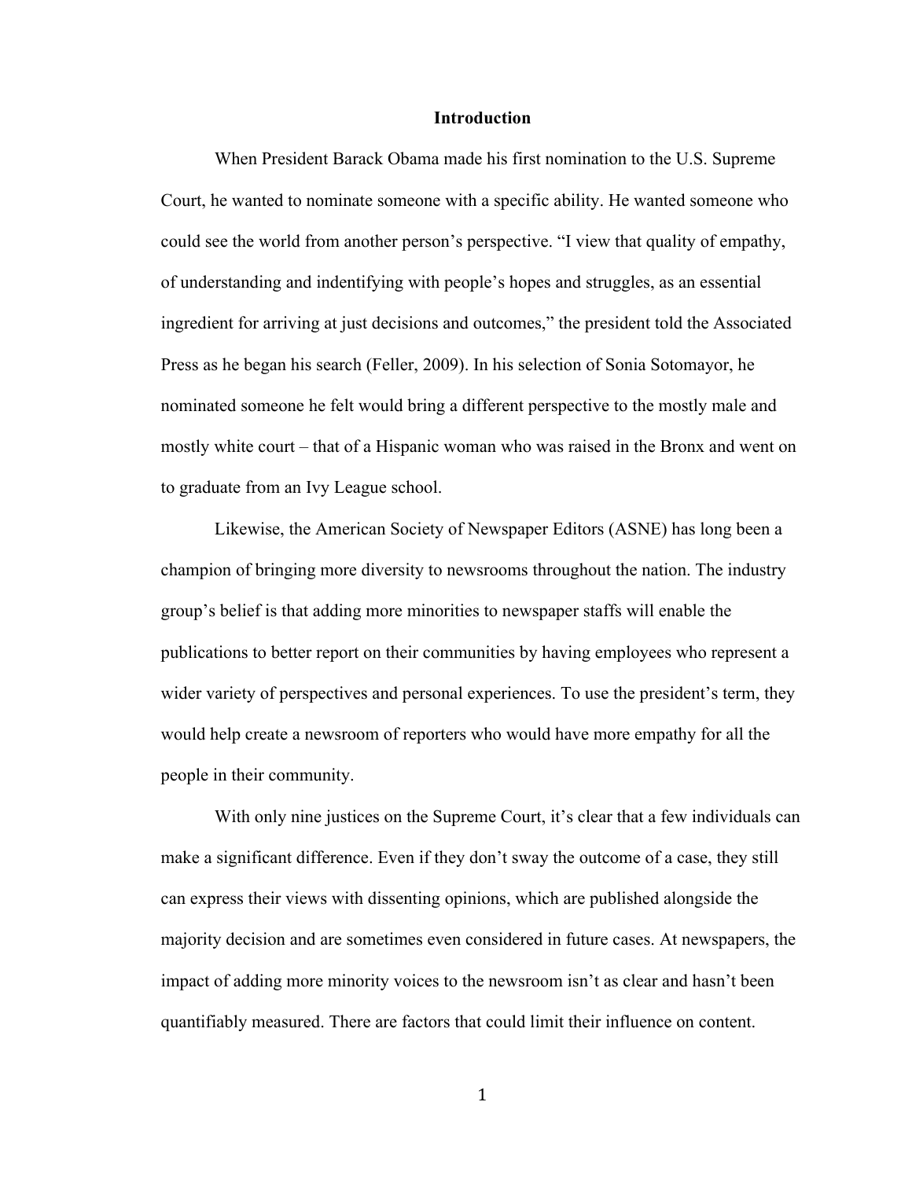# Introduction

When President Barack Obama made his first nomination to the U.S. Supreme Court, he wanted to nominate someone with a specific ability. He wanted someone who could see the world from another person's perspective. "I view that quality of empathy, of understanding and indentifying with people's hopes and struggles, as an essential ingredient for arriving at just decisions and outcomes," the president told the Associated Press as he began his search (Feller, 2009). In his selection of Sonia Sotomayor, he nominated someone he felt would bring a different perspective to the mostly male and mostly white court – that of a Hispanic woman who was raised in the Bronx and went on to graduate from an Ivy League school.

Likewise, the American Society of Newspaper Editors (ASNE) has long been a champion of bringing more diversity to newsrooms throughout the nation. The industry group's belief is that adding more minorities to newspaper staffs will enable the publications to better report on their communities by having employees who represent a wider variety of perspectives and personal experiences. To use the president's term, they would help create a newsroom of reporters who would have more empathy for all the people in their community.

With only nine justices on the Supreme Court, it's clear that a few individuals can make a significant difference. Even if they don't sway the outcome of a case, they still can express their views with dissenting opinions, which are published alongside the majority decision and are sometimes even considered in future cases. At newspapers, the impact of adding more minority voices to the newsroom isn't as clear and hasn't been quantifiably measured. There are factors that could limit their influence on content.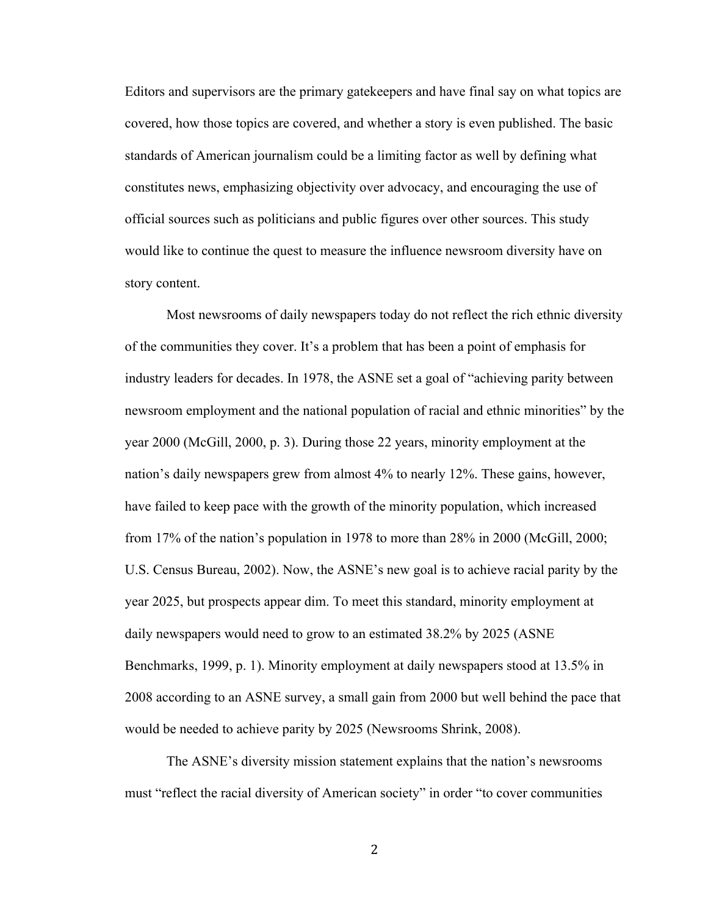Editors and supervisors are the primary gatekeepers and have final say on what topics are covered, how those topics are covered, and whether a story is even published. The basic standards of American journalism could be a limiting factor as well by defining what constitutes news, emphasizing objectivity over advocacy, and encouraging the use of official sources such as politicians and public figures over other sources. This study would like to continue the quest to measure the influence newsroom diversity have on story content.

Most newsrooms of daily newspapers today do not reflect the rich ethnic diversity of the communities they cover. It's a problem that has been a point of emphasis for industry leaders for decades. In 1978, the ASNE set a goal of "achieving parity between newsroom employment and the national population of racial and ethnic minorities" by the year 2000 (McGill, 2000, p. 3). During those 22 years, minority employment at the nation's daily newspapers grew from almost 4% to nearly 12%. These gains, however, have failed to keep pace with the growth of the minority population, which increased from 17% of the nation's population in 1978 to more than 28% in 2000 (McGill, 2000; U.S. Census Bureau, 2002). Now, the ASNE's new goal is to achieve racial parity by the year 2025, but prospects appear dim. To meet this standard, minority employment at daily newspapers would need to grow to an estimated 38.2% by 2025 (ASNE Benchmarks, 1999, p. 1). Minority employment at daily newspapers stood at 13.5% in 2008 according to an ASNE survey, a small gain from 2000 but well behind the pace that would be needed to achieve parity by 2025 (Newsrooms Shrink, 2008).

The ASNE's diversity mission statement explains that the nation's newsrooms must "reflect the racial diversity of American society" in order "to cover communities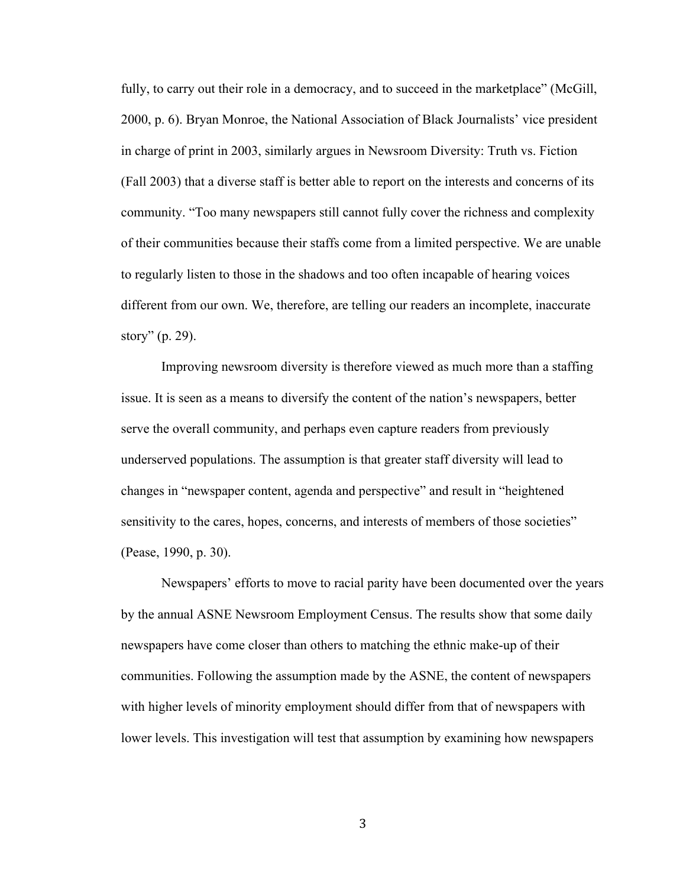fully, to carry out their role in a democracy, and to succeed in the marketplace" (McGill, 2000, p. 6). Bryan Monroe, the National Association of Black Journalists' vice president in charge of print in 2003, similarly argues in Newsroom Diversity: Truth vs. Fiction (Fall 2003) that a diverse staff is better able to report on the interests and concerns of its community. "Too many newspapers still cannot fully cover the richness and complexity of their communities because their staffs come from a limited perspective. We are unable to regularly listen to those in the shadows and too often incapable of hearing voices different from our own. We, therefore, are telling our readers an incomplete, inaccurate story" (p. 29).

Improving newsroom diversity is therefore viewed as much more than a staffing issue. It is seen as a means to diversify the content of the nation's newspapers, better serve the overall community, and perhaps even capture readers from previously underserved populations. The assumption is that greater staff diversity will lead to changes in "newspaper content, agenda and perspective" and result in "heightened sensitivity to the cares, hopes, concerns, and interests of members of those societies" (Pease, 1990, p. 30).

Newspapers' efforts to move to racial parity have been documented over the years by the annual ASNE Newsroom Employment Census. The results show that some daily newspapers have come closer than others to matching the ethnic make-up of their communities. Following the assumption made by the ASNE, the content of newspapers with higher levels of minority employment should differ from that of newspapers with lower levels. This investigation will test that assumption by examining how newspapers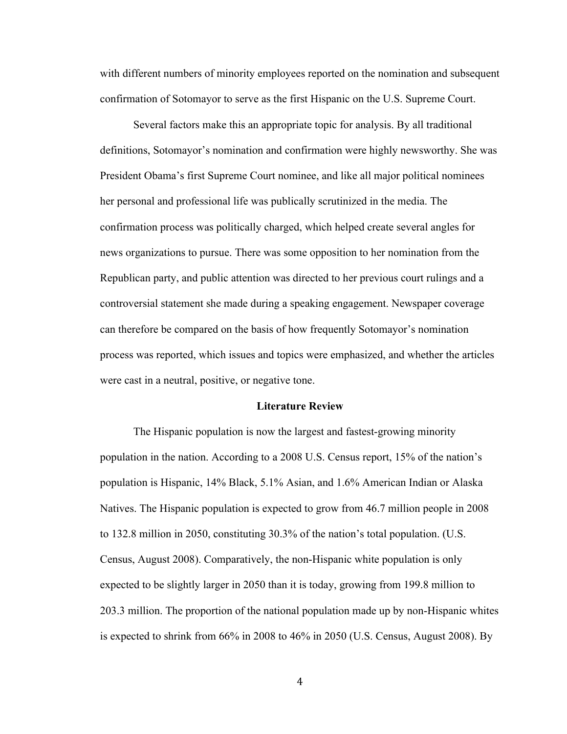with different numbers of minority employees reported on the nomination and subsequent confirmation of Sotomayor to serve as the first Hispanic on the U.S. Supreme Court.

Several factors make this an appropriate topic for analysis. By all traditional definitions, Sotomayor's nomination and confirmation were highly newsworthy. She was President Obama's first Supreme Court nominee, and like all major political nominees her personal and professional life was publically scrutinized in the media. The confirmation process was politically charged, which helped create several angles for news organizations to pursue. There was some opposition to her nomination from the Republican party, and public attention was directed to her previous court rulings and a controversial statement she made during a speaking engagement. Newspaper coverage can therefore be compared on the basis of how frequently Sotomayor's nomination process was reported, which issues and topics were emphasized, and whether the articles were cast in a neutral, positive, or negative tone.

## Literature Review

The Hispanic population is now the largest and fastest-growing minority population in the nation. According to a 2008 U.S. Census report, 15% of the nation's population is Hispanic, 14% Black, 5.1% Asian, and 1.6% American Indian or Alaska Natives. The Hispanic population is expected to grow from 46.7 million people in 2008 to 132.8 million in 2050, constituting 30.3% of the nation's total population. (U.S. Census, August 2008). Comparatively, the non-Hispanic white population is only expected to be slightly larger in 2050 than it is today, growing from 199.8 million to 203.3 million. The proportion of the national population made up by non-Hispanic whites is expected to shrink from 66% in 2008 to 46% in 2050 (U.S. Census, August 2008). By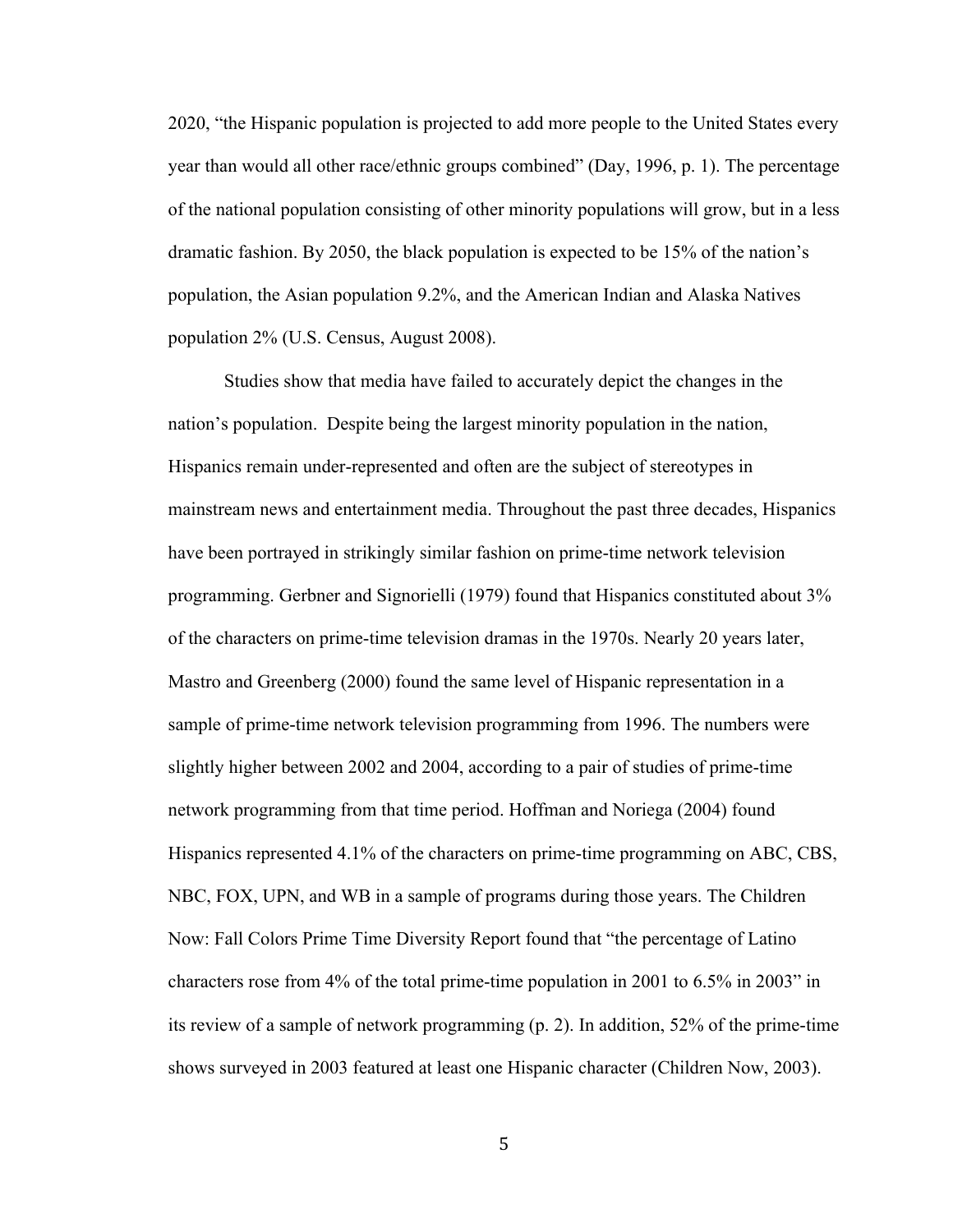2020, “the Hispanic population is projected to add more people to the United States every year than would all other race/ethnic groups combined” (Day, 1996, p. 1). The percentage of the national population consisting of other minority populations will grow, but in a less dramatic fashion. By 2050, the black population is expected to be 15% of the nation’s population, the Asian population 9.2%, and the American Indian and Alaska Natives population 2% (U.S. Census, August 2008).

Studies show that media have failed to accurately depict the changes in the nation’s population. Despite being the largest minority population in the nation, Hispanics remain under-represented and often are the subject of stereotypes in mainstream news and entertainment media. Throughout the past three decades, Hispanics have been portrayed in strikingly similar fashion on prime-time network television programming. Gerbner and Signorielli (1979) found that Hispanics constituted about 3% of the characters on prime-time television dramas in the 1970s. Nearly 20 years later, Mastro and Greenberg (2000) found the same level of Hispanic representation in a sample of prime-time network television programming from 1996. The numbers were slightly higher between 2002 and 2004, according to a pair of studies of prime-time network programming from that time period. Hoffman and Noriega (2004) found Hispanics represented 4.1% of the characters on prime-time programming on ABC, CBS, NBC, FOX, UPN, and WB in a sample of programs during those years. The Children Now: Fall Colors Prime Time Diversity Report found that “the percentage of Latino characters rose from 4% of the total prime-time population in 2001 to 6.5% in 2003” in its review of a sample of network programming (p. 2). In addition, 52% of the prime-time shows surveyed in 2003 featured at least one Hispanic character (Children Now, 2003).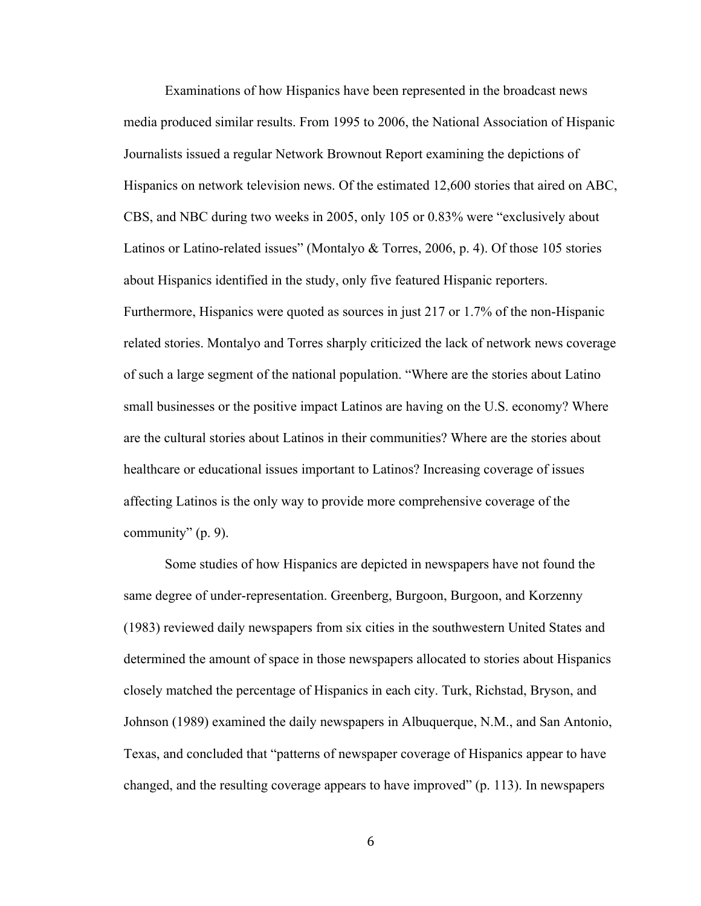Examinations of how Hispanics have been represented in the broadcast news media produced similar results. From 1995 to 2006, the National Association of Hispanic Journalists issued a regular Network Brownout Report examining the depictions of Hispanics on network television news. Of the estimated 12,600 stories that aired on ABC, CBS, and NBC during two weeks in 2005, only 105 or 0.83% were "exclusively about Latinos or Latino-related issues" (Montalyo & Torres, 2006, p. 4). Of those 105 stories about Hispanics identified in the study, only five featured Hispanic reporters. Furthermore, Hispanics were quoted as sources in just 217 or 1.7% of the non-Hispanic related stories. Montalyo and Torres sharply criticized the lack of network news coverage of such a large segment of the national population. "Where are the stories about Latino small businesses or the positive impact Latinos are having on the U.S. economy? Where are the cultural stories about Latinos in their communities? Where are the stories about healthcare or educational issues important to Latinos? Increasing coverage of issues affecting Latinos is the only way to provide more comprehensive coverage of the community" (p. 9).

Some studies of how Hispanics are depicted in newspapers have not found the same degree of under-representation. Greenberg, Burgoon, Burgoon, and Korzenny (1983) reviewed daily newspapers from six cities in the southwestern United States and determined the amount of space in those newspapers allocated to stories about Hispanics closely matched the percentage of Hispanics in each city. Turk, Richstad, Bryson, and Johnson (1989) examined the daily newspapers in Albuquerque, N.M., and San Antonio, Texas, and concluded that "patterns of newspaper coverage of Hispanics appear to have changed, and the resulting coverage appears to have improved" (p. 113). In newspapers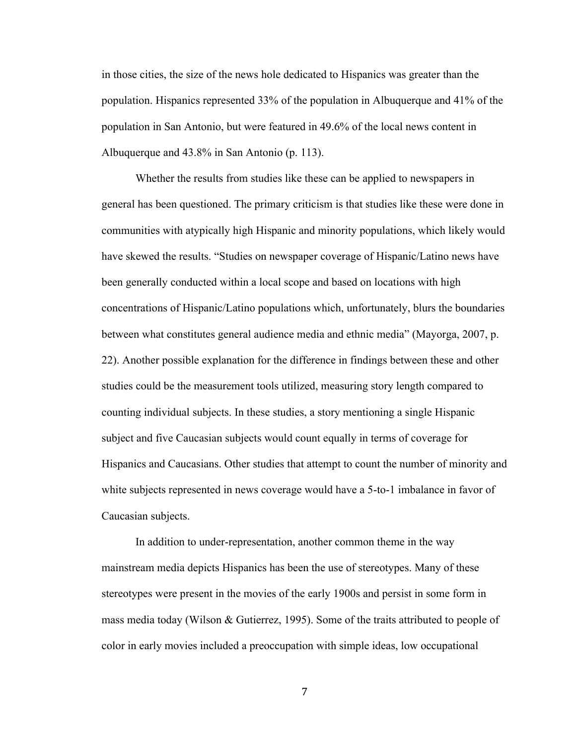in those cities, the size of the news hole dedicated to Hispanics was greater than the population. Hispanics represented 33% of the population in Albuquerque and 41% of the population in San Antonio, but were featured in 49.6% of the local news content in Albuquerque and 43.8% in San Antonio (p. 113).

Whether the results from studies like these can be applied to newspapers in general has been questioned. The primary criticism is that studies like these were done in communities with atypically high Hispanic and minority populations, which likely would have skewed the results. "Studies on newspaper coverage of Hispanic/Latino news have been generally conducted within a local scope and based on locations with high concentrations of Hispanic/Latino populations which, unfortunately, blurs the boundaries between what constitutes general audience media and ethnic media" (Mayorga, 2007, p. 22). Another possible explanation for the difference in findings between these and other studies could be the measurement tools utilized, measuring story length compared to counting individual subjects. In these studies, a story mentioning a single Hispanic subject and five Caucasian subjects would count equally in terms of coverage for Hispanics and Caucasians. Other studies that attempt to count the number of minority and white subjects represented in news coverage would have a 5-to-1 imbalance in favor of Caucasian subjects.

In addition to under-representation, another common theme in the way mainstream media depicts Hispanics has been the use of stereotypes. Many of these stereotypes were present in the movies of the early 1900s and persist in some form in mass media today (Wilson & Gutierrez, 1995). Some of the traits attributed to people of color in early movies included a preoccupation with simple ideas, low occupational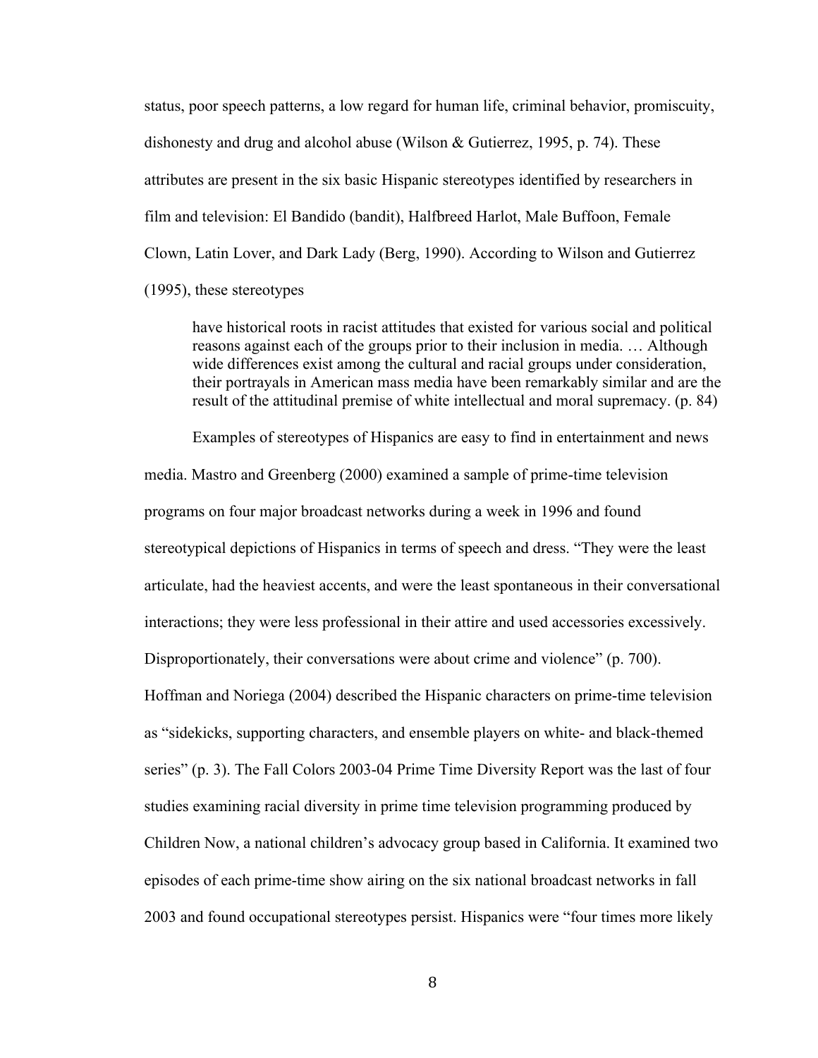status, poor speech patterns, a low regard for human life, criminal behavior, promiscuity, dishonesty and drug and alcohol abuse (Wilson & Gutierrez, 1995, p. 74). These attributes are present in the six basic Hispanic stereotypes identified by researchers in film and television: El Bandido (bandit), Halfbreed Harlot, Male Buffoon, Female Clown, Latin Lover, and Dark Lady (Berg, 1990). According to Wilson and Gutierrez (1995), these stereotypes

> have historical roots in racist attitudes that existed for various social and political reasons against each of the groups prior to their inclusion in media. … Although wide differences exist among the cultural and racial groups under consideration, their portrayals in American mass media have been remarkably similar and are the result of the attitudinal premise of white intellectual and moral supremacy. (p. 84)

Examples of stereotypes of Hispanics are easy to find in entertainment and news media. Mastro and Greenberg (2000) examined a sample of prime-time television programs on four major broadcast networks during a week in 1996 and found stereotypical depictions of Hispanics in terms of speech and dress. "They were the least articulate, had the heaviest accents, and were the least spontaneous in their conversational interactions; they were less professional in their attire and used accessories excessively. Disproportionately, their conversations were about crime and violence" (p. 700). Hoffman and Noriega (2004) described the Hispanic characters on prime-time television as "sidekicks, supporting characters, and ensemble players on white- and black-themed series" (p. 3). The Fall Colors 2003-04 Prime Time Diversity Report was the last of four studies examining racial diversity in prime time television programming produced by Children Now, a national children's advocacy group based in California. It examined two episodes of each prime-time show airing on the six national broadcast networks in fall 2003 and found occupational stereotypes persist. Hispanics were "four times more likely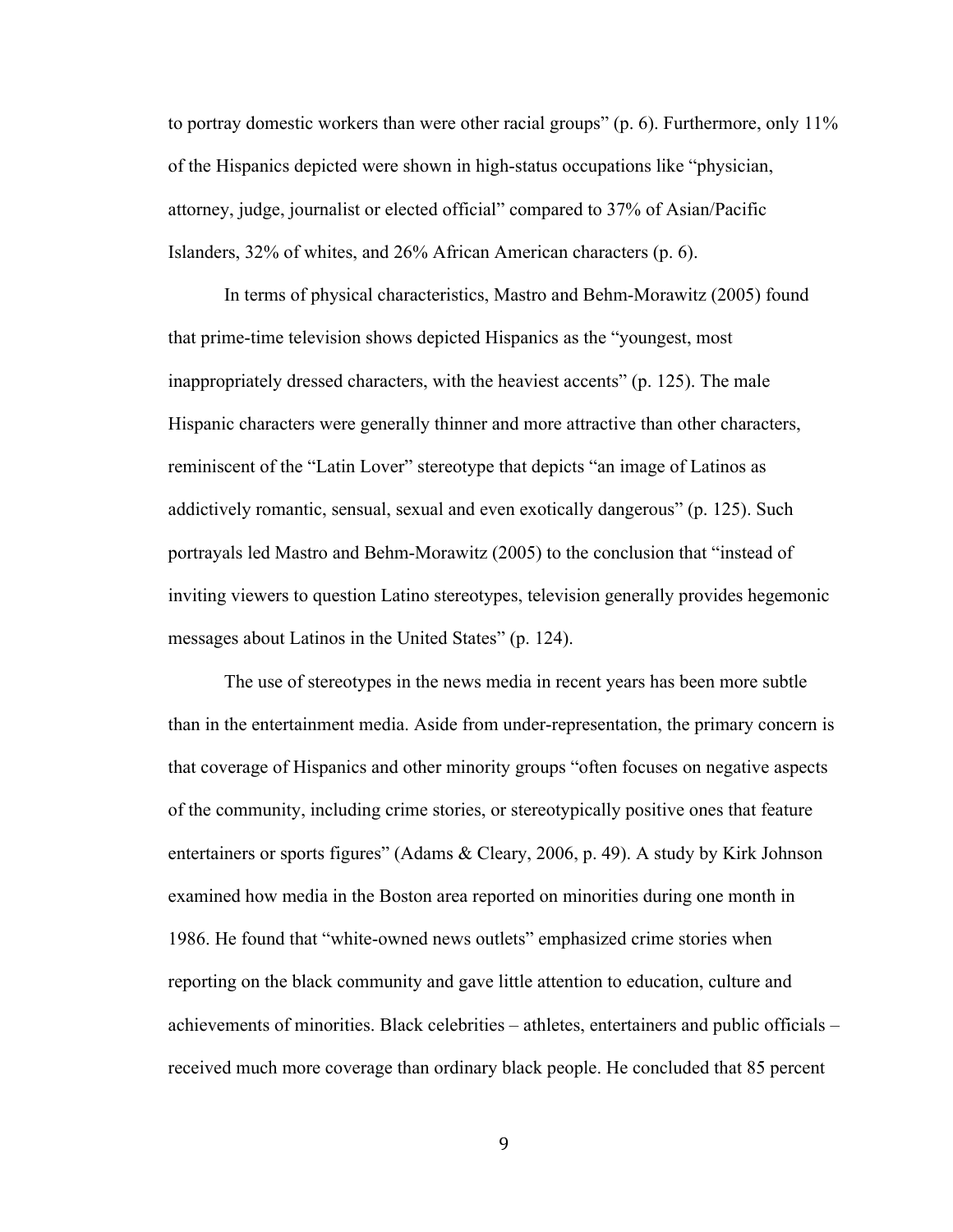to portray domestic workers than were other racial groups" (p. 6). Furthermore, only 11% of the Hispanics depicted were shown in high-status occupations like "physician, attorney, judge, journalist or elected official" compared to 37% of Asian/Pacific Islanders, 32% of whites, and 26% African American characters (p. 6).

In terms of physical characteristics, Mastro and Behm-Morawitz (2005) found that prime-time television shows depicted Hispanics as the "youngest, most inappropriately dressed characters, with the heaviest accents" (p. 125). The male Hispanic characters were generally thinner and more attractive than other characters, reminiscent of the "Latin Lover" stereotype that depicts "an image of Latinos as addictively romantic, sensual, sexual and even exotically dangerous" (p. 125). Such portrayals led Mastro and Behm-Morawitz (2005) to the conclusion that "instead of inviting viewers to question Latino stereotypes, television generally provides hegemonic messages about Latinos in the United States" (p. 124).

The use of stereotypes in the news media in recent years has been more subtle than in the entertainment media. Aside from under-representation, the primary concern is that coverage of Hispanics and other minority groups "often focuses on negative aspects of the community, including crime stories, or stereotypically positive ones that feature entertainers or sports figures" (Adams & Cleary, 2006, p. 49). A study by Kirk Johnson examined how media in the Boston area reported on minorities during one month in 1986. He found that "white-owned news outlets" emphasized crime stories when reporting on the black community and gave little attention to education, culture and achievements of minorities. Black celebrities – athletes, entertainers and public officials – received much more coverage than ordinary black people. He concluded that 85 percent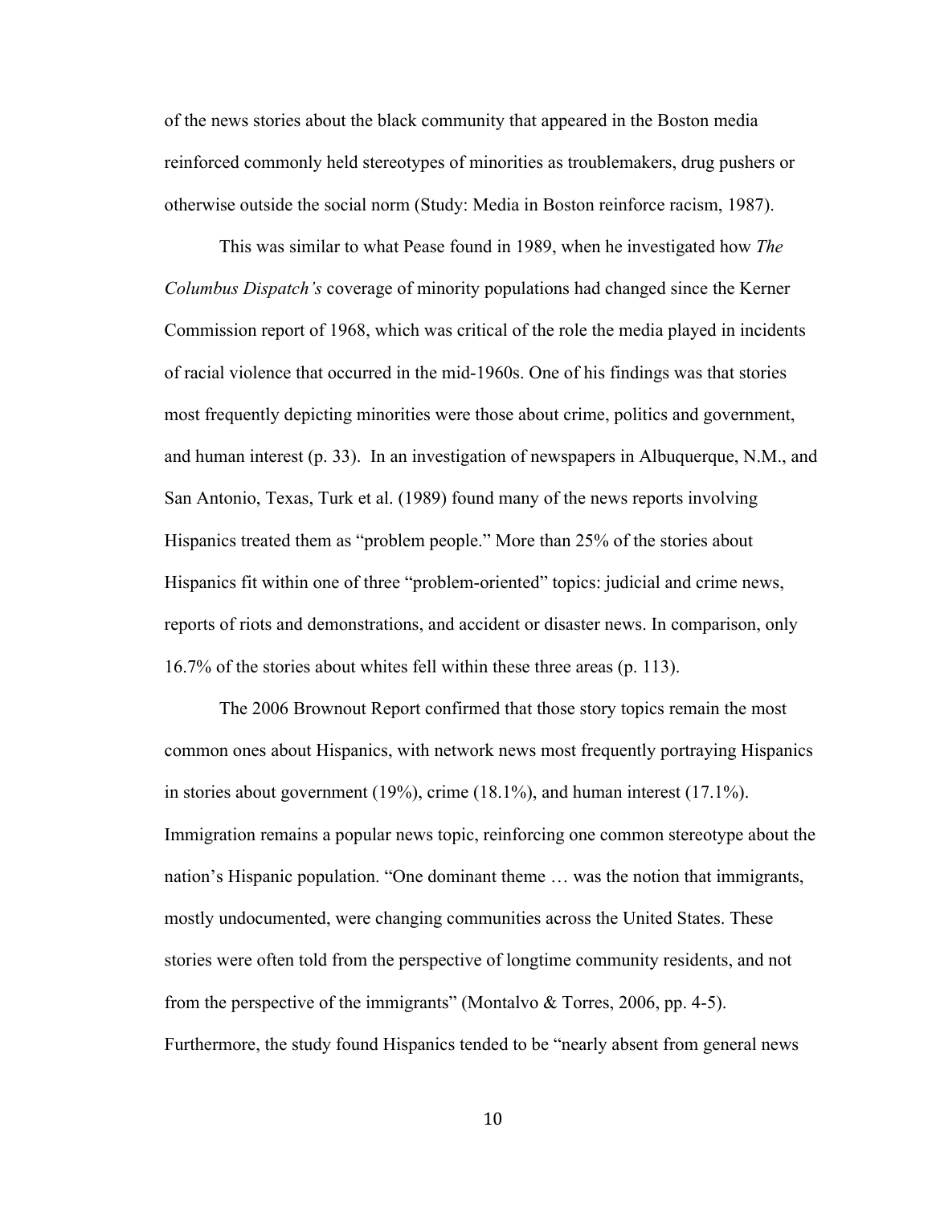of the news stories about the black community that appeared in the Boston media reinforced commonly held stereotypes of minorities as troublemakers, drug pushers or otherwise outside the social norm (Study: Media in Boston reinforce racism, 1987).

This was similar to what Pease found in 1989, when he investigated how *The Columbus Dispatch's* coverage of minority populations had changed since the Kerner Commission report of 1968, which was critical of the role the media played in incidents of racial violence that occurred in the mid-1960s. One of his findings was that stories most frequently depicting minorities were those about crime, politics and government, and human interest (p. 33). In an investigation of newspapers in Albuquerque, N.M., and San Antonio, Texas, Turk et al. (1989) found many of the news reports involving Hispanics treated them as "problem people." More than 25% of the stories about Hispanics fit within one of three "problem-oriented" topics: judicial and crime news, reports of riots and demonstrations, and accident or disaster news. In comparison, only 16.7% of the stories about whites fell within these three areas (p. 113).

The 2006 Brownout Report confirmed that those story topics remain the most common ones about Hispanics, with network news most frequently portraying Hispanics in stories about government (19%), crime (18.1%), and human interest (17.1%). Immigration remains a popular news topic, reinforcing one common stereotype about the nation's Hispanic population. "One dominant theme … was the notion that immigrants, mostly undocumented, were changing communities across the United States. These stories were often told from the perspective of longtime community residents, and not from the perspective of the immigrants" (Montalvo & Torres, 2006, pp. 4-5). Furthermore, the study found Hispanics tended to be "nearly absent from general news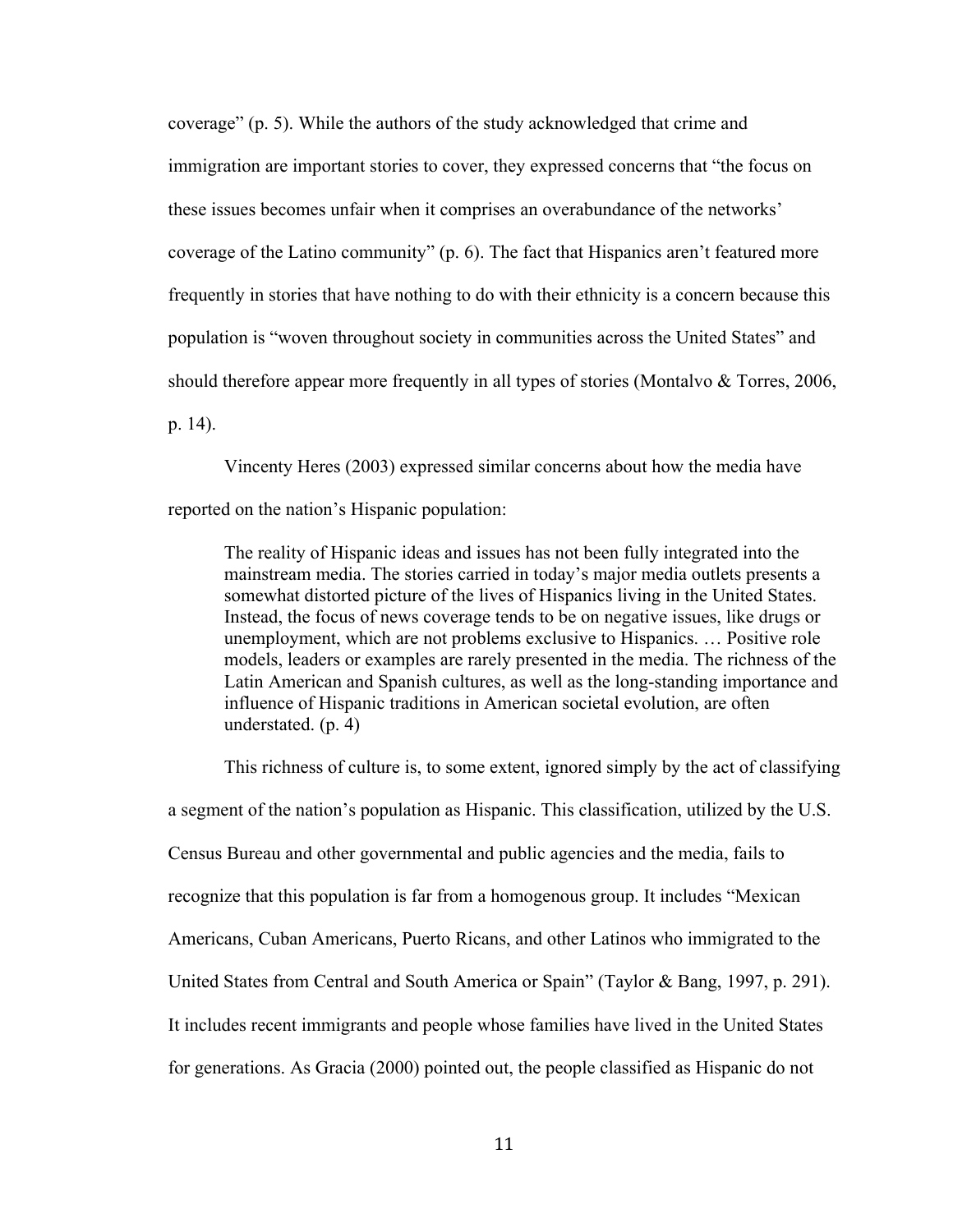coverage" (p. 5). While the authors of the study acknowledged that crime and immigration are important stories to cover, they expressed concerns that "the focus on these issues becomes unfair when it comprises an overabundance of the networks' coverage of the Latino community" (p. 6). The fact that Hispanics aren't featured more frequently in stories that have nothing to do with their ethnicity is a concern because this population is "woven throughout society in communities across the United States" and should therefore appear more frequently in all types of stories (Montalvo & Torres, 2006, p. 14).

Vincenty Heres (2003) expressed similar concerns about how the media have reported on the nation's Hispanic population:

> The reality of Hispanic ideas and issues has not been fully integrated into the mainstream media. The stories carried in today's major media outlets presents a somewhat distorted picture of the lives of Hispanics living in the United States. Instead, the focus of news coverage tends to be on negative issues, like drugs or unemployment, which are not problems exclusive to Hispanics. … Positive role models, leaders or examples are rarely presented in the media. The richness of the Latin American and Spanish cultures, as well as the long-standing importance and influence of Hispanic traditions in American societal evolution, are often understated. (p. 4)

This richness of culture is, to some extent, ignored simply by the act of classifying a segment of the nation's population as Hispanic. This classification, utilized by the U.S. Census Bureau and other governmental and public agencies and the media, fails to recognize that this population is far from a homogenous group. It includes "Mexican Americans, Cuban Americans, Puerto Ricans, and other Latinos who immigrated to the United States from Central and South America or Spain" (Taylor & Bang, 1997, p. 291). It includes recent immigrants and people whose families have lived in the United States for generations. As Gracia (2000) pointed out, the people classified as Hispanic do not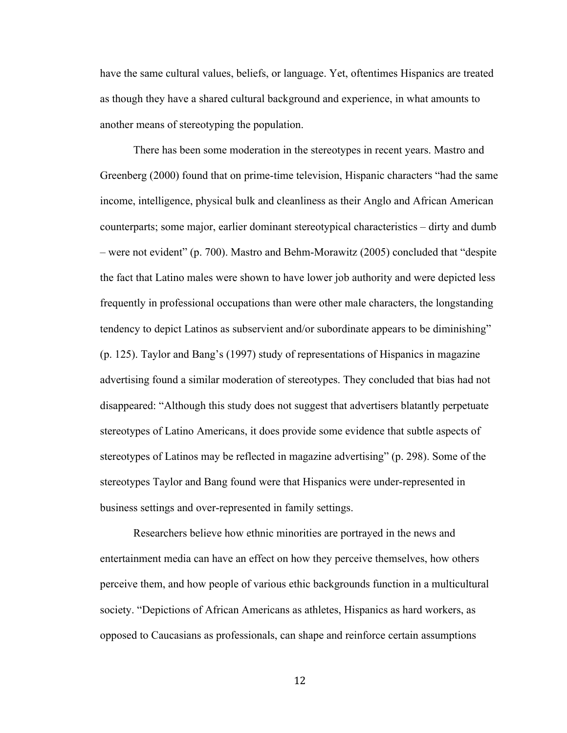have the same cultural values, beliefs, or language. Yet, oftentimes Hispanics are treated as though they have a shared cultural background and experience, in what amounts to another means of stereotyping the population.

There has been some moderation in the stereotypes in recent years. Mastro and Greenberg (2000) found that on prime-time television, Hispanic characters "had the same income, intelligence, physical bulk and cleanliness as their Anglo and African American counterparts; some major, earlier dominant stereotypical characteristics – dirty and dumb – were not evident" (p. 700). Mastro and Behm-Morawitz (2005) concluded that "despite the fact that Latino males were shown to have lower job authority and were depicted less frequently in professional occupations than were other male characters, the longstanding tendency to depict Latinos as subservient and/or subordinate appears to be diminishing" (p. 125). Taylor and Bang's (1997) study of representations of Hispanics in magazine advertising found a similar moderation of stereotypes. They concluded that bias had not disappeared: "Although this study does not suggest that advertisers blatantly perpetuate stereotypes of Latino Americans, it does provide some evidence that subtle aspects of stereotypes of Latinos may be reflected in magazine advertising" (p. 298). Some of the stereotypes Taylor and Bang found were that Hispanics were under-represented in business settings and over-represented in family settings.

Researchers believe how ethnic minorities are portrayed in the news and entertainment media can have an effect on how they perceive themselves, how others perceive them, and how people of various ethic backgrounds function in a multicultural society. "Depictions of African Americans as athletes, Hispanics as hard workers, as opposed to Caucasians as professionals, can shape and reinforce certain assumptions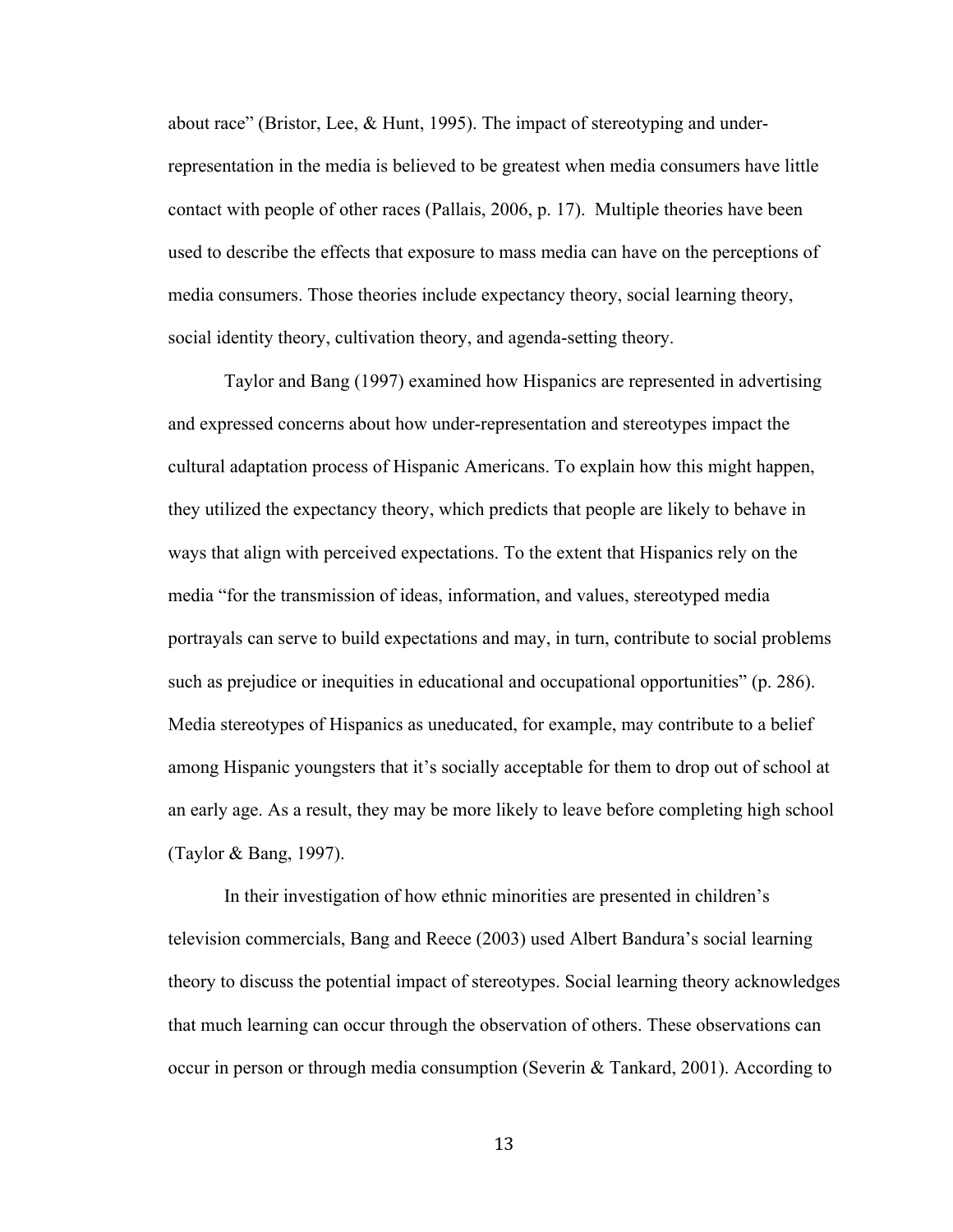about race" (Bristor, Lee, & Hunt, 1995). The impact of stereotyping and under-representation in the media is believed to be greatest when media consumers have little contact with people of other races (Pallais, 2006, p. 17). Multiple theories have been used to describe the effects that exposure to mass media can have on the perceptions of media consumers. Those theories include expectancy theory, social learning theory, social identity theory, cultivation theory, and agenda-setting theory.

Taylor and Bang (1997) examined how Hispanics are represented in advertising and expressed concerns about how under-representation and stereotypes impact the cultural adaptation process of Hispanic Americans. To explain how this might happen, they utilized the expectancy theory, which predicts that people are likely to behave in ways that align with perceived expectations. To the extent that Hispanics rely on the media "for the transmission of ideas, information, and values, stereotyped media portrayals can serve to build expectations and may, in turn, contribute to social problems such as prejudice or inequities in educational and occupational opportunities" (p. 286). Media stereotypes of Hispanics as uneducated, for example, may contribute to a belief among Hispanic youngsters that it's socially acceptable for them to drop out of school at an early age. As a result, they may be more likely to leave before completing high school (Taylor & Bang, 1997).

In their investigation of how ethnic minorities are presented in children's television commercials, Bang and Reece (2003) used Albert Bandura's social learning theory to discuss the potential impact of stereotypes. Social learning theory acknowledges that much learning can occur through the observation of others. These observations can occur in person or through media consumption (Severin & Tankard, 2001). According to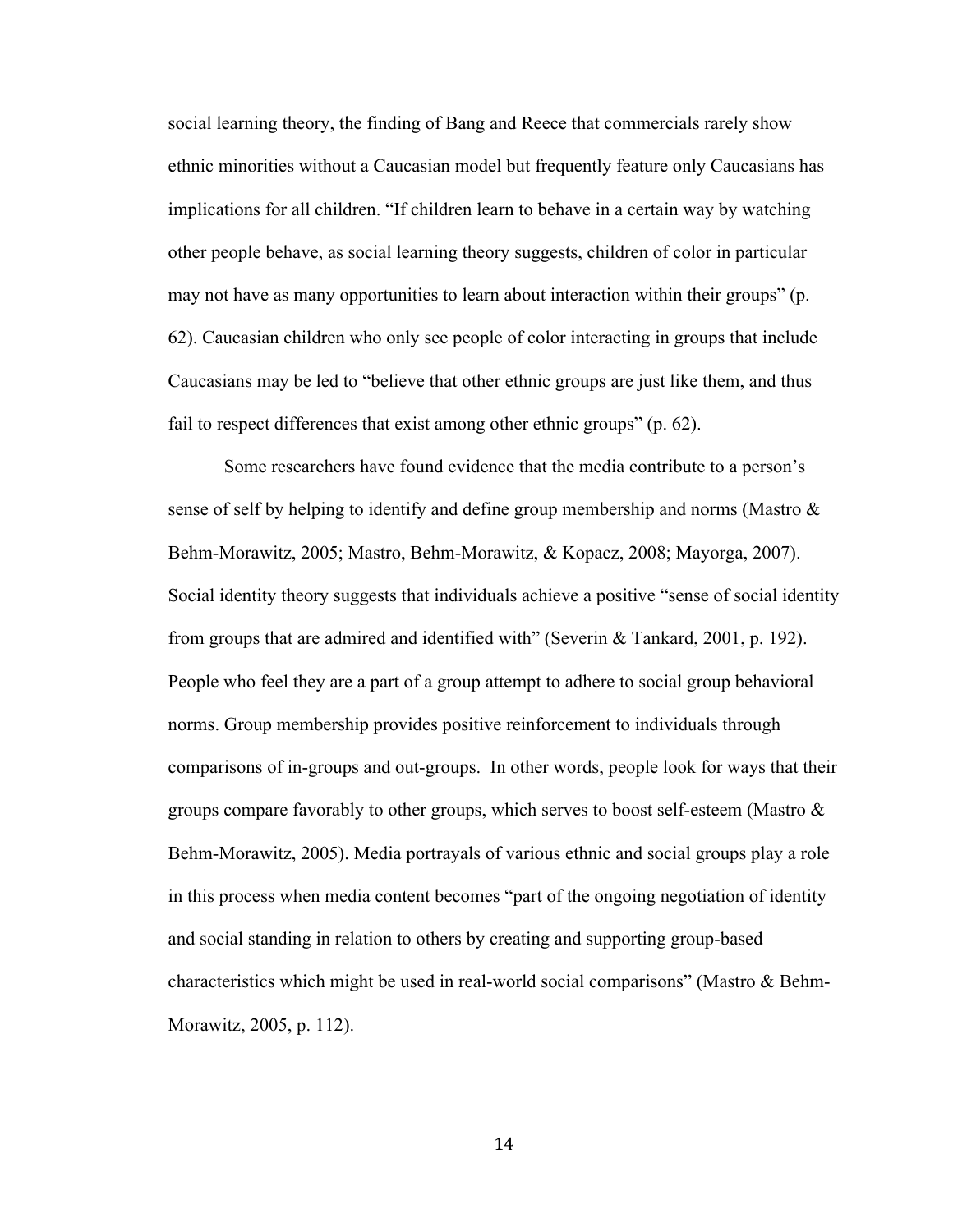social learning theory, the finding of Bang and Reece that commercials rarely show ethnic minorities without a Caucasian model but frequently feature only Caucasians has implications for all children. "If children learn to behave in a certain way by watching other people behave, as social learning theory suggests, children of color in particular may not have as many opportunities to learn about interaction within their groups" (p. 62). Caucasian children who only see people of color interacting in groups that include Caucasians may be led to "believe that other ethnic groups are just like them, and thus fail to respect differences that exist among other ethnic groups" (p. 62).

Some researchers have found evidence that the media contribute to a person's sense of self by helping to identify and define group membership and norms (Mastro & Behm-Morawitz, 2005; Mastro, Behm-Morawitz, & Kopacz, 2008; Mayorga, 2007). Social identity theory suggests that individuals achieve a positive "sense of social identity from groups that are admired and identified with" (Severin & Tankard, 2001, p. 192). People who feel they are a part of a group attempt to adhere to social group behavioral norms. Group membership provides positive reinforcement to individuals through comparisons of in-groups and out-groups. In other words, people look for ways that their groups compare favorably to other groups, which serves to boost self-esteem (Mastro & Behm-Morawitz, 2005). Media portrayals of various ethnic and social groups play a role in this process when media content becomes "part of the ongoing negotiation of identity and social standing in relation to others by creating and supporting group-based characteristics which might be used in real-world social comparisons" (Mastro & Behm-Morawitz, 2005, p. 112).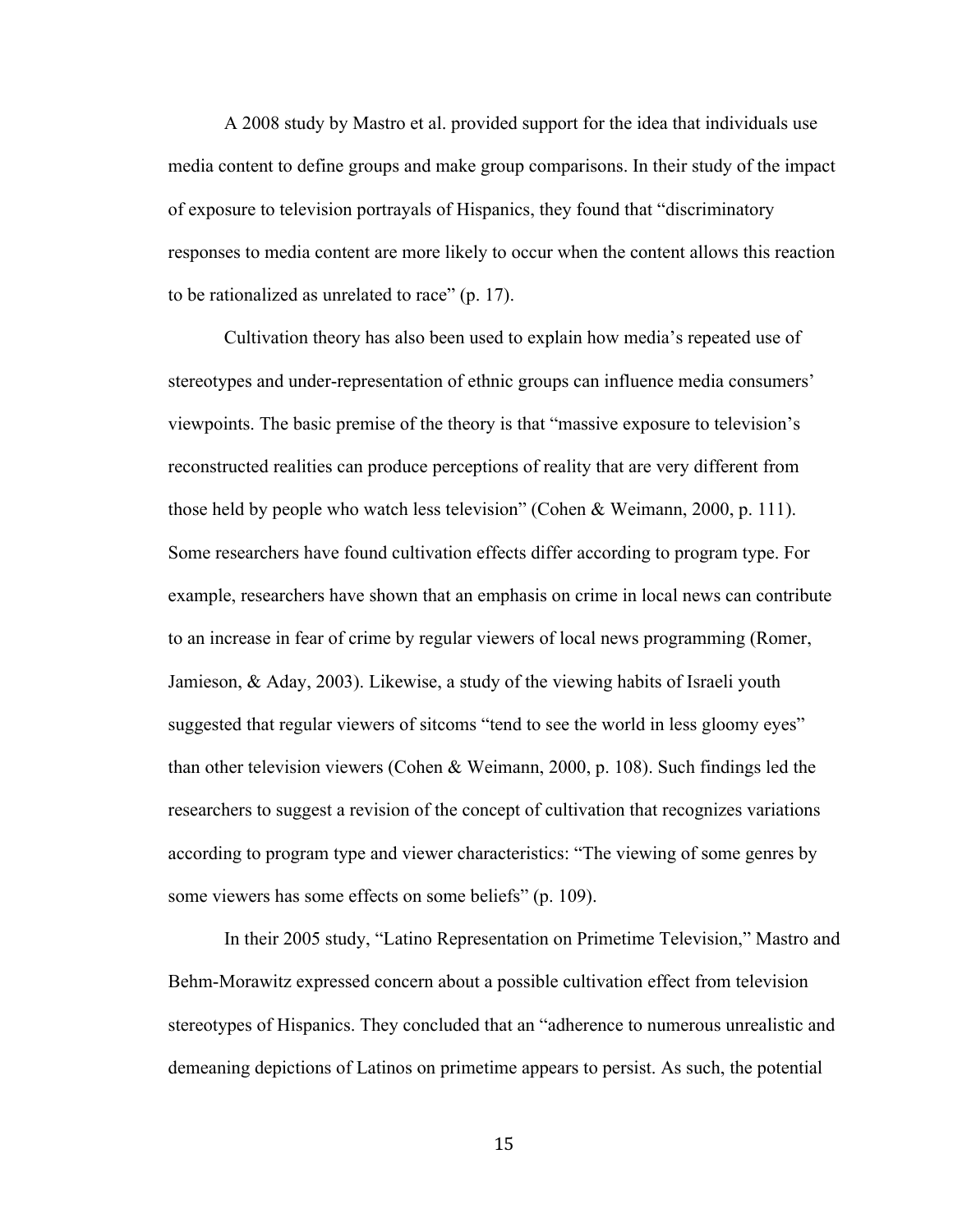A 2008 study by Mastro et al. provided support for the idea that individuals use media content to define groups and make group comparisons. In their study of the impact of exposure to television portrayals of Hispanics, they found that "discriminatory responses to media content are more likely to occur when the content allows this reaction to be rationalized as unrelated to race" (p. 17).

Cultivation theory has also been used to explain how media's repeated use of stereotypes and under-representation of ethnic groups can influence media consumers' viewpoints. The basic premise of the theory is that "massive exposure to television's reconstructed realities can produce perceptions of reality that are very different from those held by people who watch less television" (Cohen & Weimann, 2000, p. 111). Some researchers have found cultivation effects differ according to program type. For example, researchers have shown that an emphasis on crime in local news can contribute to an increase in fear of crime by regular viewers of local news programming (Romer, Jamieson, & Aday, 2003). Likewise, a study of the viewing habits of Israeli youth suggested that regular viewers of sitcoms "tend to see the world in less gloomy eyes" than other television viewers (Cohen & Weimann, 2000, p. 108). Such findings led the researchers to suggest a revision of the concept of cultivation that recognizes variations according to program type and viewer characteristics: "The viewing of some genres by some viewers has some effects on some beliefs" (p. 109).

In their 2005 study, "Latino Representation on Primetime Television," Mastro and Behm-Morawitz expressed concern about a possible cultivation effect from television stereotypes of Hispanics. They concluded that an "adherence to numerous unrealistic and demeaning depictions of Latinos on primetime appears to persist. As such, the potential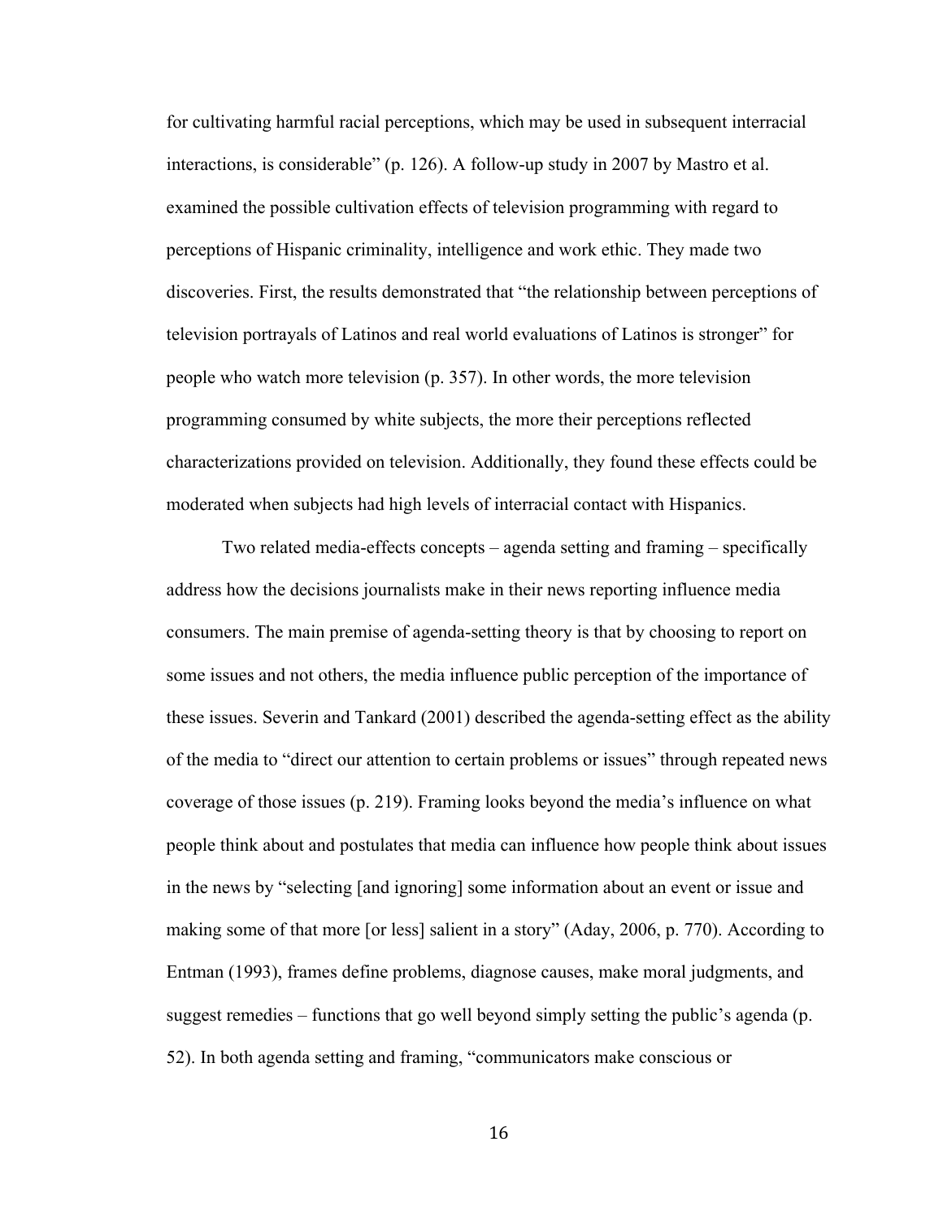for cultivating harmful racial perceptions, which may be used in subsequent interracial interactions, is considerable" (p. 126). A follow-up study in 2007 by Mastro et al. examined the possible cultivation effects of television programming with regard to perceptions of Hispanic criminality, intelligence and work ethic. They made two discoveries. First, the results demonstrated that "the relationship between perceptions of television portrayals of Latinos and real world evaluations of Latinos is stronger" for people who watch more television (p. 357). In other words, the more television programming consumed by white subjects, the more their perceptions reflected characterizations provided on television. Additionally, they found these effects could be moderated when subjects had high levels of interracial contact with Hispanics.

Two related media-effects concepts – agenda setting and framing – specifically address how the decisions journalists make in their news reporting influence media consumers. The main premise of agenda-setting theory is that by choosing to report on some issues and not others, the media influence public perception of the importance of these issues. Severin and Tankard (2001) described the agenda-setting effect as the ability of the media to "direct our attention to certain problems or issues" through repeated news coverage of those issues (p. 219). Framing looks beyond the media's influence on what people think about and postulates that media can influence how people think about issues in the news by "selecting [and ignoring] some information about an event or issue and making some of that more [or less] salient in a story" (Aday, 2006, p. 770). According to Entman (1993), frames define problems, diagnose causes, make moral judgments, and suggest remedies – functions that go well beyond simply setting the public's agenda (p. 52). In both agenda setting and framing, "communicators make conscious or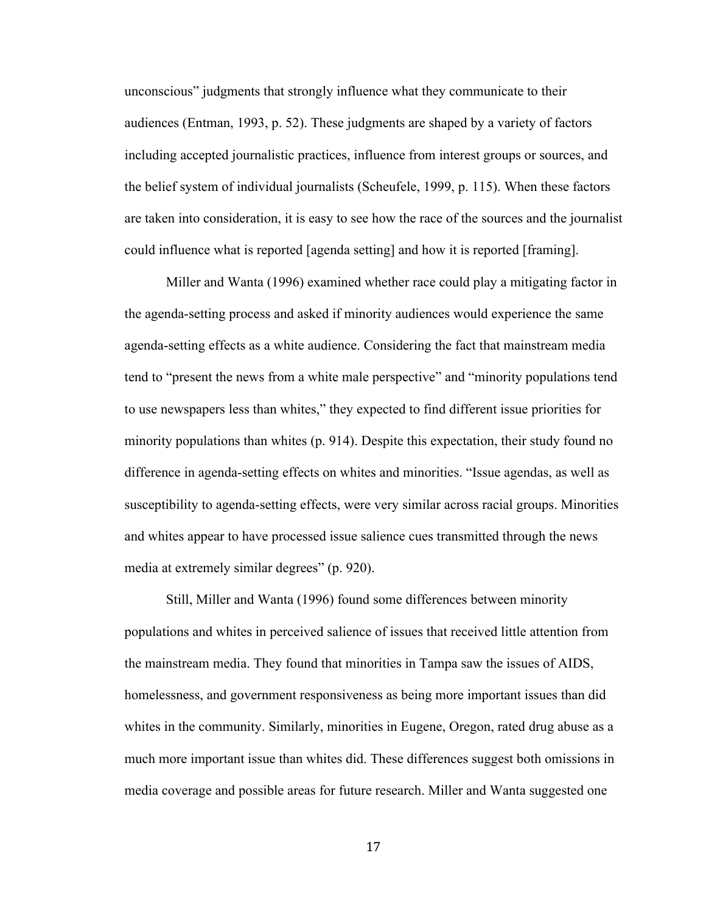unconscious" judgments that strongly influence what they communicate to their audiences (Entman, 1993, p. 52). These judgments are shaped by a variety of factors including accepted journalistic practices, influence from interest groups or sources, and the belief system of individual journalists (Scheufele, 1999, p. 115). When these factors are taken into consideration, it is easy to see how the race of the sources and the journalist could influence what is reported [agenda setting] and how it is reported [framing].

Miller and Wanta (1996) examined whether race could play a mitigating factor in the agenda-setting process and asked if minority audiences would experience the same agenda-setting effects as a white audience. Considering the fact that mainstream media tend to "present the news from a white male perspective" and "minority populations tend to use newspapers less than whites," they expected to find different issue priorities for minority populations than whites (p. 914). Despite this expectation, their study found no difference in agenda-setting effects on whites and minorities. "Issue agendas, as well as susceptibility to agenda-setting effects, were very similar across racial groups. Minorities and whites appear to have processed issue salience cues transmitted through the news media at extremely similar degrees" (p. 920).

Still, Miller and Wanta (1996) found some differences between minority populations and whites in perceived salience of issues that received little attention from the mainstream media. They found that minorities in Tampa saw the issues of AIDS, homelessness, and government responsiveness as being more important issues than did whites in the community. Similarly, minorities in Eugene, Oregon, rated drug abuse as a much more important issue than whites did. These differences suggest both omissions in media coverage and possible areas for future research. Miller and Wanta suggested one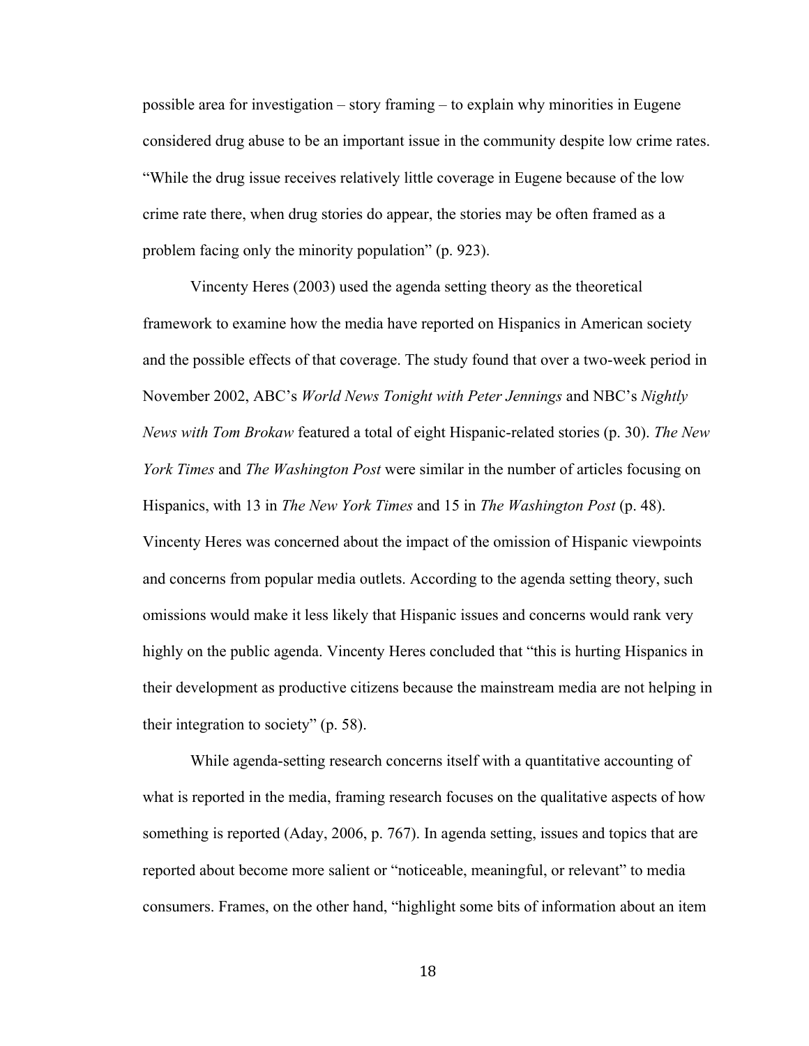possible area for investigation – story framing – to explain why minorities in Eugene considered drug abuse to be an important issue in the community despite low crime rates. "While the drug issue receives relatively little coverage in Eugene because of the low crime rate there, when drug stories do appear, the stories may be often framed as a problem facing only the minority population" (p. 923).

Vincenty Heres (2003) used the agenda setting theory as the theoretical framework to examine how the media have reported on Hispanics in American society and the possible effects of that coverage. The study found that over a two-week period in November 2002, ABC's *World News Tonight with Peter Jennings* and NBC's *Nightly News with Tom Brokaw* featured a total of eight Hispanic-related stories (p. 30). *The New York Times* and *The Washington Post* were similar in the number of articles focusing on Hispanics, with 13 in *The New York Times* and 15 in *The Washington Post* (p. 48). Vincenty Heres was concerned about the impact of the omission of Hispanic viewpoints and concerns from popular media outlets. According to the agenda setting theory, such omissions would make it less likely that Hispanic issues and concerns would rank very highly on the public agenda. Vincenty Heres concluded that "this is hurting Hispanics in their development as productive citizens because the mainstream media are not helping in their integration to society" (p. 58).

While agenda-setting research concerns itself with a quantitative accounting of what is reported in the media, framing research focuses on the qualitative aspects of how something is reported (Aday, 2006, p. 767). In agenda setting, issues and topics that are reported about become more salient or "noticeable, meaningful, or relevant" to media consumers. Frames, on the other hand, "highlight some bits of information about an item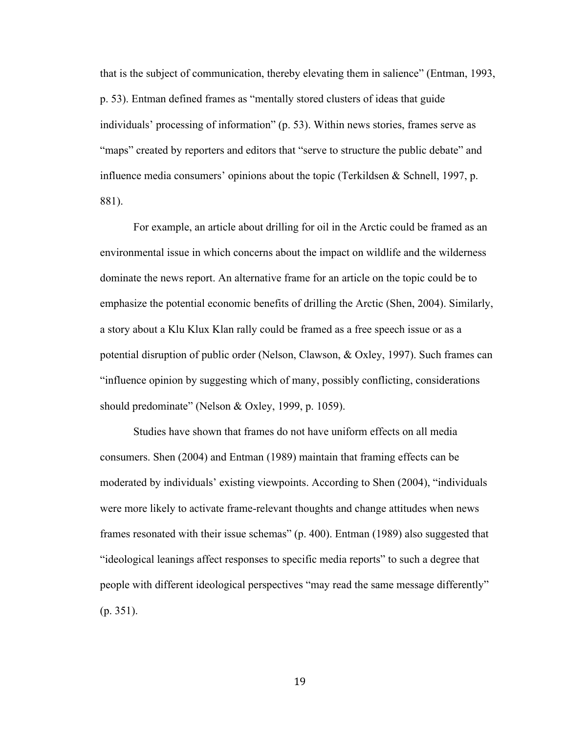that is the subject of communication, thereby elevating them in salience" (Entman, 1993, p. 53). Entman defined frames as "mentally stored clusters of ideas that guide individuals' processing of information" (p. 53). Within news stories, frames serve as "maps" created by reporters and editors that "serve to structure the public debate" and influence media consumers' opinions about the topic (Terkildsen & Schnell, 1997, p. 881).

For example, an article about drilling for oil in the Arctic could be framed as an environmental issue in which concerns about the impact on wildlife and the wilderness dominate the news report. An alternative frame for an article on the topic could be to emphasize the potential economic benefits of drilling the Arctic (Shen, 2004). Similarly, a story about a Klu Klux Klan rally could be framed as a free speech issue or as a potential disruption of public order (Nelson, Clawson, & Oxley, 1997). Such frames can "influence opinion by suggesting which of many, possibly conflicting, considerations should predominate" (Nelson & Oxley, 1999, p. 1059).

Studies have shown that frames do not have uniform effects on all media consumers. Shen (2004) and Entman (1989) maintain that framing effects can be moderated by individuals' existing viewpoints. According to Shen (2004), "individuals were more likely to activate frame-relevant thoughts and change attitudes when news frames resonated with their issue schemas" (p. 400). Entman (1989) also suggested that "ideological leanings affect responses to specific media reports" to such a degree that people with different ideological perspectives "may read the same message differently" (p. 351).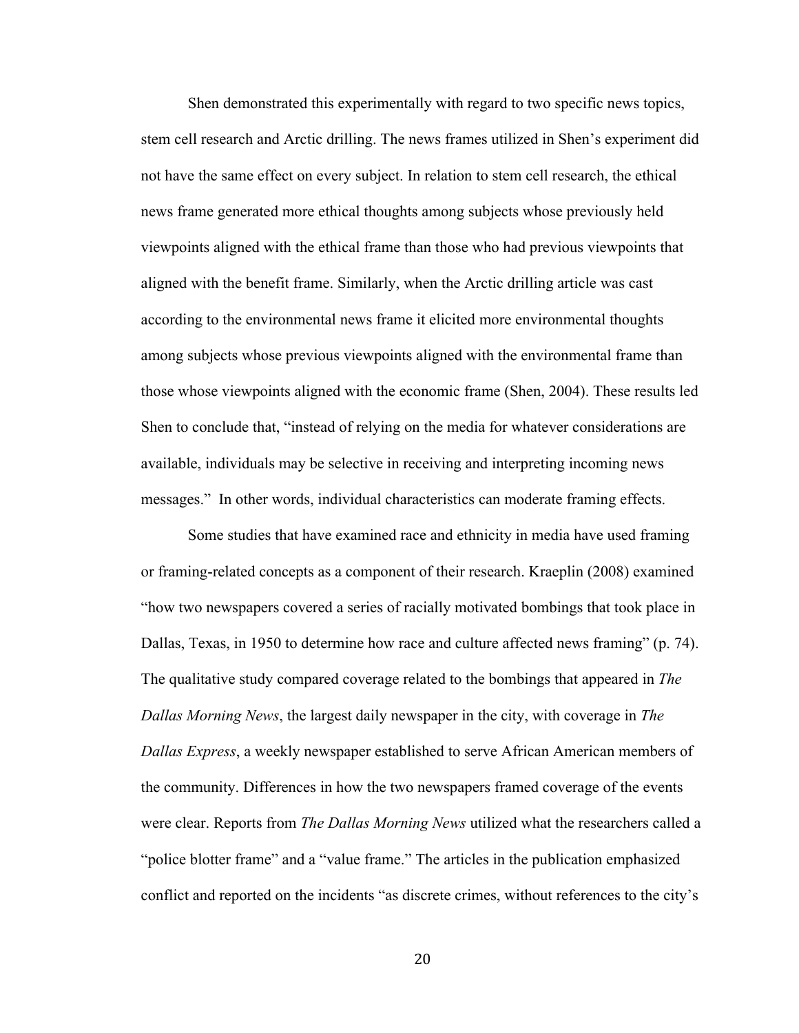Shen demonstrated this experimentally with regard to two specific news topics, stem cell research and Arctic drilling. The news frames utilized in Shen's experiment did not have the same effect on every subject. In relation to stem cell research, the ethical news frame generated more ethical thoughts among subjects whose previously held viewpoints aligned with the ethical frame than those who had previous viewpoints that aligned with the benefit frame. Similarly, when the Arctic drilling article was cast according to the environmental news frame it elicited more environmental thoughts among subjects whose previous viewpoints aligned with the environmental frame than those whose viewpoints aligned with the economic frame (Shen, 2004). These results led Shen to conclude that, "instead of relying on the media for whatever considerations are available, individuals may be selective in receiving and interpreting incoming news messages." In other words, individual characteristics can moderate framing effects.

Some studies that have examined race and ethnicity in media have used framing or framing-related concepts as a component of their research. Kraeplin (2008) examined "how two newspapers covered a series of racially motivated bombings that took place in Dallas, Texas, in 1950 to determine how race and culture affected news framing" (p. 74). The qualitative study compared coverage related to the bombings that appeared in *The Dallas Morning News*, the largest daily newspaper in the city, with coverage in *The Dallas Express*, a weekly newspaper established to serve African American members of the community. Differences in how the two newspapers framed coverage of the events were clear. Reports from *The Dallas Morning News* utilized what the researchers called a "police blotter frame" and a "value frame." The articles in the publication emphasized conflict and reported on the incidents "as discrete crimes, without references to the city's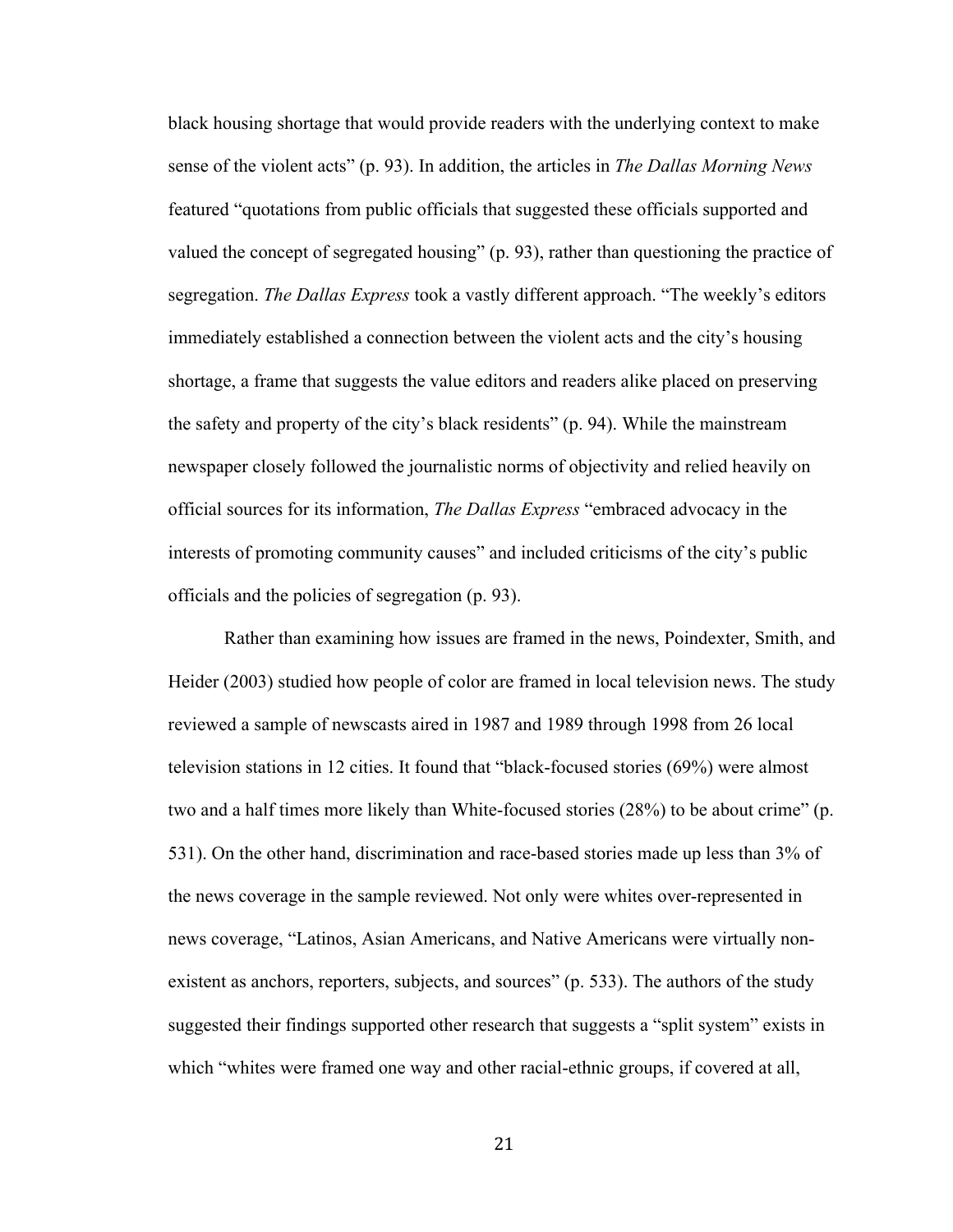black housing shortage that would provide readers with the underlying context to make sense of the violent acts" (p. 93). In addition, the articles in *The Dallas Morning News* featured "quotations from public officials that suggested these officials supported and valued the concept of segregated housing" (p. 93), rather than questioning the practice of segregation. *The Dallas Express* took a vastly different approach. "The weekly's editors immediately established a connection between the violent acts and the city's housing shortage, a frame that suggests the value editors and readers alike placed on preserving the safety and property of the city's black residents" (p. 94). While the mainstream newspaper closely followed the journalistic norms of objectivity and relied heavily on official sources for its information, *The Dallas Express* "embraced advocacy in the interests of promoting community causes" and included criticisms of the city's public officials and the policies of segregation (p. 93).

Rather than examining how issues are framed in the news, Poindexter, Smith, and Heider (2003) studied how people of color are framed in local television news. The study reviewed a sample of newscasts aired in 1987 and 1989 through 1998 from 26 local television stations in 12 cities. It found that "black-focused stories (69%) were almost two and a half times more likely than White-focused stories (28%) to be about crime" (p. 531). On the other hand, discrimination and race-based stories made up less than 3% of the news coverage in the sample reviewed. Not only were whites over-represented in news coverage, "Latinos, Asian Americans, and Native Americans were virtually non-existent as anchors, reporters, subjects, and sources" (p. 533). The authors of the study suggested their findings supported other research that suggests a "split system" exists in which "whites were framed one way and other racial-ethnic groups, if covered at all,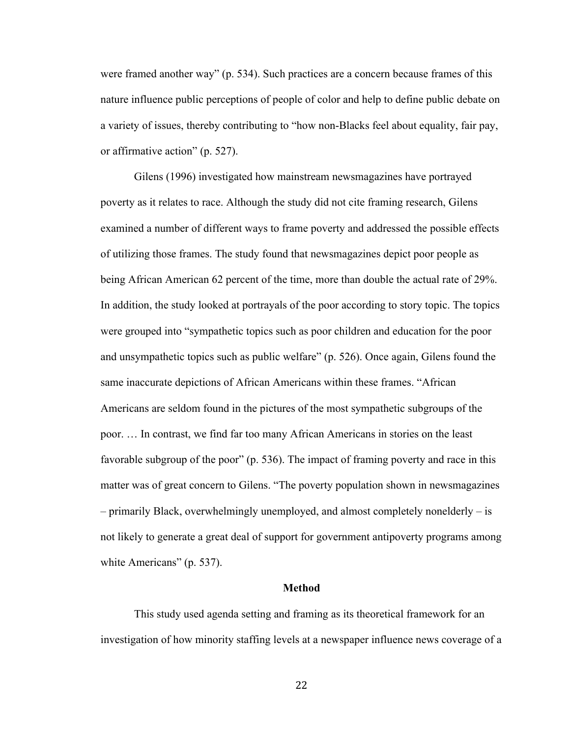were framed another way" (p. 534). Such practices are a concern because frames of this nature influence public perceptions of people of color and help to define public debate on a variety of issues, thereby contributing to "how non-Blacks feel about equality, fair pay, or affirmative action" (p. 527).

Gilens (1996) investigated how mainstream newsmagazines have portrayed poverty as it relates to race. Although the study did not cite framing research, Gilens examined a number of different ways to frame poverty and addressed the possible effects of utilizing those frames. The study found that newsmagazines depict poor people as being African American 62 percent of the time, more than double the actual rate of 29%. In addition, the study looked at portrayals of the poor according to story topic. The topics were grouped into "sympathetic topics such as poor children and education for the poor and unsympathetic topics such as public welfare" (p. 526). Once again, Gilens found the same inaccurate depictions of African Americans within these frames. "African Americans are seldom found in the pictures of the most sympathetic subgroups of the poor. … In contrast, we find far too many African Americans in stories on the least favorable subgroup of the poor" (p. 536). The impact of framing poverty and race in this matter was of great concern to Gilens. "The poverty population shown in newsmagazines – primarily Black, overwhelmingly unemployed, and almost completely nonelderly – is not likely to generate a great deal of support for government antipoverty programs among white Americans" (p. 537).

## Method

This study used agenda setting and framing as its theoretical framework for an investigation of how minority staffing levels at a newspaper influence news coverage of a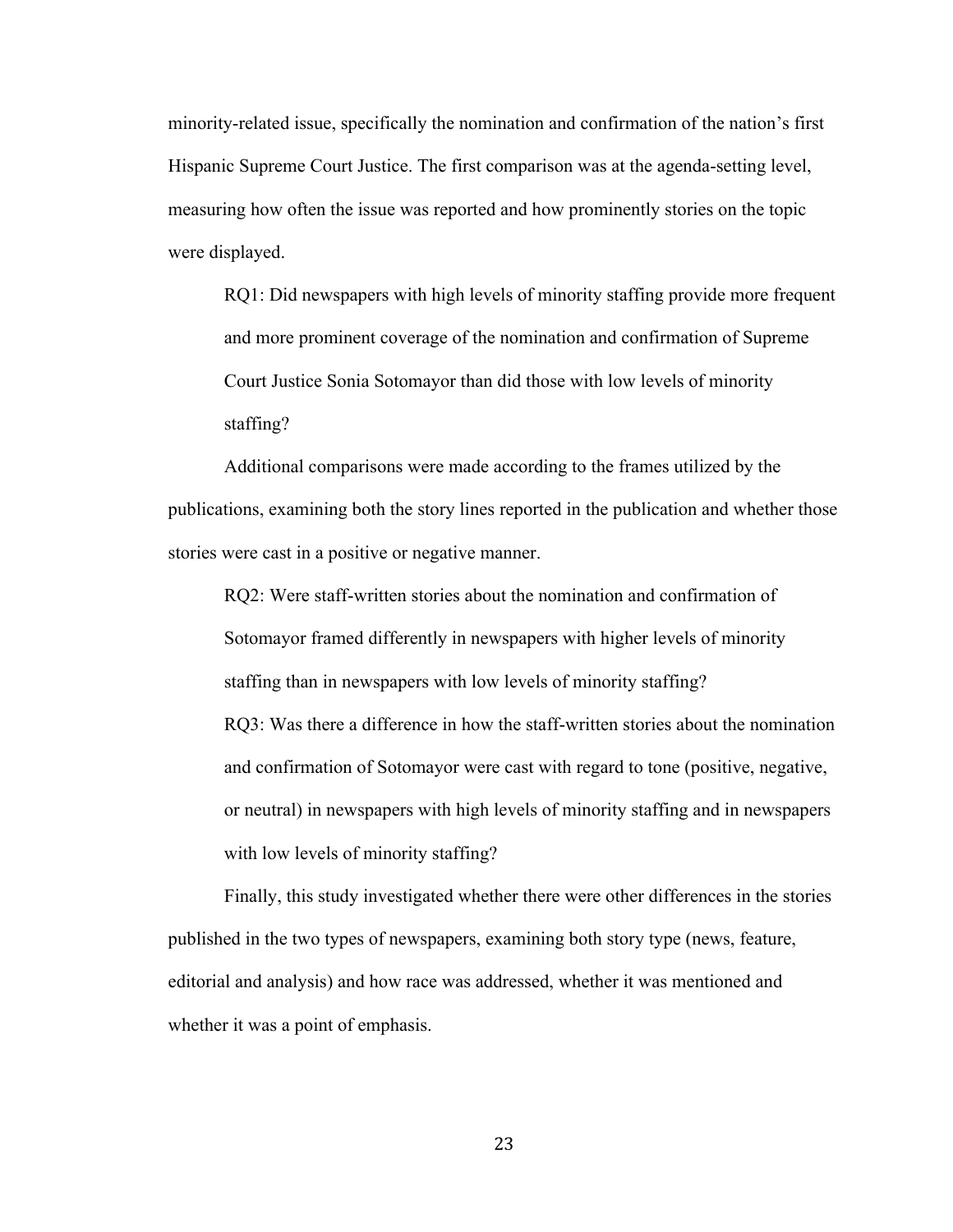minority-related issue, specifically the nomination and confirmation of the nation's first Hispanic Supreme Court Justice. The first comparison was at the agenda-setting level, measuring how often the issue was reported and how prominently stories on the topic were displayed.

> RQ1: Did newspapers with high levels of minority staffing provide more frequent and more prominent coverage of the nomination and confirmation of Supreme Court Justice Sonia Sotomayor than did those with low levels of minority staffing?

Additional comparisons were made according to the frames utilized by the publications, examining both the story lines reported in the publication and whether those stories were cast in a positive or negative manner.

> RQ2: Were staff-written stories about the nomination and confirmation of Sotomayor framed differently in newspapers with higher levels of minority staffing than in newspapers with low levels of minority staffing?
>
> RQ3: Was there a difference in how the staff-written stories about the nomination and confirmation of Sotomayor were cast with regard to tone (positive, negative, or neutral) in newspapers with high levels of minority staffing and in newspapers with low levels of minority staffing?

Finally, this study investigated whether there were other differences in the stories published in the two types of newspapers, examining both story type (news, feature, editorial and analysis) and how race was addressed, whether it was mentioned and whether it was a point of emphasis.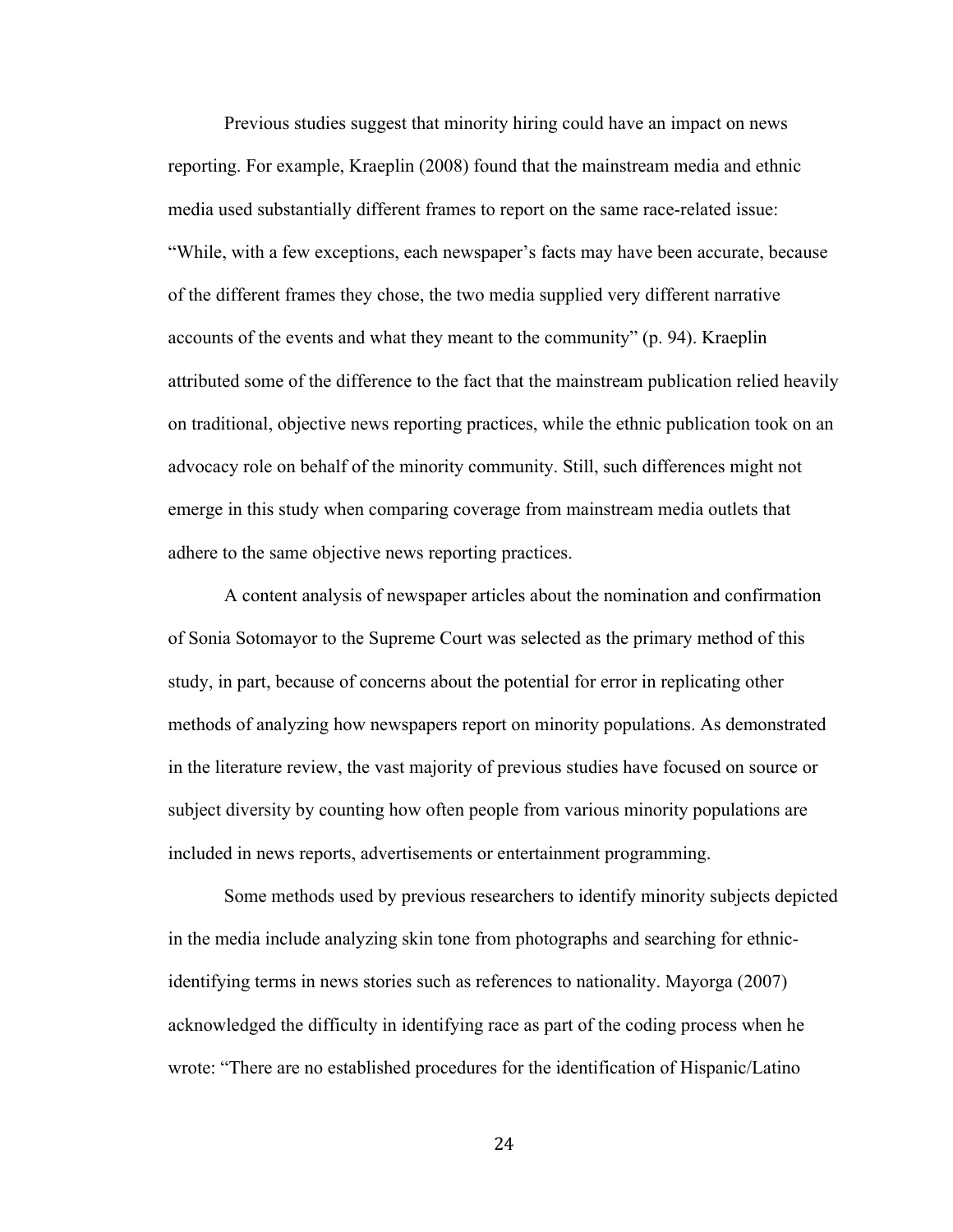Previous studies suggest that minority hiring could have an impact on news reporting. For example, Kraeplin (2008) found that the mainstream media and ethnic media used substantially different frames to report on the same race-related issue: "While, with a few exceptions, each newspaper's facts may have been accurate, because of the different frames they chose, the two media supplied very different narrative accounts of the events and what they meant to the community" (p. 94). Kraeplin attributed some of the difference to the fact that the mainstream publication relied heavily on traditional, objective news reporting practices, while the ethnic publication took on an advocacy role on behalf of the minority community. Still, such differences might not emerge in this study when comparing coverage from mainstream media outlets that adhere to the same objective news reporting practices.

A content analysis of newspaper articles about the nomination and confirmation of Sonia Sotomayor to the Supreme Court was selected as the primary method of this study, in part, because of concerns about the potential for error in replicating other methods of analyzing how newspapers report on minority populations. As demonstrated in the literature review, the vast majority of previous studies have focused on source or subject diversity by counting how often people from various minority populations are included in news reports, advertisements or entertainment programming.

Some methods used by previous researchers to identify minority subjects depicted in the media include analyzing skin tone from photographs and searching for ethnic-identifying terms in news stories such as references to nationality. Mayorga (2007) acknowledged the difficulty in identifying race as part of the coding process when he wrote: "There are no established procedures for the identification of Hispanic/Latino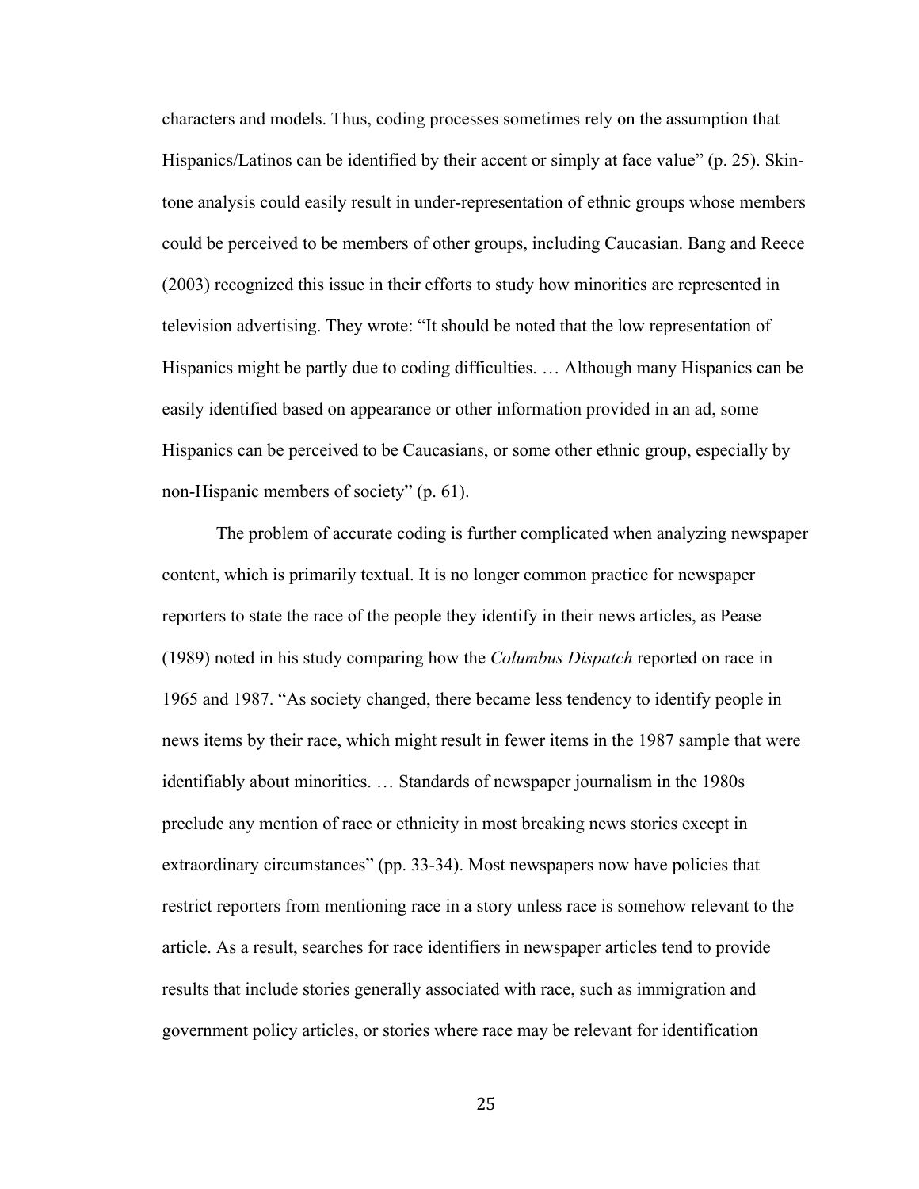characters and models. Thus, coding processes sometimes rely on the assumption that Hispanics/Latinos can be identified by their accent or simply at face value" (p. 25). Skin-tone analysis could easily result in under-representation of ethnic groups whose members could be perceived to be members of other groups, including Caucasian. Bang and Reece (2003) recognized this issue in their efforts to study how minorities are represented in television advertising. They wrote: "It should be noted that the low representation of Hispanics might be partly due to coding difficulties. … Although many Hispanics can be easily identified based on appearance or other information provided in an ad, some Hispanics can be perceived to be Caucasians, or some other ethnic group, especially by non-Hispanic members of society" (p. 61).

The problem of accurate coding is further complicated when analyzing newspaper content, which is primarily textual. It is no longer common practice for newspaper reporters to state the race of the people they identify in their news articles, as Pease (1989) noted in his study comparing how the *Columbus Dispatch* reported on race in 1965 and 1987. "As society changed, there became less tendency to identify people in news items by their race, which might result in fewer items in the 1987 sample that were identifiably about minorities. … Standards of newspaper journalism in the 1980s preclude any mention of race or ethnicity in most breaking news stories except in extraordinary circumstances" (pp. 33-34). Most newspapers now have policies that restrict reporters from mentioning race in a story unless race is somehow relevant to the article. As a result, searches for race identifiers in newspaper articles tend to provide results that include stories generally associated with race, such as immigration and government policy articles, or stories where race may be relevant for identification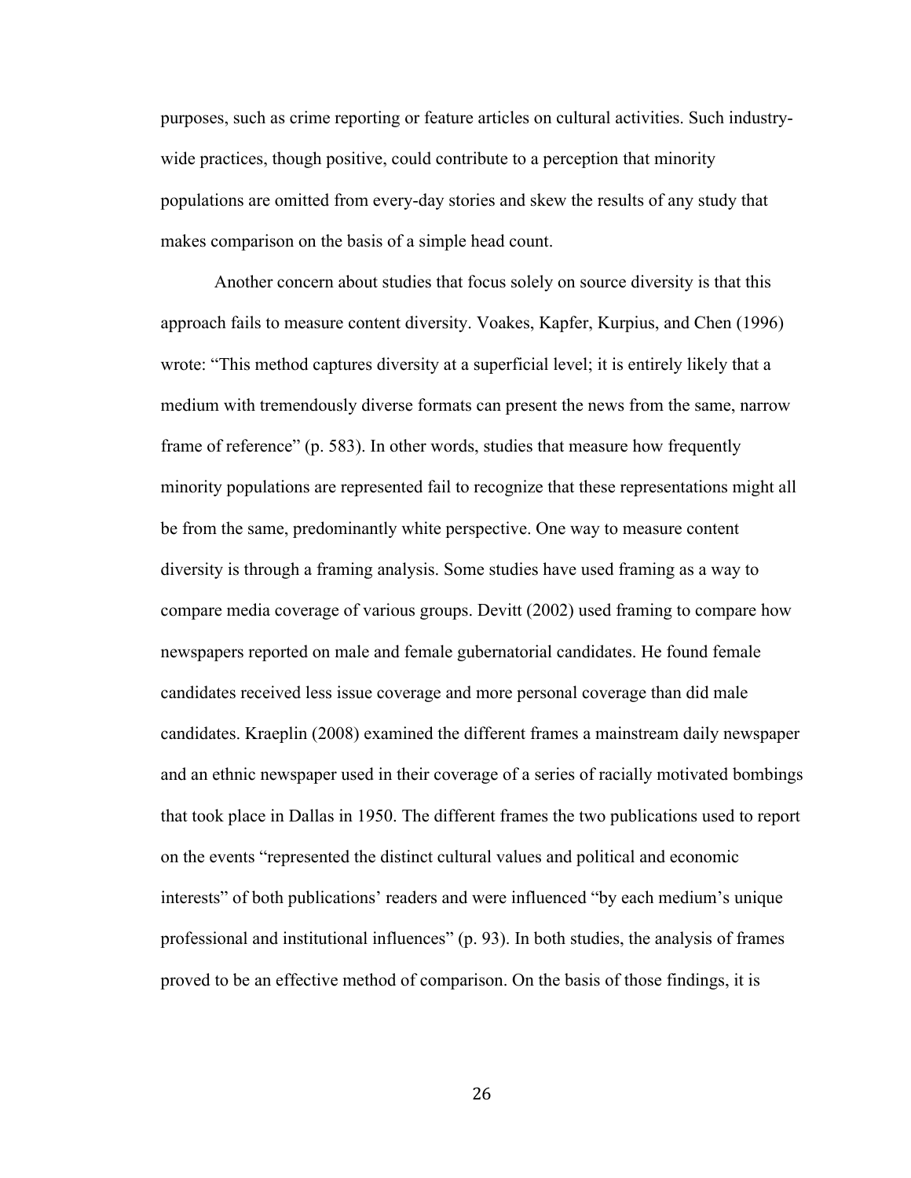purposes, such as crime reporting or feature articles on cultural activities. Such industry-wide practices, though positive, could contribute to a perception that minority populations are omitted from every-day stories and skew the results of any study that makes comparison on the basis of a simple head count.

Another concern about studies that focus solely on source diversity is that this approach fails to measure content diversity. Voakes, Kapfer, Kurpius, and Chen (1996) wrote: "This method captures diversity at a superficial level; it is entirely likely that a medium with tremendously diverse formats can present the news from the same, narrow frame of reference" (p. 583). In other words, studies that measure how frequently minority populations are represented fail to recognize that these representations might all be from the same, predominantly white perspective. One way to measure content diversity is through a framing analysis. Some studies have used framing as a way to compare media coverage of various groups. Devitt (2002) used framing to compare how newspapers reported on male and female gubernatorial candidates. He found female candidates received less issue coverage and more personal coverage than did male candidates. Kraeplin (2008) examined the different frames a mainstream daily newspaper and an ethnic newspaper used in their coverage of a series of racially motivated bombings that took place in Dallas in 1950. The different frames the two publications used to report on the events "represented the distinct cultural values and political and economic interests" of both publications' readers and were influenced "by each medium's unique professional and institutional influences" (p. 93). In both studies, the analysis of frames proved to be an effective method of comparison. On the basis of those findings, it is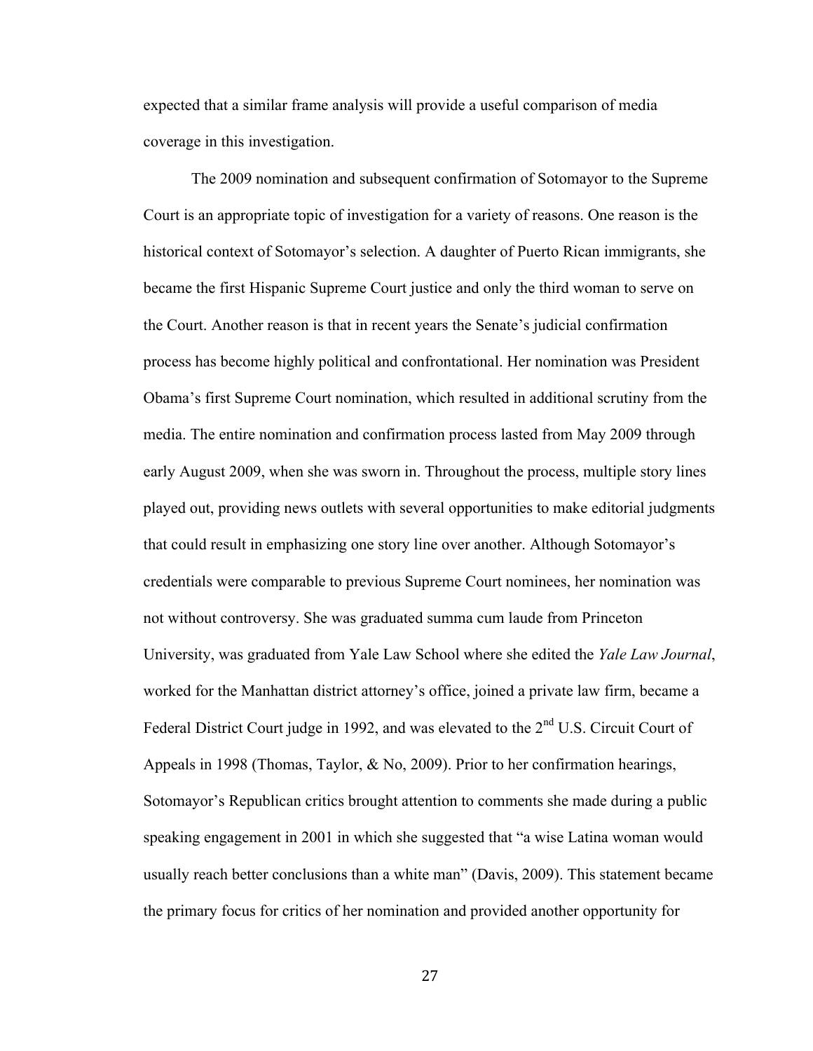expected that a similar frame analysis will provide a useful comparison of media coverage in this investigation.

The 2009 nomination and subsequent confirmation of Sotomayor to the Supreme Court is an appropriate topic of investigation for a variety of reasons. One reason is the historical context of Sotomayor's selection. A daughter of Puerto Rican immigrants, she became the first Hispanic Supreme Court justice and only the third woman to serve on the Court. Another reason is that in recent years the Senate's judicial confirmation process has become highly political and confrontational. Her nomination was President Obama's first Supreme Court nomination, which resulted in additional scrutiny from the media. The entire nomination and confirmation process lasted from May 2009 through early August 2009, when she was sworn in. Throughout the process, multiple story lines played out, providing news outlets with several opportunities to make editorial judgments that could result in emphasizing one story line over another. Although Sotomayor's credentials were comparable to previous Supreme Court nominees, her nomination was not without controversy. She was graduated summa cum laude from Princeton University, was graduated from Yale Law School where she edited the *Yale Law Journal*, worked for the Manhattan district attorney's office, joined a private law firm, became a Federal District Court judge in 1992, and was elevated to the 2nd U.S. Circuit Court of Appeals in 1998 (Thomas, Taylor, & No, 2009). Prior to her confirmation hearings, Sotomayor's Republican critics brought attention to comments she made during a public speaking engagement in 2001 in which she suggested that "a wise Latina woman would usually reach better conclusions than a white man" (Davis, 2009). This statement became the primary focus for critics of her nomination and provided another opportunity for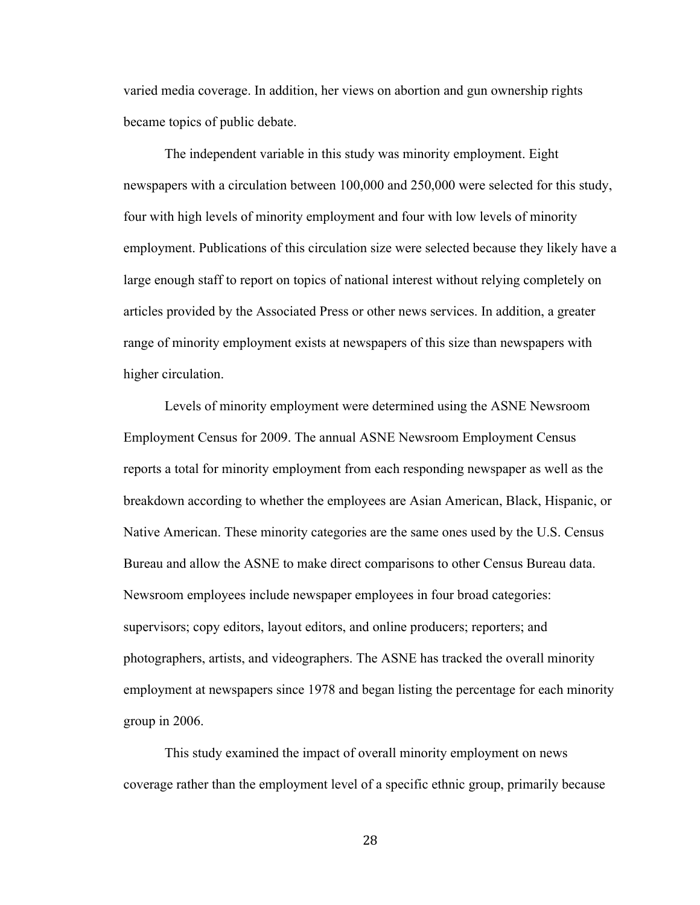varied media coverage. In addition, her views on abortion and gun ownership rights became topics of public debate.

The independent variable in this study was minority employment. Eight newspapers with a circulation between 100,000 and 250,000 were selected for this study, four with high levels of minority employment and four with low levels of minority employment. Publications of this circulation size were selected because they likely have a large enough staff to report on topics of national interest without relying completely on articles provided by the Associated Press or other news services. In addition, a greater range of minority employment exists at newspapers of this size than newspapers with higher circulation.

Levels of minority employment were determined using the ASNE Newsroom Employment Census for 2009. The annual ASNE Newsroom Employment Census reports a total for minority employment from each responding newspaper as well as the breakdown according to whether the employees are Asian American, Black, Hispanic, or Native American. These minority categories are the same ones used by the U.S. Census Bureau and allow the ASNE to make direct comparisons to other Census Bureau data. Newsroom employees include newspaper employees in four broad categories: supervisors; copy editors, layout editors, and online producers; reporters; and photographers, artists, and videographers. The ASNE has tracked the overall minority employment at newspapers since 1978 and began listing the percentage for each minority group in 2006.

This study examined the impact of overall minority employment on news coverage rather than the employment level of a specific ethnic group, primarily because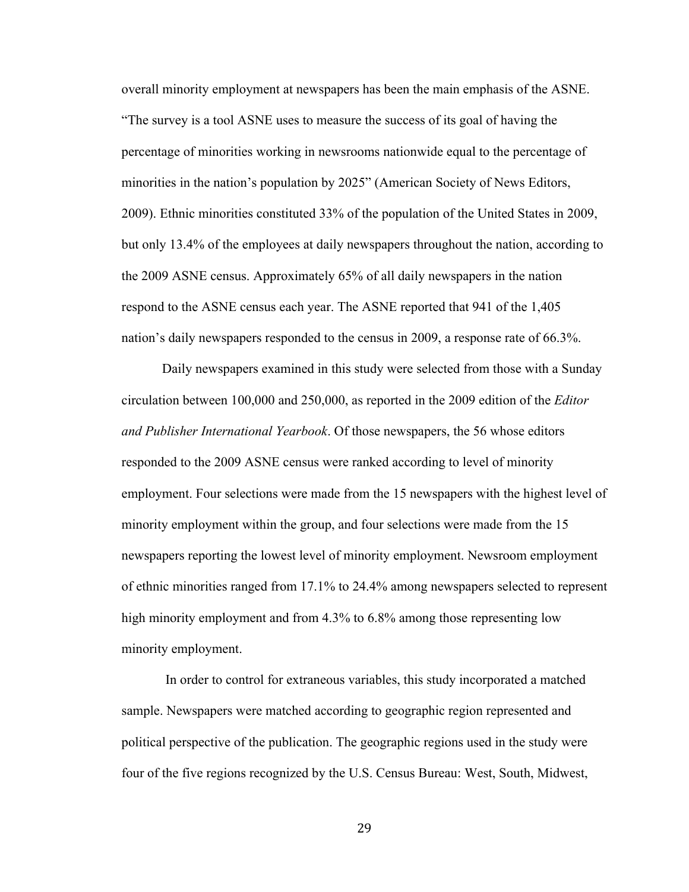overall minority employment at newspapers has been the main emphasis of the ASNE. "The survey is a tool ASNE uses to measure the success of its goal of having the percentage of minorities working in newsrooms nationwide equal to the percentage of minorities in the nation's population by 2025" (American Society of News Editors, 2009). Ethnic minorities constituted 33% of the population of the United States in 2009, but only 13.4% of the employees at daily newspapers throughout the nation, according to the 2009 ASNE census. Approximately 65% of all daily newspapers in the nation respond to the ASNE census each year. The ASNE reported that 941 of the 1,405 nation's daily newspapers responded to the census in 2009, a response rate of 66.3%.

Daily newspapers examined in this study were selected from those with a Sunday circulation between 100,000 and 250,000, as reported in the 2009 edition of the *Editor and Publisher International Yearbook*. Of those newspapers, the 56 whose editors responded to the 2009 ASNE census were ranked according to level of minority employment. Four selections were made from the 15 newspapers with the highest level of minority employment within the group, and four selections were made from the 15 newspapers reporting the lowest level of minority employment. Newsroom employment of ethnic minorities ranged from 17.1% to 24.4% among newspapers selected to represent high minority employment and from 4.3% to 6.8% among those representing low minority employment.

In order to control for extraneous variables, this study incorporated a matched sample. Newspapers were matched according to geographic region represented and political perspective of the publication. The geographic regions used in the study were four of the five regions recognized by the U.S. Census Bureau: West, South, Midwest,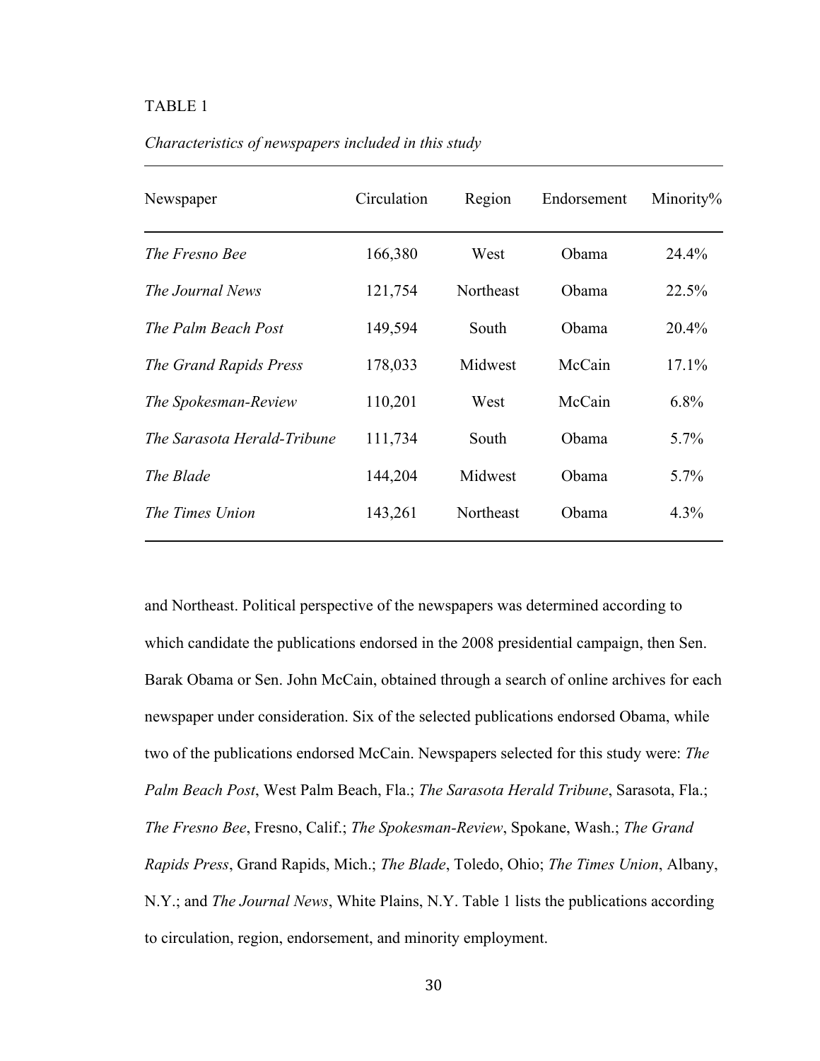TABLE 1

*Characteristics of newspapers included in this study*

| Newspaper | Circulation | Region | Endorsement | Minority% |
|---|---|---|---|---|
| *The Fresno Bee* | 166,380 | West | Obama | 24.4% |
| *The Journal News* | 121,754 | Northeast | Obama | 22.5% |
| *The Palm Beach Post* | 149,594 | South | Obama | 20.4% |
| *The Grand Rapids Press* | 178,033 | Midwest | McCain | 17.1% |
| *The Spokesman-Review* | 110,201 | West | McCain | 6.8% |
| *The Sarasota Herald-Tribune* | 111,734 | South | Obama | 5.7% |
| *The Blade* | 144,204 | Midwest | Obama | 5.7% |
| *The Times Union* | 143,261 | Northeast | Obama | 4.3% |

and Northeast. Political perspective of the newspapers was determined according to which candidate the publications endorsed in the 2008 presidential campaign, then Sen. Barak Obama or Sen. John McCain, obtained through a search of online archives for each newspaper under consideration. Six of the selected publications endorsed Obama, while two of the publications endorsed McCain. Newspapers selected for this study were: *The Palm Beach Post*, West Palm Beach, Fla.; *The Sarasota Herald Tribune*, Sarasota, Fla.; *The Fresno Bee*, Fresno, Calif.; *The Spokesman-Review*, Spokane, Wash.; *The Grand Rapids Press*, Grand Rapids, Mich.; *The Blade*, Toledo, Ohio; *The Times Union*, Albany, N.Y.; and *The Journal News*, White Plains, N.Y. Table 1 lists the publications according to circulation, region, endorsement, and minority employment.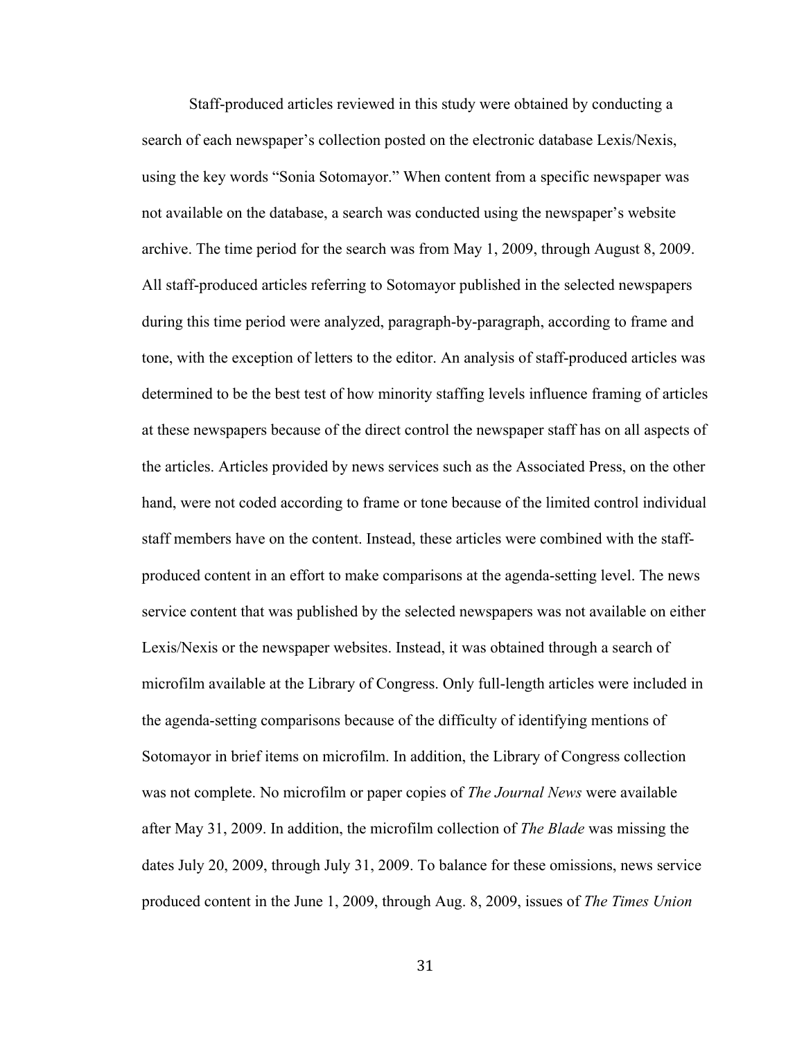Staff-produced articles reviewed in this study were obtained by conducting a search of each newspaper's collection posted on the electronic database Lexis/Nexis, using the key words "Sonia Sotomayor." When content from a specific newspaper was not available on the database, a search was conducted using the newspaper's website archive. The time period for the search was from May 1, 2009, through August 8, 2009. All staff-produced articles referring to Sotomayor published in the selected newspapers during this time period were analyzed, paragraph-by-paragraph, according to frame and tone, with the exception of letters to the editor. An analysis of staff-produced articles was determined to be the best test of how minority staffing levels influence framing of articles at these newspapers because of the direct control the newspaper staff has on all aspects of the articles. Articles provided by news services such as the Associated Press, on the other hand, were not coded according to frame or tone because of the limited control individual staff members have on the content. Instead, these articles were combined with the staff-produced content in an effort to make comparisons at the agenda-setting level. The news service content that was published by the selected newspapers was not available on either Lexis/Nexis or the newspaper websites. Instead, it was obtained through a search of microfilm available at the Library of Congress. Only full-length articles were included in the agenda-setting comparisons because of the difficulty of identifying mentions of Sotomayor in brief items on microfilm. In addition, the Library of Congress collection was not complete. No microfilm or paper copies of *The Journal News* were available after May 31, 2009. In addition, the microfilm collection of *The Blade* was missing the dates July 20, 2009, through July 31, 2009. To balance for these omissions, news service produced content in the June 1, 2009, through Aug. 8, 2009, issues of *The Times Union*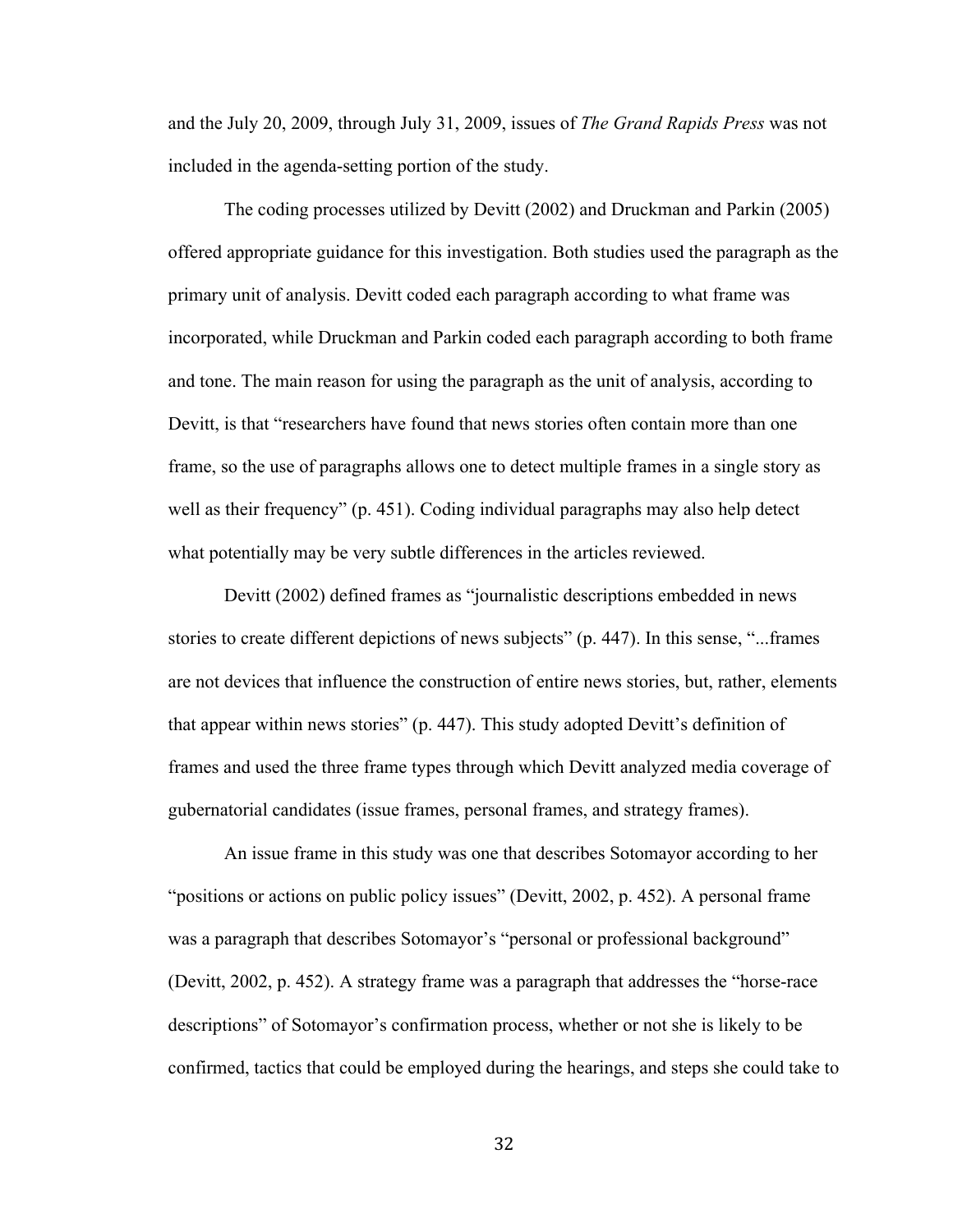and the July 20, 2009, through July 31, 2009, issues of *The Grand Rapids Press* was not included in the agenda-setting portion of the study.

The coding processes utilized by Devitt (2002) and Druckman and Parkin (2005) offered appropriate guidance for this investigation. Both studies used the paragraph as the primary unit of analysis. Devitt coded each paragraph according to what frame was incorporated, while Druckman and Parkin coded each paragraph according to both frame and tone. The main reason for using the paragraph as the unit of analysis, according to Devitt, is that "researchers have found that news stories often contain more than one frame, so the use of paragraphs allows one to detect multiple frames in a single story as well as their frequency" (p. 451). Coding individual paragraphs may also help detect what potentially may be very subtle differences in the articles reviewed.

Devitt (2002) defined frames as "journalistic descriptions embedded in news stories to create different depictions of news subjects" (p. 447). In this sense, "...frames are not devices that influence the construction of entire news stories, but, rather, elements that appear within news stories" (p. 447). This study adopted Devitt's definition of frames and used the three frame types through which Devitt analyzed media coverage of gubernatorial candidates (issue frames, personal frames, and strategy frames).

An issue frame in this study was one that describes Sotomayor according to her "positions or actions on public policy issues" (Devitt, 2002, p. 452). A personal frame was a paragraph that describes Sotomayor's "personal or professional background" (Devitt, 2002, p. 452). A strategy frame was a paragraph that addresses the "horse-race descriptions" of Sotomayor's confirmation process, whether or not she is likely to be confirmed, tactics that could be employed during the hearings, and steps she could take to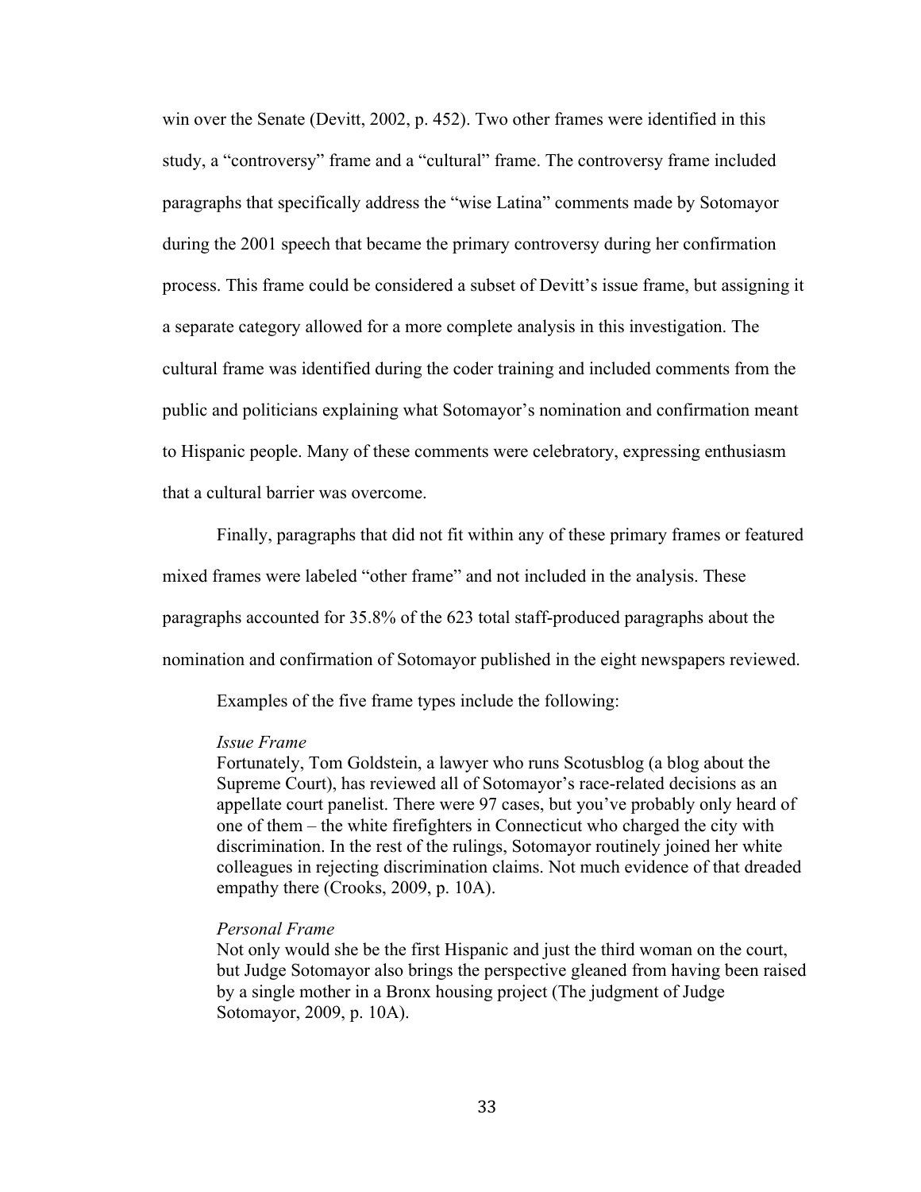win over the Senate (Devitt, 2002, p. 452). Two other frames were identified in this study, a "controversy" frame and a "cultural" frame. The controversy frame included paragraphs that specifically address the "wise Latina" comments made by Sotomayor during the 2001 speech that became the primary controversy during her confirmation process. This frame could be considered a subset of Devitt's issue frame, but assigning it a separate category allowed for a more complete analysis in this investigation. The cultural frame was identified during the coder training and included comments from the public and politicians explaining what Sotomayor's nomination and confirmation meant to Hispanic people. Many of these comments were celebratory, expressing enthusiasm that a cultural barrier was overcome.

Finally, paragraphs that did not fit within any of these primary frames or featured mixed frames were labeled "other frame" and not included in the analysis. These paragraphs accounted for 35.8% of the 623 total staff-produced paragraphs about the nomination and confirmation of Sotomayor published in the eight newspapers reviewed.

Examples of the five frame types include the following:

> *Issue Frame*
> Fortunately, Tom Goldstein, a lawyer who runs Scotusblog (a blog about the Supreme Court), has reviewed all of Sotomayor's race-related decisions as an appellate court panelist. There were 97 cases, but you've probably only heard of one of them – the white firefighters in Connecticut who charged the city with discrimination. In the rest of the rulings, Sotomayor routinely joined her white colleagues in rejecting discrimination claims. Not much evidence of that dreaded empathy there (Crooks, 2009, p. 10A).

> *Personal Frame*
> Not only would she be the first Hispanic and just the third woman on the court, but Judge Sotomayor also brings the perspective gleaned from having been raised by a single mother in a Bronx housing project (The judgment of Judge Sotomayor, 2009, p. 10A).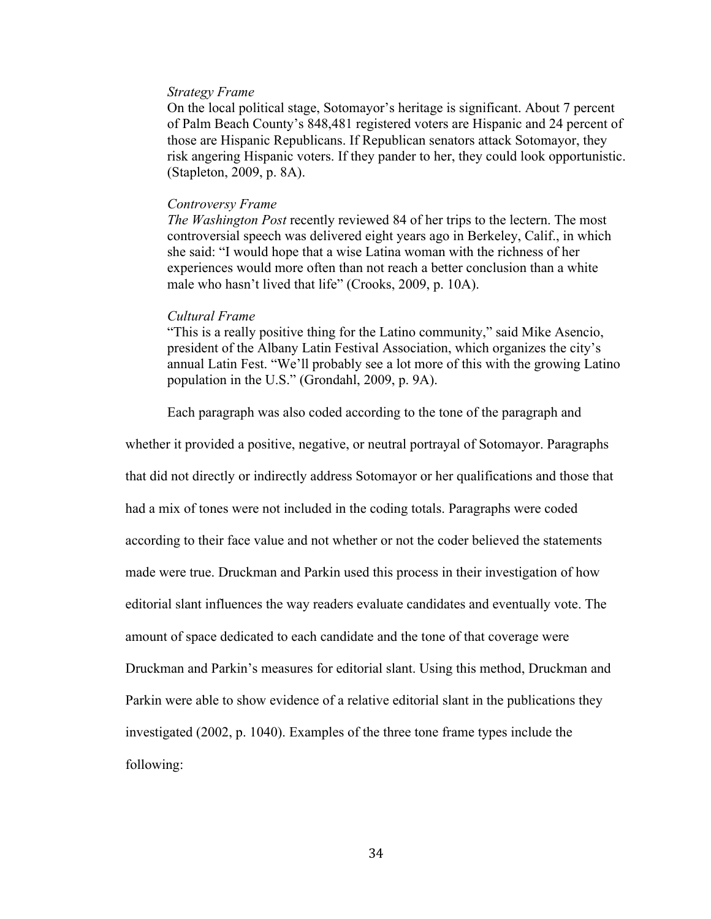*Strategy Frame*

On the local political stage, Sotomayor's heritage is significant. About 7 percent of Palm Beach County's 848,481 registered voters are Hispanic and 24 percent of those are Hispanic Republicans. If Republican senators attack Sotomayor, they risk angering Hispanic voters. If they pander to her, they could look opportunistic. (Stapleton, 2009, p. 8A).

*Controversy Frame*

*The Washington Post* recently reviewed 84 of her trips to the lectern. The most controversial speech was delivered eight years ago in Berkeley, Calif., in which she said: "I would hope that a wise Latina woman with the richness of her experiences would more often than not reach a better conclusion than a white male who hasn't lived that life" (Crooks, 2009, p. 10A).

*Cultural Frame*

"This is a really positive thing for the Latino community," said Mike Asencio, president of the Albany Latin Festival Association, which organizes the city's annual Latin Fest. "We'll probably see a lot more of this with the growing Latino population in the U.S." (Grondahl, 2009, p. 9A).

Each paragraph was also coded according to the tone of the paragraph and whether it provided a positive, negative, or neutral portrayal of Sotomayor. Paragraphs that did not directly or indirectly address Sotomayor or her qualifications and those that had a mix of tones were not included in the coding totals. Paragraphs were coded according to their face value and not whether or not the coder believed the statements made were true. Druckman and Parkin used this process in their investigation of how editorial slant influences the way readers evaluate candidates and eventually vote. The amount of space dedicated to each candidate and the tone of that coverage were Druckman and Parkin's measures for editorial slant. Using this method, Druckman and Parkin were able to show evidence of a relative editorial slant in the publications they investigated (2002, p. 1040). Examples of the three tone frame types include the following: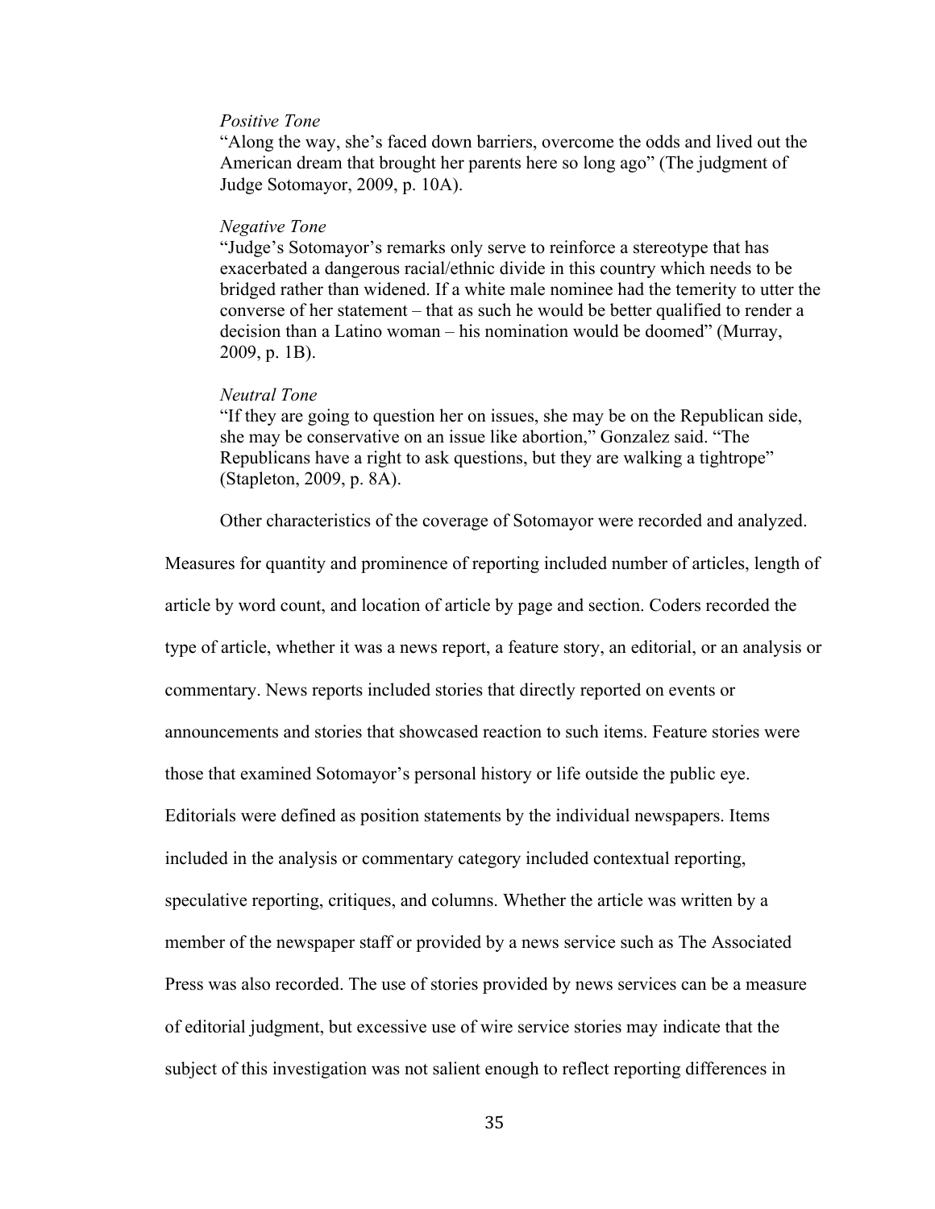*Positive Tone*

"Along the way, she's faced down barriers, overcome the odds and lived out the American dream that brought her parents here so long ago" (The judgment of Judge Sotomayor, 2009, p. 10A).

*Negative Tone*

"Judge's Sotomayor's remarks only serve to reinforce a stereotype that has exacerbated a dangerous racial/ethnic divide in this country which needs to be bridged rather than widened. If a white male nominee had the temerity to utter the converse of her statement – that as such he would be better qualified to render a decision than a Latino woman – his nomination would be doomed" (Murray, 2009, p. 1B).

*Neutral Tone*

"If they are going to question her on issues, she may be on the Republican side, she may be conservative on an issue like abortion," Gonzalez said. "The Republicans have a right to ask questions, but they are walking a tightrope" (Stapleton, 2009, p. 8A).

Other characteristics of the coverage of Sotomayor were recorded and analyzed. Measures for quantity and prominence of reporting included number of articles, length of article by word count, and location of article by page and section. Coders recorded the type of article, whether it was a news report, a feature story, an editorial, or an analysis or commentary. News reports included stories that directly reported on events or announcements and stories that showcased reaction to such items. Feature stories were those that examined Sotomayor's personal history or life outside the public eye. Editorials were defined as position statements by the individual newspapers. Items included in the analysis or commentary category included contextual reporting, speculative reporting, critiques, and columns. Whether the article was written by a member of the newspaper staff or provided by a news service such as The Associated Press was also recorded. The use of stories provided by news services can be a measure of editorial judgment, but excessive use of wire service stories may indicate that the subject of this investigation was not salient enough to reflect reporting differences in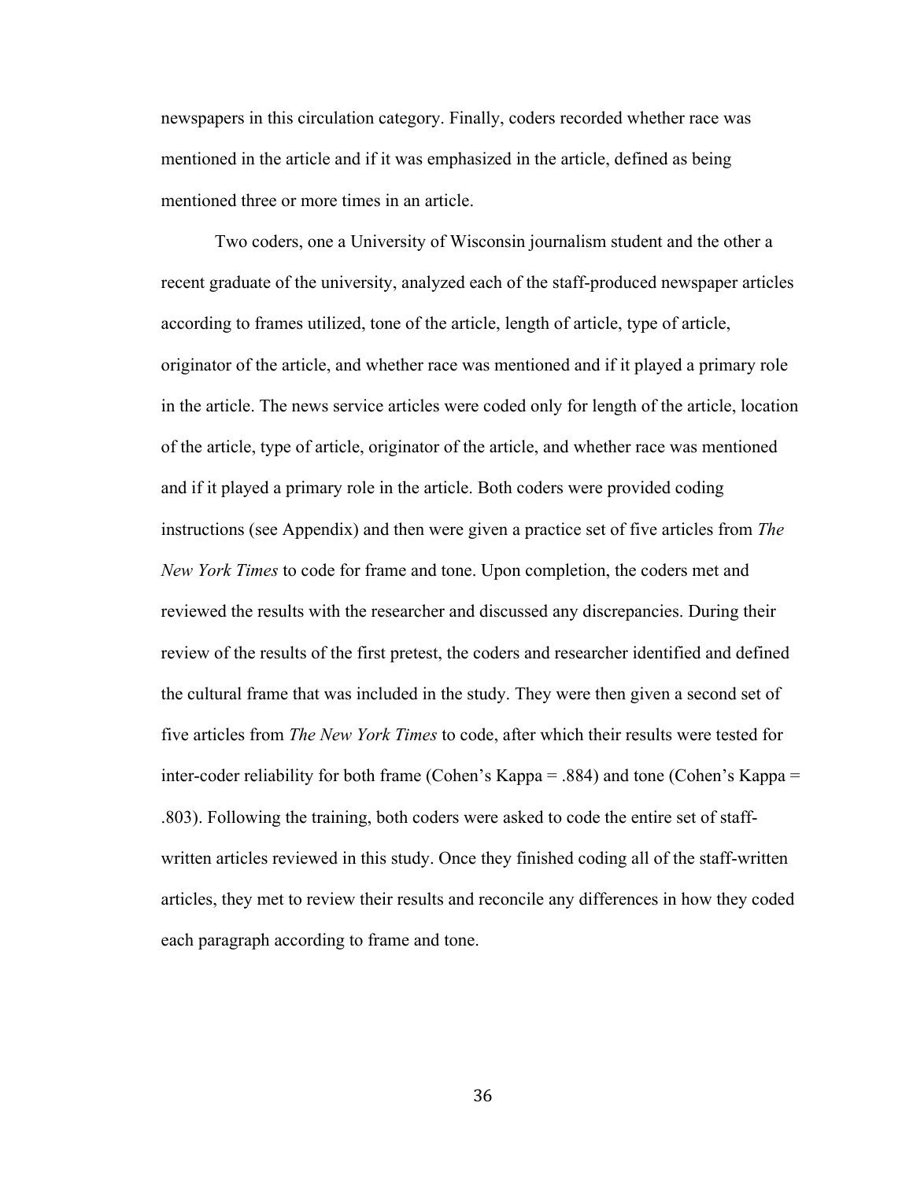newspapers in this circulation category. Finally, coders recorded whether race was mentioned in the article and if it was emphasized in the article, defined as being mentioned three or more times in an article.

Two coders, one a University of Wisconsin journalism student and the other a recent graduate of the university, analyzed each of the staff-produced newspaper articles according to frames utilized, tone of the article, length of article, type of article, originator of the article, and whether race was mentioned and if it played a primary role in the article. The news service articles were coded only for length of the article, location of the article, type of article, originator of the article, and whether race was mentioned and if it played a primary role in the article. Both coders were provided coding instructions (see Appendix) and then were given a practice set of five articles from *The New York Times* to code for frame and tone. Upon completion, the coders met and reviewed the results with the researcher and discussed any discrepancies. During their review of the results of the first pretest, the coders and researcher identified and defined the cultural frame that was included in the study. They were then given a second set of five articles from *The New York Times* to code, after which their results were tested for inter-coder reliability for both frame (Cohen's Kappa = .884) and tone (Cohen's Kappa = .803). Following the training, both coders were asked to code the entire set of staff-written articles reviewed in this study. Once they finished coding all of the staff-written articles, they met to review their results and reconcile any differences in how they coded each paragraph according to frame and tone.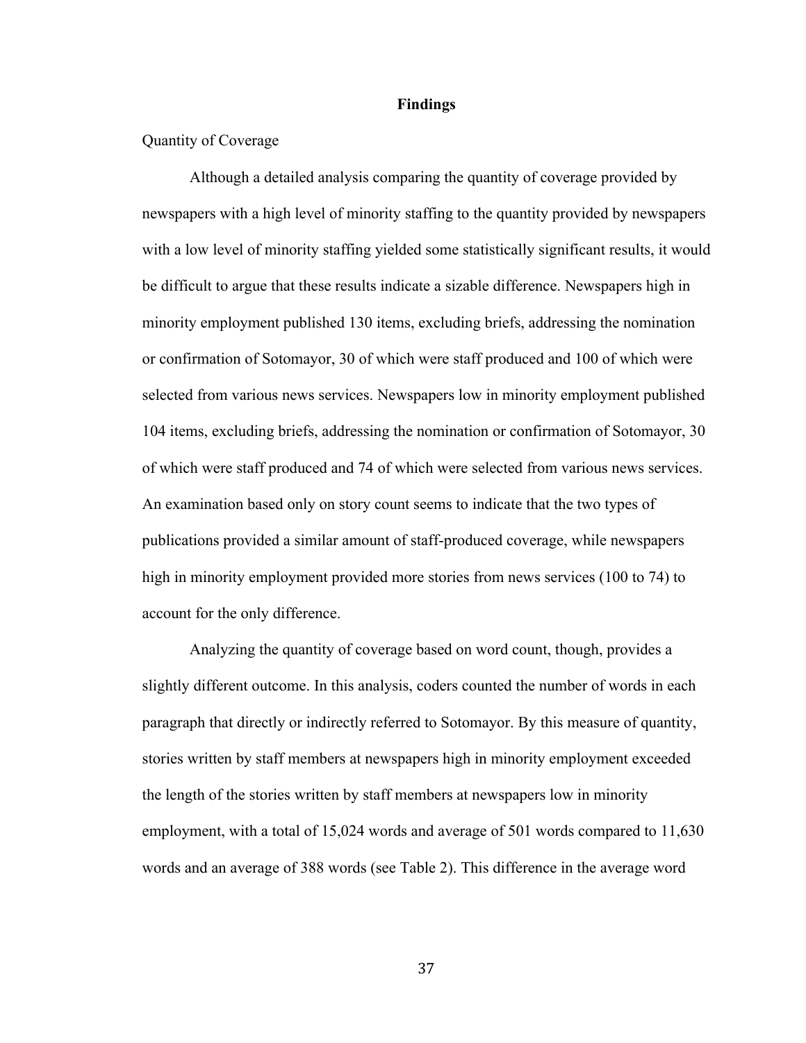## Findings

### Quantity of Coverage

Although a detailed analysis comparing the quantity of coverage provided by newspapers with a high level of minority staffing to the quantity provided by newspapers with a low level of minority staffing yielded some statistically significant results, it would be difficult to argue that these results indicate a sizable difference. Newspapers high in minority employment published 130 items, excluding briefs, addressing the nomination or confirmation of Sotomayor, 30 of which were staff produced and 100 of which were selected from various news services. Newspapers low in minority employment published 104 items, excluding briefs, addressing the nomination or confirmation of Sotomayor, 30 of which were staff produced and 74 of which were selected from various news services. An examination based only on story count seems to indicate that the two types of publications provided a similar amount of staff-produced coverage, while newspapers high in minority employment provided more stories from news services (100 to 74) to account for the only difference.

Analyzing the quantity of coverage based on word count, though, provides a slightly different outcome. In this analysis, coders counted the number of words in each paragraph that directly or indirectly referred to Sotomayor. By this measure of quantity, stories written by staff members at newspapers high in minority employment exceeded the length of the stories written by staff members at newspapers low in minority employment, with a total of 15,024 words and average of 501 words compared to 11,630 words and an average of 388 words (see Table 2). This difference in the average word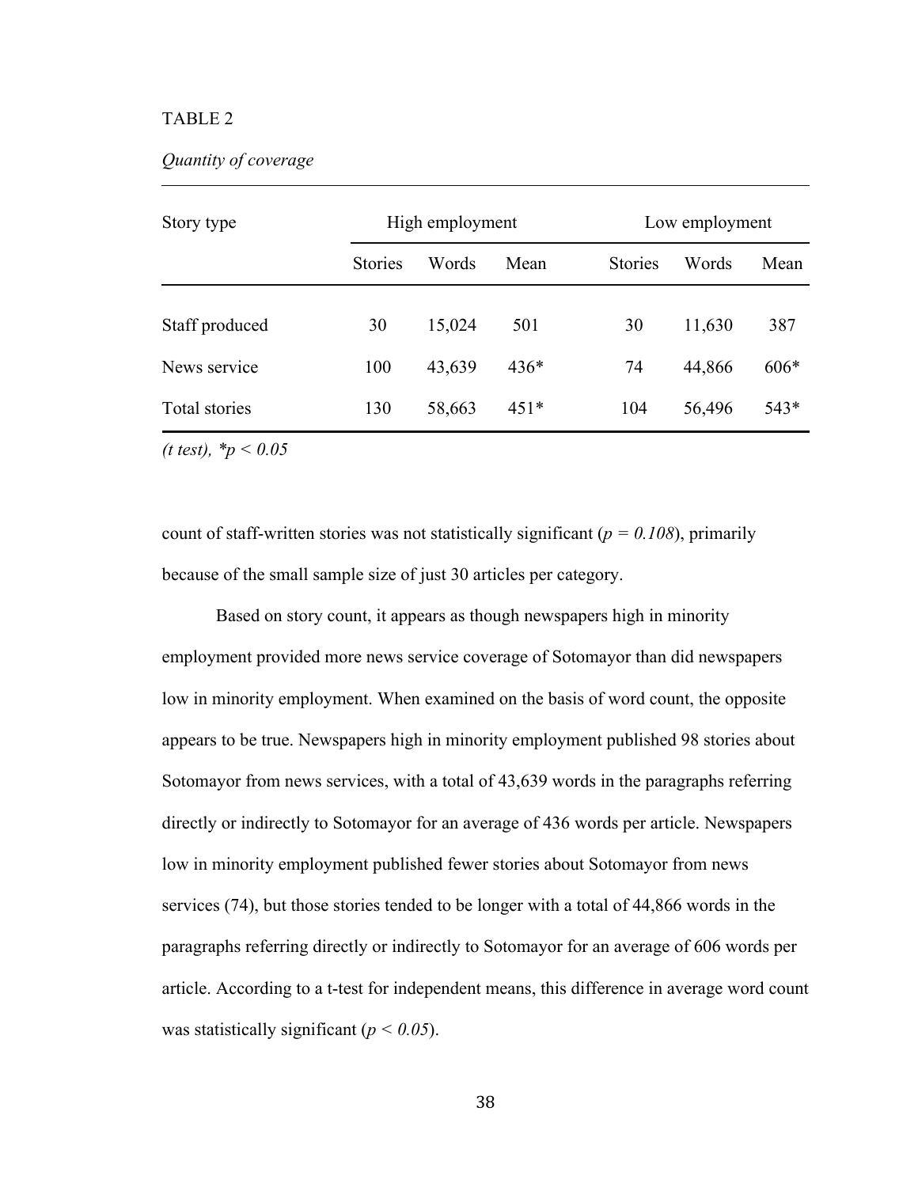TABLE 2

*Quantity of coverage*

| Story type | High employment | | | Low employment | | |
|---|---|---|---|---|---|---|
| | Stories | Words | Mean | Stories | Words | Mean |
| Staff produced | 30 | 15,024 | 501 | 30 | 11,630 | 387 |
| News service | 100 | 43,639 | 436* | 74 | 44,866 | 606* |
| Total stories | 130 | 58,663 | 451* | 104 | 56,496 | 543* |

*(t test), *p < 0.05*

count of staff-written stories was not statistically significant ($p = 0.108$), primarily because of the small sample size of just 30 articles per category.

Based on story count, it appears as though newspapers high in minority employment provided more news service coverage of Sotomayor than did newspapers low in minority employment. When examined on the basis of word count, the opposite appears to be true. Newspapers high in minority employment published 98 stories about Sotomayor from news services, with a total of 43,639 words in the paragraphs referring directly or indirectly to Sotomayor for an average of 436 words per article. Newspapers low in minority employment published fewer stories about Sotomayor from news services (74), but those stories tended to be longer with a total of 44,866 words in the paragraphs referring directly or indirectly to Sotomayor for an average of 606 words per article. According to a t-test for independent means, this difference in average word count was statistically significant ($p < 0.05$).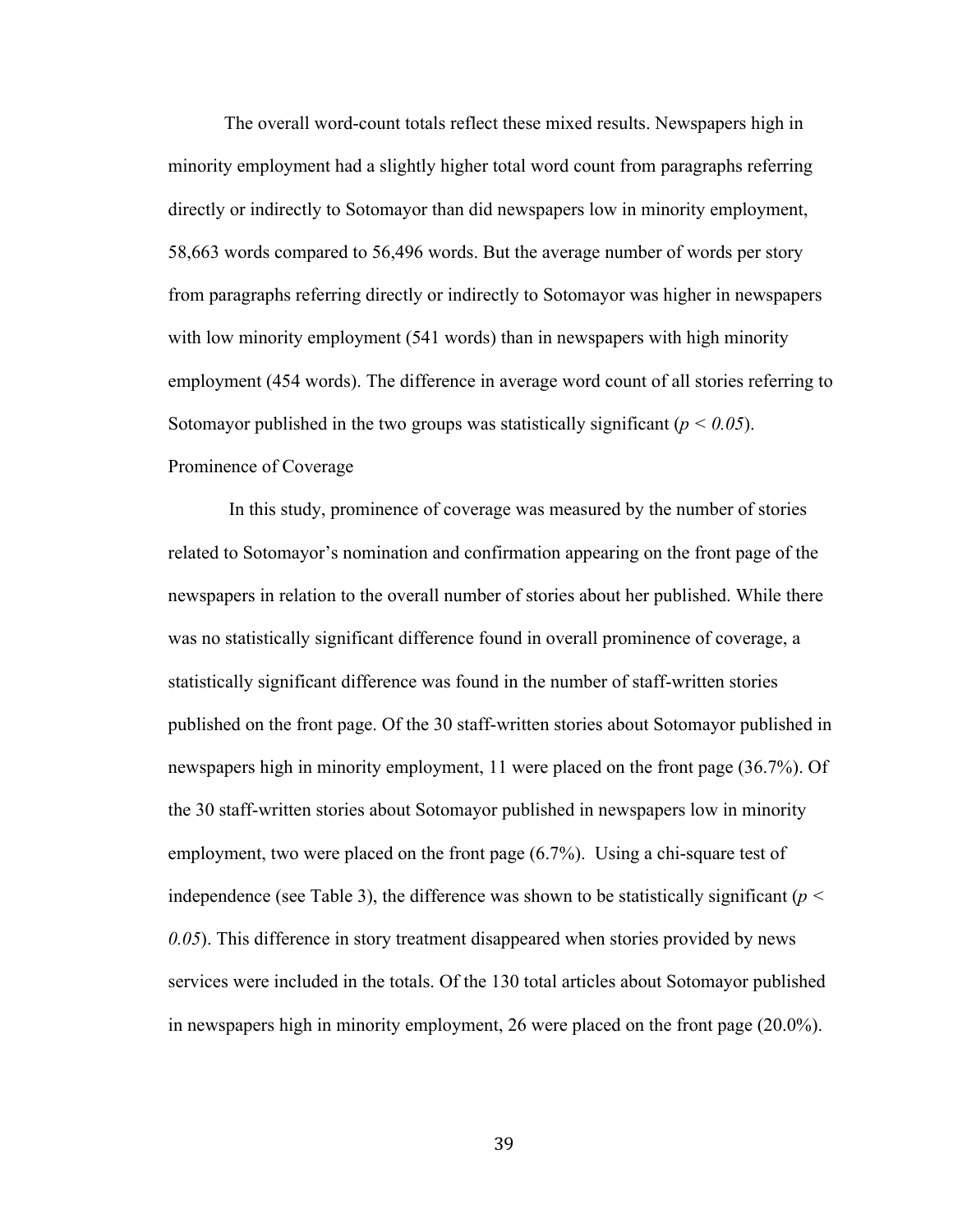The overall word-count totals reflect these mixed results. Newspapers high in minority employment had a slightly higher total word count from paragraphs referring directly or indirectly to Sotomayor than did newspapers low in minority employment, 58,663 words compared to 56,496 words. But the average number of words per story from paragraphs referring directly or indirectly to Sotomayor was higher in newspapers with low minority employment (541 words) than in newspapers with high minority employment (454 words). The difference in average word count of all stories referring to Sotomayor published in the two groups was statistically significant ($p < 0.05$).

## Prominence of Coverage

In this study, prominence of coverage was measured by the number of stories related to Sotomayor's nomination and confirmation appearing on the front page of the newspapers in relation to the overall number of stories about her published. While there was no statistically significant difference found in overall prominence of coverage, a statistically significant difference was found in the number of staff-written stories published on the front page. Of the 30 staff-written stories about Sotomayor published in newspapers high in minority employment, 11 were placed on the front page (36.7%). Of the 30 staff-written stories about Sotomayor published in newspapers low in minority employment, two were placed on the front page (6.7%). Using a chi-square test of independence (see Table 3), the difference was shown to be statistically significant ($p < 0.05$). This difference in story treatment disappeared when stories provided by news services were included in the totals. Of the 130 total articles about Sotomayor published in newspapers high in minority employment, 26 were placed on the front page (20.0%).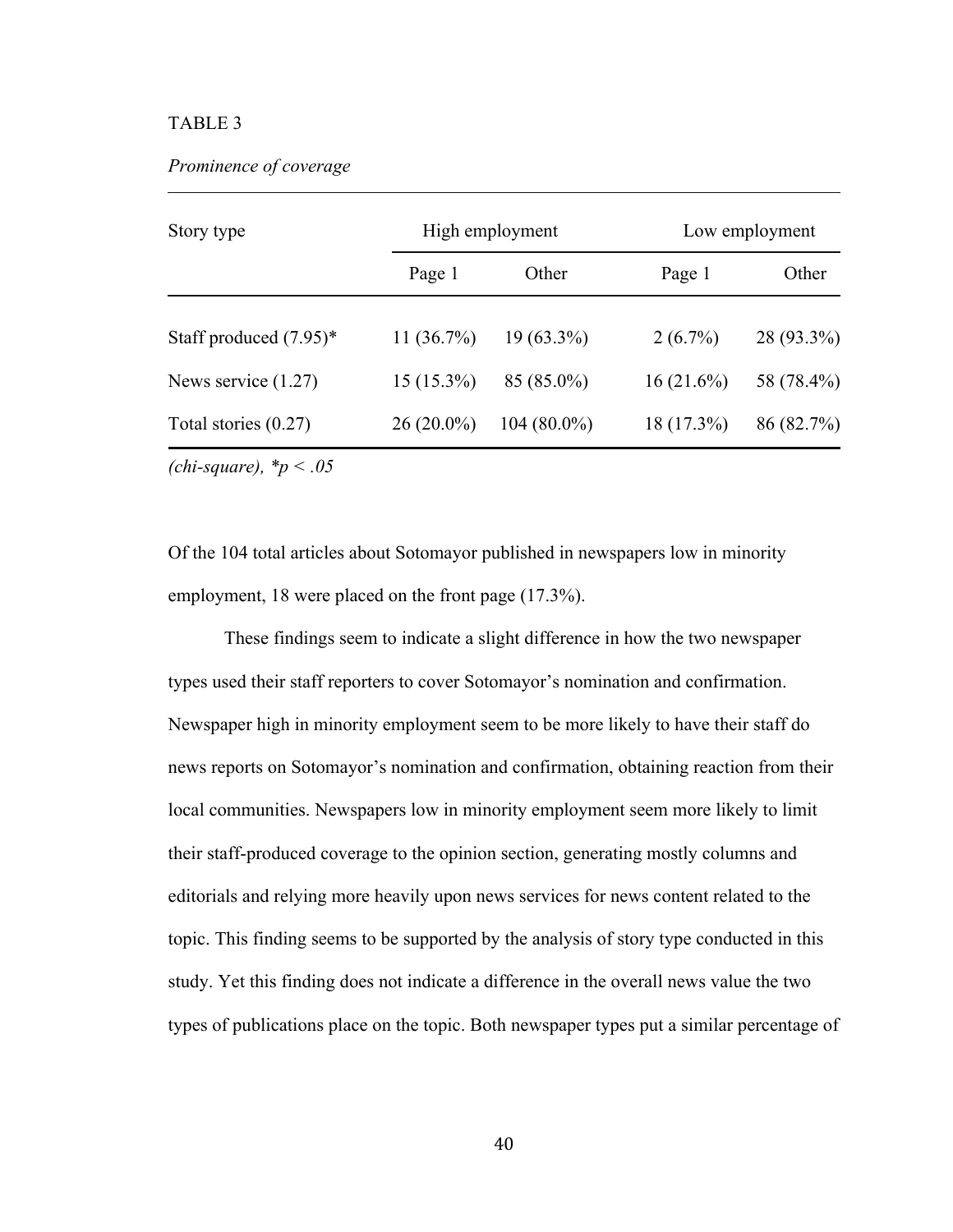TABLE 3

*Prominence of coverage*

| Story type | High employment | | Low employment | |
|---|---|---|---|---|
| | Page 1 | Other | Page 1 | Other |
| Staff produced (7.95)* | 11 (36.7%) | 19 (63.3%) | 2 (6.7%) | 28 (93.3%) |
| News service (1.27) | 15 (15.3%) | 85 (85.0%) | 16 (21.6%) | 58 (78.4%) |
| Total stories (0.27) | 26 (20.0%) | 104 (80.0%) | 18 (17.3%) | 86 (82.7%) |

*(chi-square), *$p < .05$*

Of the 104 total articles about Sotomayor published in newspapers low in minority employment, 18 were placed on the front page (17.3%).

These findings seem to indicate a slight difference in how the two newspaper types used their staff reporters to cover Sotomayor's nomination and confirmation. Newspaper high in minority employment seem to be more likely to have their staff do news reports on Sotomayor's nomination and confirmation, obtaining reaction from their local communities. Newspapers low in minority employment seem more likely to limit their staff-produced coverage to the opinion section, generating mostly columns and editorials and relying more heavily upon news services for news content related to the topic. This finding seems to be supported by the analysis of story type conducted in this study. Yet this finding does not indicate a difference in the overall news value the two types of publications place on the topic. Both newspaper types put a similar percentage of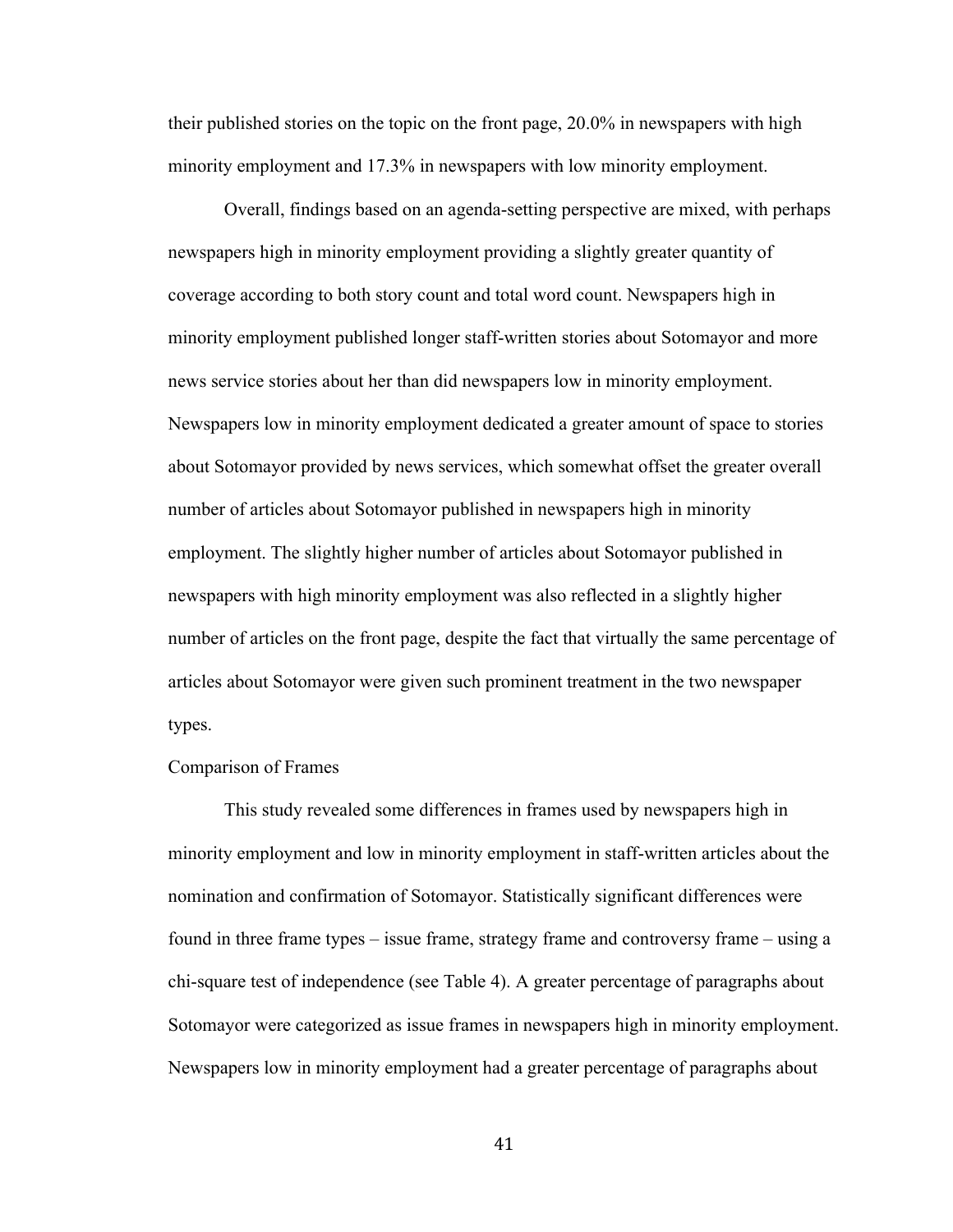their published stories on the topic on the front page, 20.0% in newspapers with high minority employment and 17.3% in newspapers with low minority employment.

Overall, findings based on an agenda-setting perspective are mixed, with perhaps newspapers high in minority employment providing a slightly greater quantity of coverage according to both story count and total word count. Newspapers high in minority employment published longer staff-written stories about Sotomayor and more news service stories about her than did newspapers low in minority employment. Newspapers low in minority employment dedicated a greater amount of space to stories about Sotomayor provided by news services, which somewhat offset the greater overall number of articles about Sotomayor published in newspapers high in minority employment. The slightly higher number of articles about Sotomayor published in newspapers with high minority employment was also reflected in a slightly higher number of articles on the front page, despite the fact that virtually the same percentage of articles about Sotomayor were given such prominent treatment in the two newspaper types.

### Comparison of Frames

This study revealed some differences in frames used by newspapers high in minority employment and low in minority employment in staff-written articles about the nomination and confirmation of Sotomayor. Statistically significant differences were found in three frame types – issue frame, strategy frame and controversy frame – using a chi-square test of independence (see Table 4). A greater percentage of paragraphs about Sotomayor were categorized as issue frames in newspapers high in minority employment. Newspapers low in minority employment had a greater percentage of paragraphs about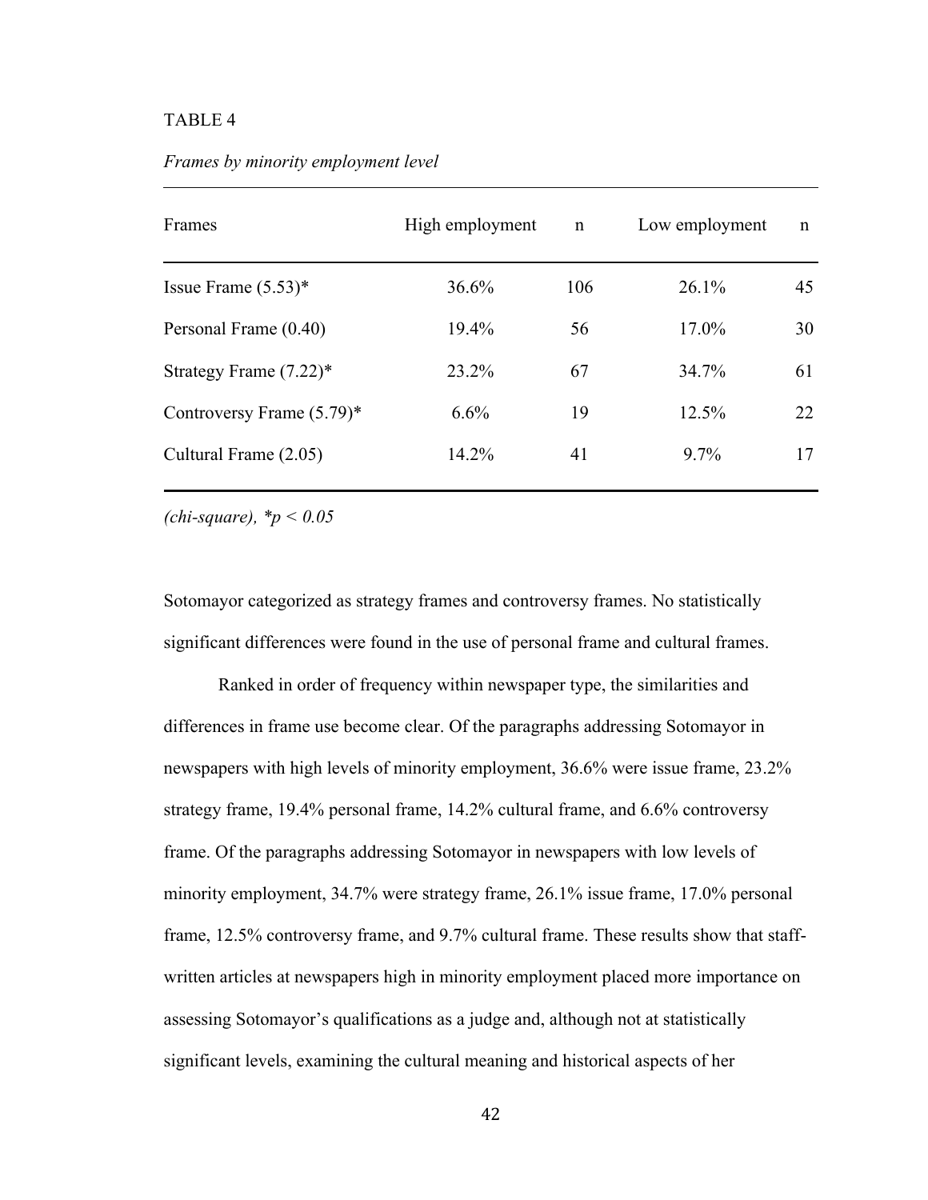TABLE 4

*Frames by minority employment level*

| Frames | High employment | n | Low employment | n |
|---|---|---|---|---|
| Issue Frame (5.53)* | 36.6% | 106 | 26.1% | 45 |
| Personal Frame (0.40) | 19.4% | 56 | 17.0% | 30 |
| Strategy Frame (7.22)* | 23.2% | 67 | 34.7% | 61 |
| Controversy Frame (5.79)* | 6.6% | 19 | 12.5% | 22 |
| Cultural Frame (2.05) | 14.2% | 41 | 9.7% | 17 |

*(chi-square), \*$p < 0.05$*

Sotomayor categorized as strategy frames and controversy frames. No statistically significant differences were found in the use of personal frame and cultural frames.

Ranked in order of frequency within newspaper type, the similarities and differences in frame use become clear. Of the paragraphs addressing Sotomayor in newspapers with high levels of minority employment, 36.6% were issue frame, 23.2% strategy frame, 19.4% personal frame, 14.2% cultural frame, and 6.6% controversy frame. Of the paragraphs addressing Sotomayor in newspapers with low levels of minority employment, 34.7% were strategy frame, 26.1% issue frame, 17.0% personal frame, 12.5% controversy frame, and 9.7% cultural frame. These results show that staff-written articles at newspapers high in minority employment placed more importance on assessing Sotomayor's qualifications as a judge and, although not at statistically significant levels, examining the cultural meaning and historical aspects of her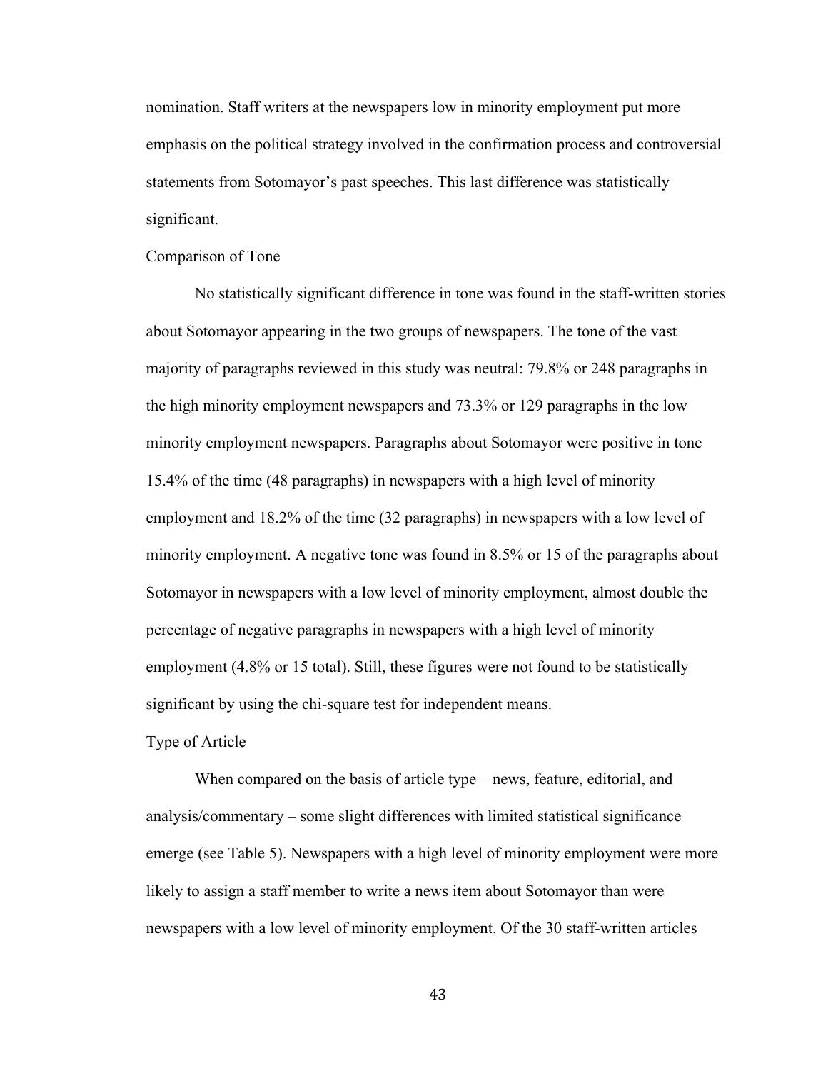nomination. Staff writers at the newspapers low in minority employment put more emphasis on the political strategy involved in the confirmation process and controversial statements from Sotomayor's past speeches. This last difference was statistically significant.

### Comparison of Tone

No statistically significant difference in tone was found in the staff-written stories about Sotomayor appearing in the two groups of newspapers. The tone of the vast majority of paragraphs reviewed in this study was neutral: 79.8% or 248 paragraphs in the high minority employment newspapers and 73.3% or 129 paragraphs in the low minority employment newspapers. Paragraphs about Sotomayor were positive in tone 15.4% of the time (48 paragraphs) in newspapers with a high level of minority employment and 18.2% of the time (32 paragraphs) in newspapers with a low level of minority employment. A negative tone was found in 8.5% or 15 of the paragraphs about Sotomayor in newspapers with a low level of minority employment, almost double the percentage of negative paragraphs in newspapers with a high level of minority employment (4.8% or 15 total). Still, these figures were not found to be statistically significant by using the chi-square test for independent means.

### Type of Article

When compared on the basis of article type – news, feature, editorial, and analysis/commentary – some slight differences with limited statistical significance emerge (see Table 5). Newspapers with a high level of minority employment were more likely to assign a staff member to write a news item about Sotomayor than were newspapers with a low level of minority employment. Of the 30 staff-written articles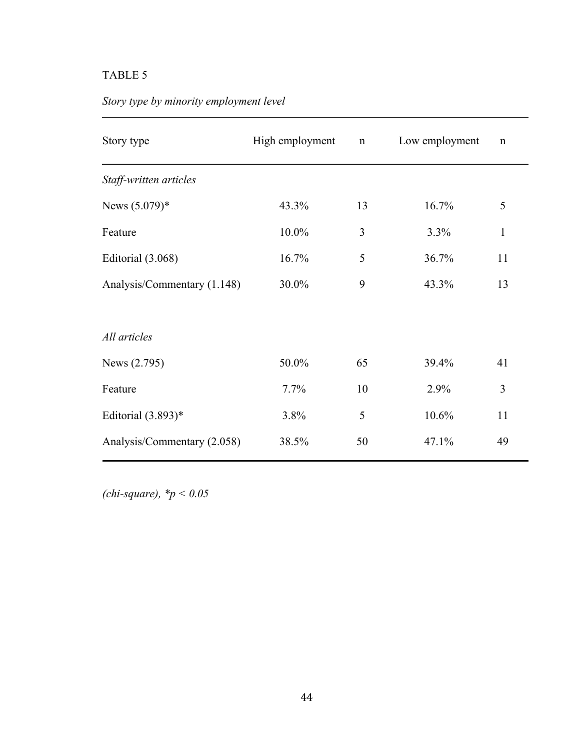TABLE 5

*Story type by minority employment level*

| Story type | High employment | n | Low employment | n |
|---|---|---|---|---|
| *Staff-written articles* | | | | |
| News (5.079)* | 43.3% | 13 | 16.7% | 5 |
| Feature | 10.0% | 3 | 3.3% | 1 |
| Editorial (3.068) | 16.7% | 5 | 36.7% | 11 |
| Analysis/Commentary (1.148) | 30.0% | 9 | 43.3% | 13 |
| | | | | |
| *All articles* | | | | |
| News (2.795) | 50.0% | 65 | 39.4% | 41 |
| Feature | 7.7% | 10 | 2.9% | 3 |
| Editorial (3.893)* | 3.8% | 5 | 10.6% | 11 |
| Analysis/Commentary (2.058) | 38.5% | 50 | 47.1% | 49 |

*(chi-square), *p < 0.05*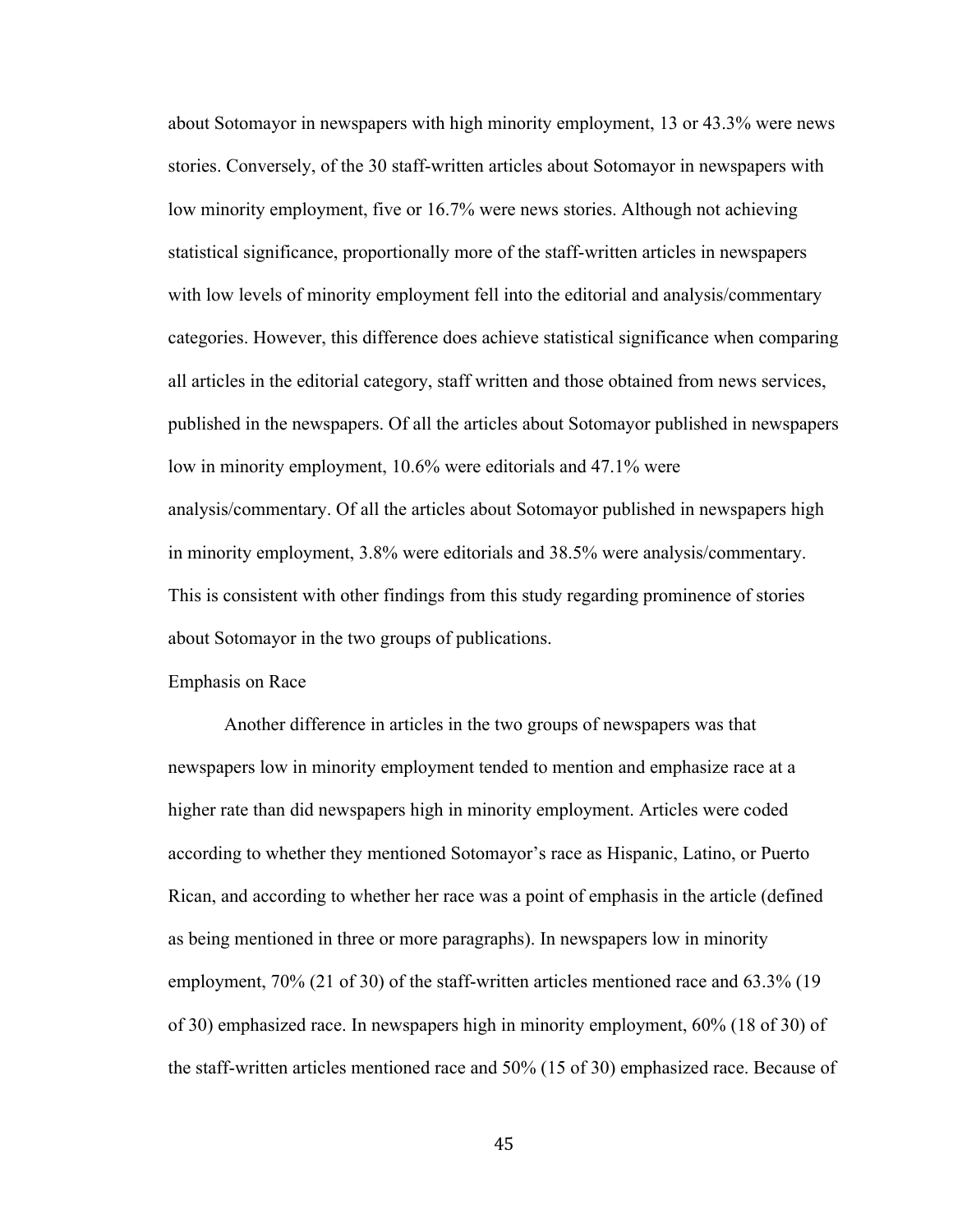about Sotomayor in newspapers with high minority employment, 13 or 43.3% were news stories. Conversely, of the 30 staff-written articles about Sotomayor in newspapers with low minority employment, five or 16.7% were news stories. Although not achieving statistical significance, proportionally more of the staff-written articles in newspapers with low levels of minority employment fell into the editorial and analysis/commentary categories. However, this difference does achieve statistical significance when comparing all articles in the editorial category, staff written and those obtained from news services, published in the newspapers. Of all the articles about Sotomayor published in newspapers low in minority employment, 10.6% were editorials and 47.1% were analysis/commentary. Of all the articles about Sotomayor published in newspapers high in minority employment, 3.8% were editorials and 38.5% were analysis/commentary. This is consistent with other findings from this study regarding prominence of stories about Sotomayor in the two groups of publications.

Emphasis on Race

Another difference in articles in the two groups of newspapers was that newspapers low in minority employment tended to mention and emphasize race at a higher rate than did newspapers high in minority employment. Articles were coded according to whether they mentioned Sotomayor's race as Hispanic, Latino, or Puerto Rican, and according to whether her race was a point of emphasis in the article (defined as being mentioned in three or more paragraphs). In newspapers low in minority employment, 70% (21 of 30) of the staff-written articles mentioned race and 63.3% (19 of 30) emphasized race. In newspapers high in minority employment, 60% (18 of 30) of the staff-written articles mentioned race and 50% (15 of 30) emphasized race. Because of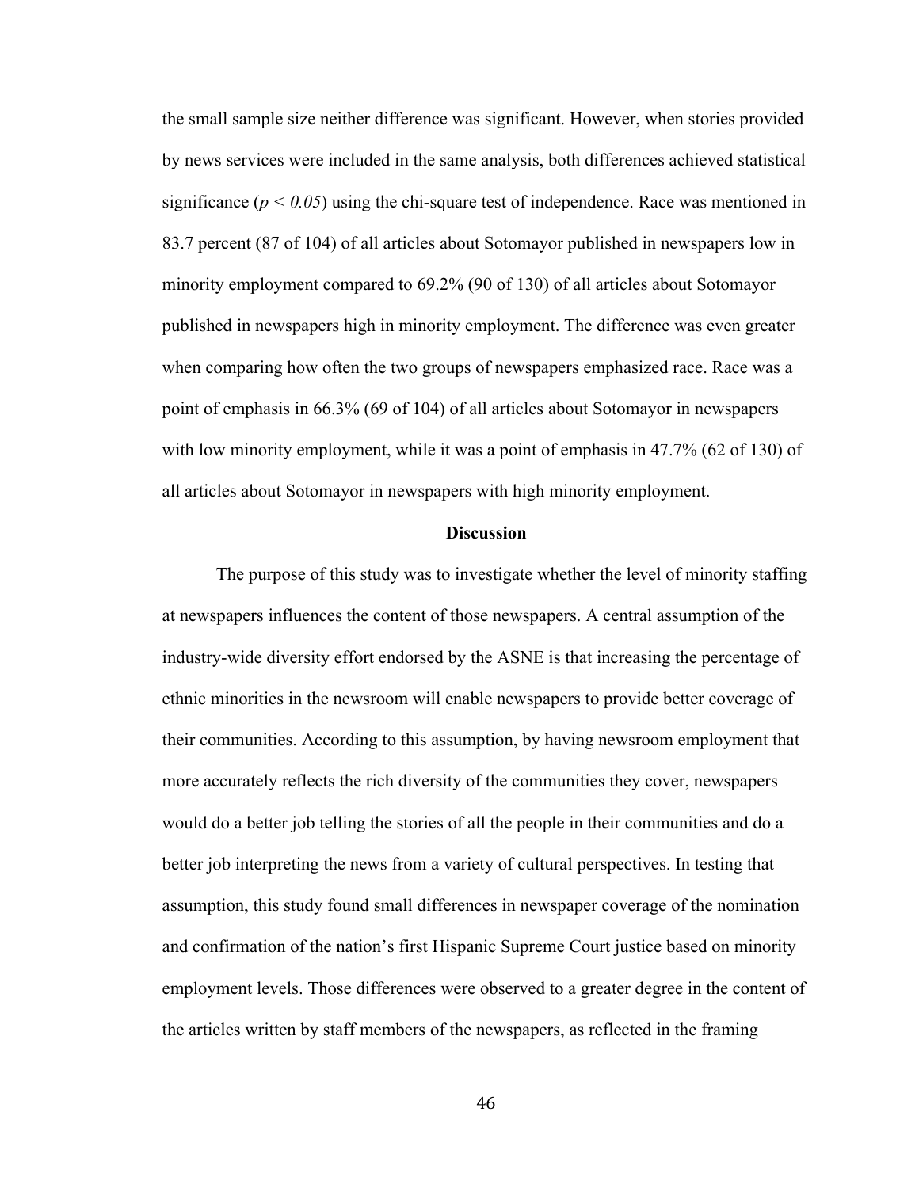the small sample size neither difference was significant. However, when stories provided by news services were included in the same analysis, both differences achieved statistical significance ($p < 0.05$) using the chi-square test of independence. Race was mentioned in 83.7 percent (87 of 104) of all articles about Sotomayor published in newspapers low in minority employment compared to 69.2% (90 of 130) of all articles about Sotomayor published in newspapers high in minority employment. The difference was even greater when comparing how often the two groups of newspapers emphasized race. Race was a point of emphasis in 66.3% (69 of 104) of all articles about Sotomayor in newspapers with low minority employment, while it was a point of emphasis in 47.7% (62 of 130) of all articles about Sotomayor in newspapers with high minority employment.

## Discussion

The purpose of this study was to investigate whether the level of minority staffing at newspapers influences the content of those newspapers. A central assumption of the industry-wide diversity effort endorsed by the ASNE is that increasing the percentage of ethnic minorities in the newsroom will enable newspapers to provide better coverage of their communities. According to this assumption, by having newsroom employment that more accurately reflects the rich diversity of the communities they cover, newspapers would do a better job telling the stories of all the people in their communities and do a better job interpreting the news from a variety of cultural perspectives. In testing that assumption, this study found small differences in newspaper coverage of the nomination and confirmation of the nation's first Hispanic Supreme Court justice based on minority employment levels. Those differences were observed to a greater degree in the content of the articles written by staff members of the newspapers, as reflected in the framing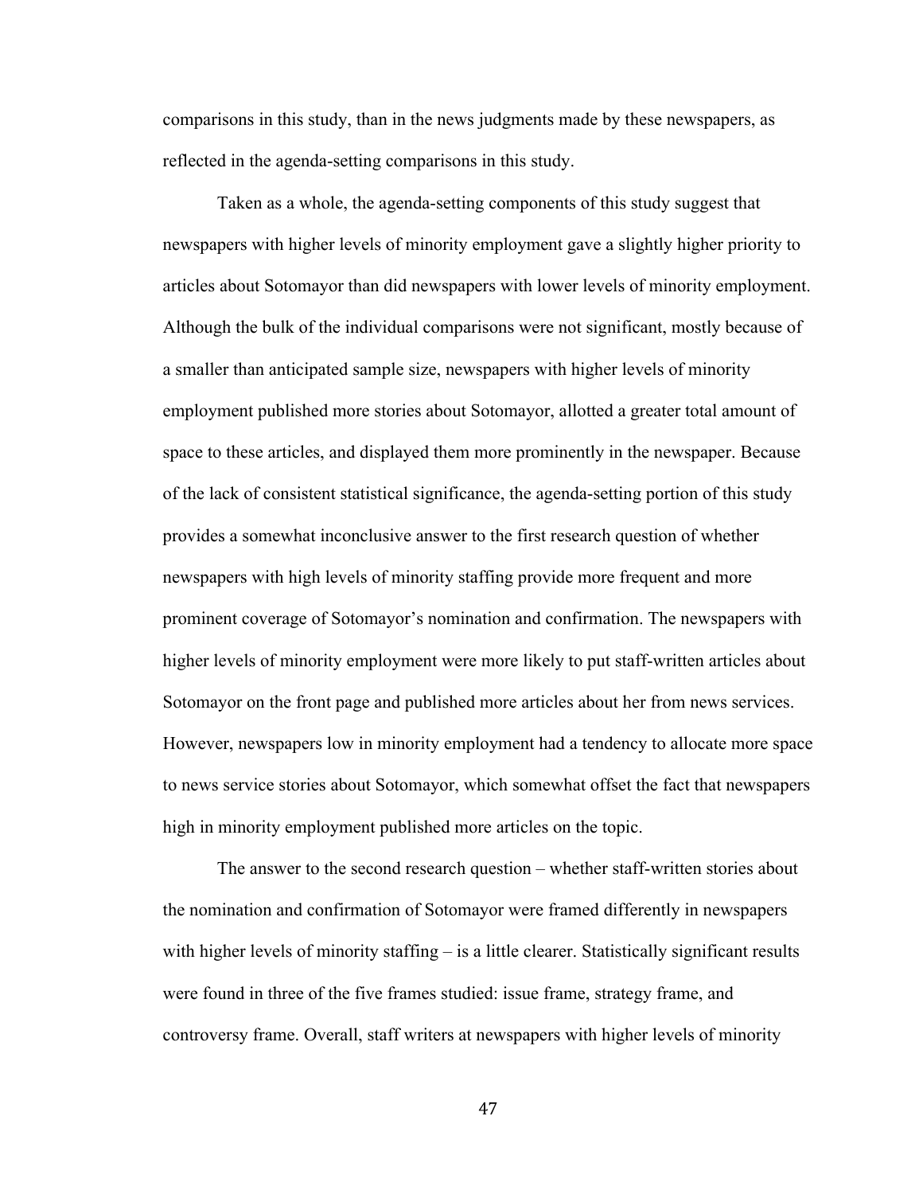comparisons in this study, than in the news judgments made by these newspapers, as reflected in the agenda-setting comparisons in this study.

Taken as a whole, the agenda-setting components of this study suggest that newspapers with higher levels of minority employment gave a slightly higher priority to articles about Sotomayor than did newspapers with lower levels of minority employment. Although the bulk of the individual comparisons were not significant, mostly because of a smaller than anticipated sample size, newspapers with higher levels of minority employment published more stories about Sotomayor, allotted a greater total amount of space to these articles, and displayed them more prominently in the newspaper. Because of the lack of consistent statistical significance, the agenda-setting portion of this study provides a somewhat inconclusive answer to the first research question of whether newspapers with high levels of minority staffing provide more frequent and more prominent coverage of Sotomayor's nomination and confirmation. The newspapers with higher levels of minority employment were more likely to put staff-written articles about Sotomayor on the front page and published more articles about her from news services. However, newspapers low in minority employment had a tendency to allocate more space to news service stories about Sotomayor, which somewhat offset the fact that newspapers high in minority employment published more articles on the topic.

The answer to the second research question – whether staff-written stories about the nomination and confirmation of Sotomayor were framed differently in newspapers with higher levels of minority staffing – is a little clearer. Statistically significant results were found in three of the five frames studied: issue frame, strategy frame, and controversy frame. Overall, staff writers at newspapers with higher levels of minority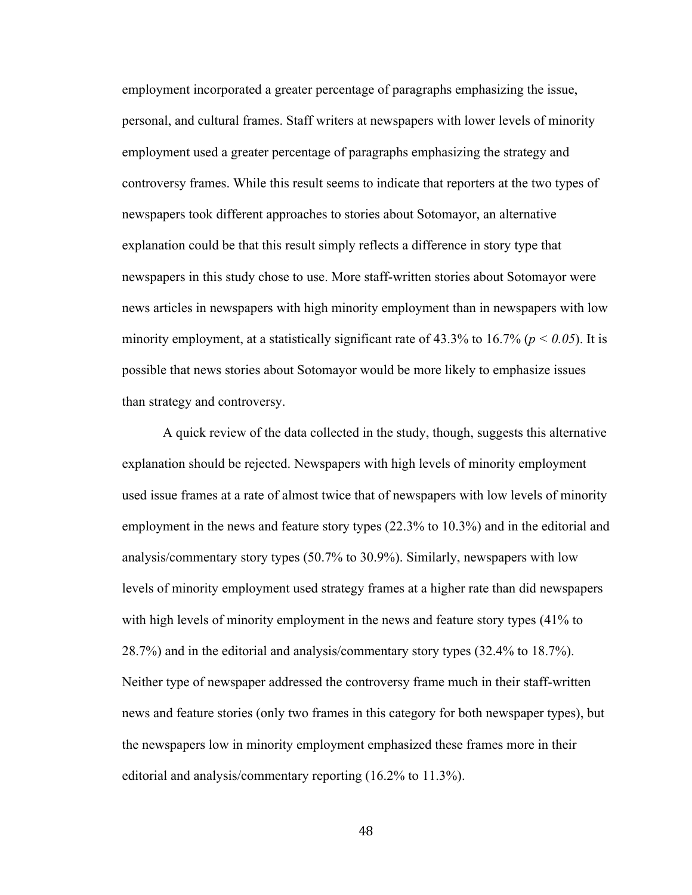employment incorporated a greater percentage of paragraphs emphasizing the issue, personal, and cultural frames. Staff writers at newspapers with lower levels of minority employment used a greater percentage of paragraphs emphasizing the strategy and controversy frames. While this result seems to indicate that reporters at the two types of newspapers took different approaches to stories about Sotomayor, an alternative explanation could be that this result simply reflects a difference in story type that newspapers in this study chose to use. More staff-written stories about Sotomayor were news articles in newspapers with high minority employment than in newspapers with low minority employment, at a statistically significant rate of 43.3% to 16.7% ($p < 0.05$). It is possible that news stories about Sotomayor would be more likely to emphasize issues than strategy and controversy.

A quick review of the data collected in the study, though, suggests this alternative explanation should be rejected. Newspapers with high levels of minority employment used issue frames at a rate of almost twice that of newspapers with low levels of minority employment in the news and feature story types (22.3% to 10.3%) and in the editorial and analysis/commentary story types (50.7% to 30.9%). Similarly, newspapers with low levels of minority employment used strategy frames at a higher rate than did newspapers with high levels of minority employment in the news and feature story types (41% to 28.7%) and in the editorial and analysis/commentary story types (32.4% to 18.7%). Neither type of newspaper addressed the controversy frame much in their staff-written news and feature stories (only two frames in this category for both newspaper types), but the newspapers low in minority employment emphasized these frames more in their editorial and analysis/commentary reporting (16.2% to 11.3%).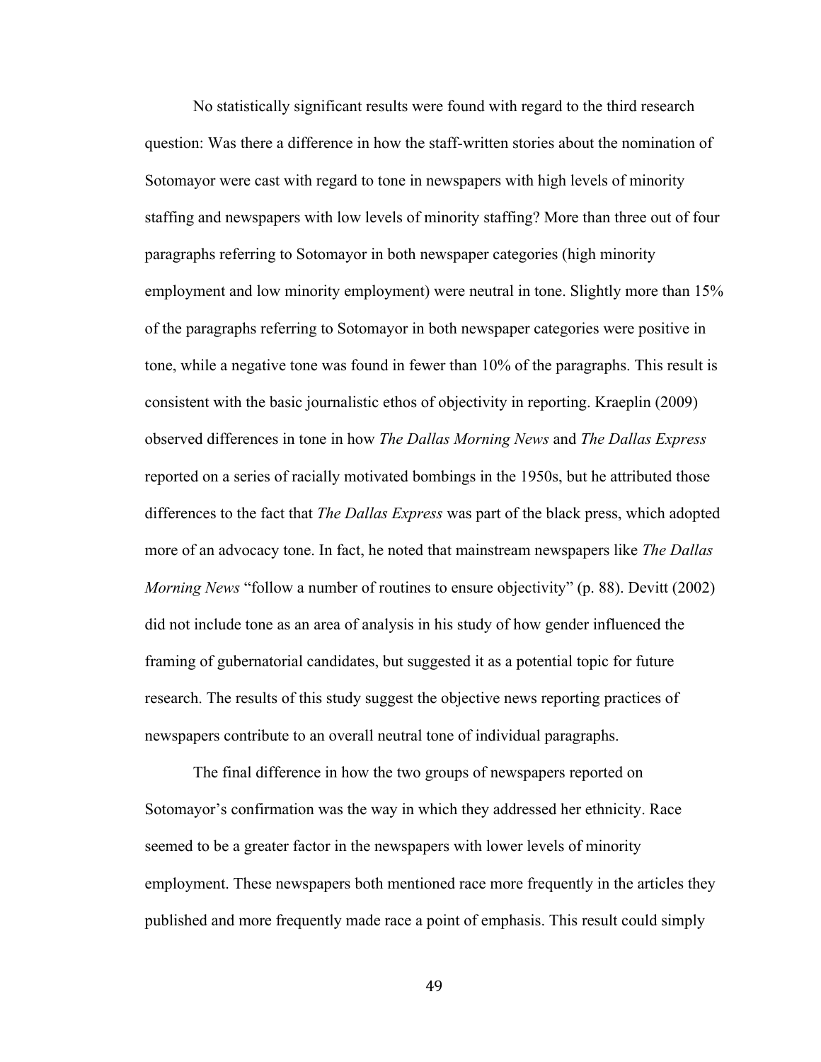No statistically significant results were found with regard to the third research question: Was there a difference in how the staff-written stories about the nomination of Sotomayor were cast with regard to tone in newspapers with high levels of minority staffing and newspapers with low levels of minority staffing? More than three out of four paragraphs referring to Sotomayor in both newspaper categories (high minority employment and low minority employment) were neutral in tone. Slightly more than 15% of the paragraphs referring to Sotomayor in both newspaper categories were positive in tone, while a negative tone was found in fewer than 10% of the paragraphs. This result is consistent with the basic journalistic ethos of objectivity in reporting. Kraeplin (2009) observed differences in tone in how *The Dallas Morning News* and *The Dallas Express* reported on a series of racially motivated bombings in the 1950s, but he attributed those differences to the fact that *The Dallas Express* was part of the black press, which adopted more of an advocacy tone. In fact, he noted that mainstream newspapers like *The Dallas Morning News* "follow a number of routines to ensure objectivity" (p. 88). Devitt (2002) did not include tone as an area of analysis in his study of how gender influenced the framing of gubernatorial candidates, but suggested it as a potential topic for future research. The results of this study suggest the objective news reporting practices of newspapers contribute to an overall neutral tone of individual paragraphs.

The final difference in how the two groups of newspapers reported on Sotomayor's confirmation was the way in which they addressed her ethnicity. Race seemed to be a greater factor in the newspapers with lower levels of minority employment. These newspapers both mentioned race more frequently in the articles they published and more frequently made race a point of emphasis. This result could simply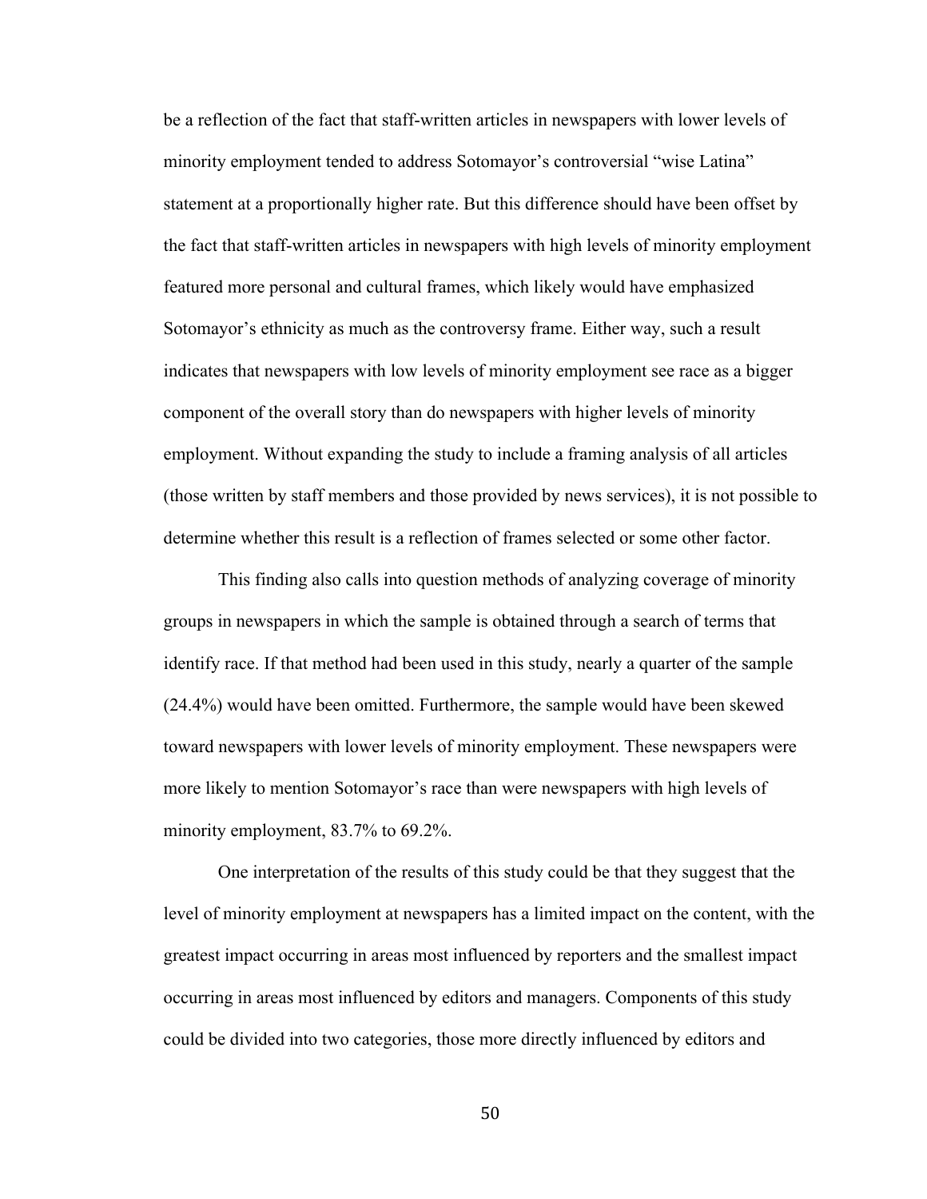be a reflection of the fact that staff-written articles in newspapers with lower levels of minority employment tended to address Sotomayor's controversial "wise Latina" statement at a proportionally higher rate. But this difference should have been offset by the fact that staff-written articles in newspapers with high levels of minority employment featured more personal and cultural frames, which likely would have emphasized Sotomayor's ethnicity as much as the controversy frame. Either way, such a result indicates that newspapers with low levels of minority employment see race as a bigger component of the overall story than do newspapers with higher levels of minority employment. Without expanding the study to include a framing analysis of all articles (those written by staff members and those provided by news services), it is not possible to determine whether this result is a reflection of frames selected or some other factor.

This finding also calls into question methods of analyzing coverage of minority groups in newspapers in which the sample is obtained through a search of terms that identify race. If that method had been used in this study, nearly a quarter of the sample (24.4%) would have been omitted. Furthermore, the sample would have been skewed toward newspapers with lower levels of minority employment. These newspapers were more likely to mention Sotomayor's race than were newspapers with high levels of minority employment, 83.7% to 69.2%.

One interpretation of the results of this study could be that they suggest that the level of minority employment at newspapers has a limited impact on the content, with the greatest impact occurring in areas most influenced by reporters and the smallest impact occurring in areas most influenced by editors and managers. Components of this study could be divided into two categories, those more directly influenced by editors and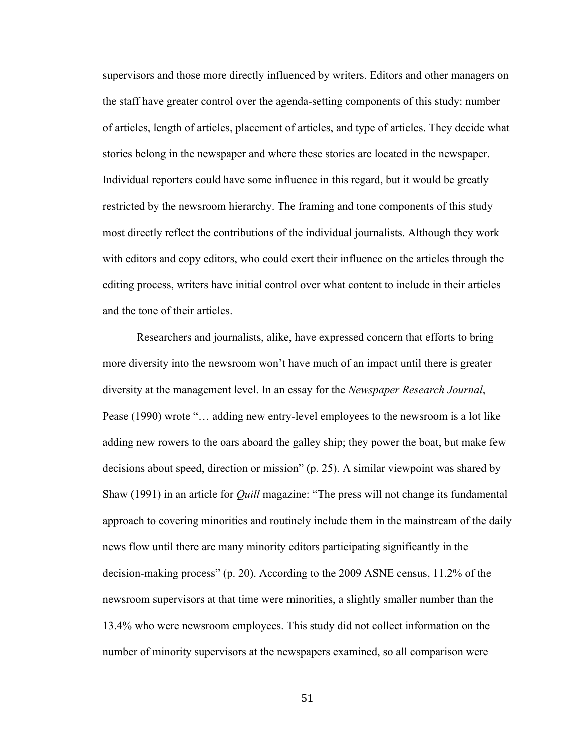supervisors and those more directly influenced by writers. Editors and other managers on the staff have greater control over the agenda-setting components of this study: number of articles, length of articles, placement of articles, and type of articles. They decide what stories belong in the newspaper and where these stories are located in the newspaper. Individual reporters could have some influence in this regard, but it would be greatly restricted by the newsroom hierarchy. The framing and tone components of this study most directly reflect the contributions of the individual journalists. Although they work with editors and copy editors, who could exert their influence on the articles through the editing process, writers have initial control over what content to include in their articles and the tone of their articles.

Researchers and journalists, alike, have expressed concern that efforts to bring more diversity into the newsroom won't have much of an impact until there is greater diversity at the management level. In an essay for the *Newspaper Research Journal*, Pease (1990) wrote "… adding new entry-level employees to the newsroom is a lot like adding new rowers to the oars aboard the galley ship; they power the boat, but make few decisions about speed, direction or mission" (p. 25). A similar viewpoint was shared by Shaw (1991) in an article for *Quill* magazine: "The press will not change its fundamental approach to covering minorities and routinely include them in the mainstream of the daily news flow until there are many minority editors participating significantly in the decision-making process" (p. 20). According to the 2009 ASNE census, 11.2% of the newsroom supervisors at that time were minorities, a slightly smaller number than the 13.4% who were newsroom employees. This study did not collect information on the number of minority supervisors at the newspapers examined, so all comparison were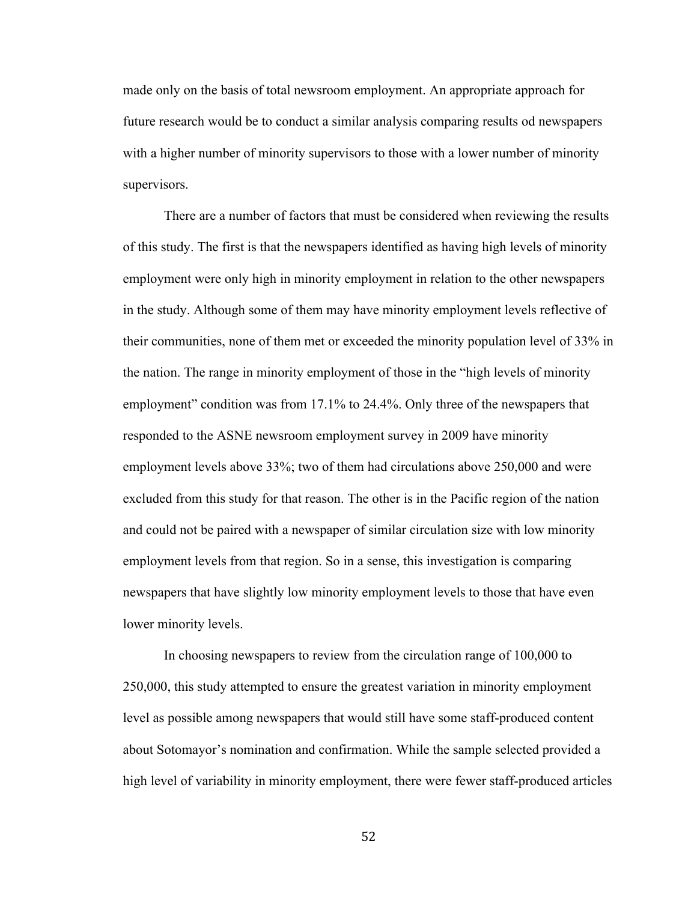made only on the basis of total newsroom employment. An appropriate approach for future research would be to conduct a similar analysis comparing results od newspapers with a higher number of minority supervisors to those with a lower number of minority supervisors.

There are a number of factors that must be considered when reviewing the results of this study. The first is that the newspapers identified as having high levels of minority employment were only high in minority employment in relation to the other newspapers in the study. Although some of them may have minority employment levels reflective of their communities, none of them met or exceeded the minority population level of 33% in the nation. The range in minority employment of those in the "high levels of minority employment" condition was from 17.1% to 24.4%. Only three of the newspapers that responded to the ASNE newsroom employment survey in 2009 have minority employment levels above 33%; two of them had circulations above 250,000 and were excluded from this study for that reason. The other is in the Pacific region of the nation and could not be paired with a newspaper of similar circulation size with low minority employment levels from that region. So in a sense, this investigation is comparing newspapers that have slightly low minority employment levels to those that have even lower minority levels.

In choosing newspapers to review from the circulation range of 100,000 to 250,000, this study attempted to ensure the greatest variation in minority employment level as possible among newspapers that would still have some staff-produced content about Sotomayor's nomination and confirmation. While the sample selected provided a high level of variability in minority employment, there were fewer staff-produced articles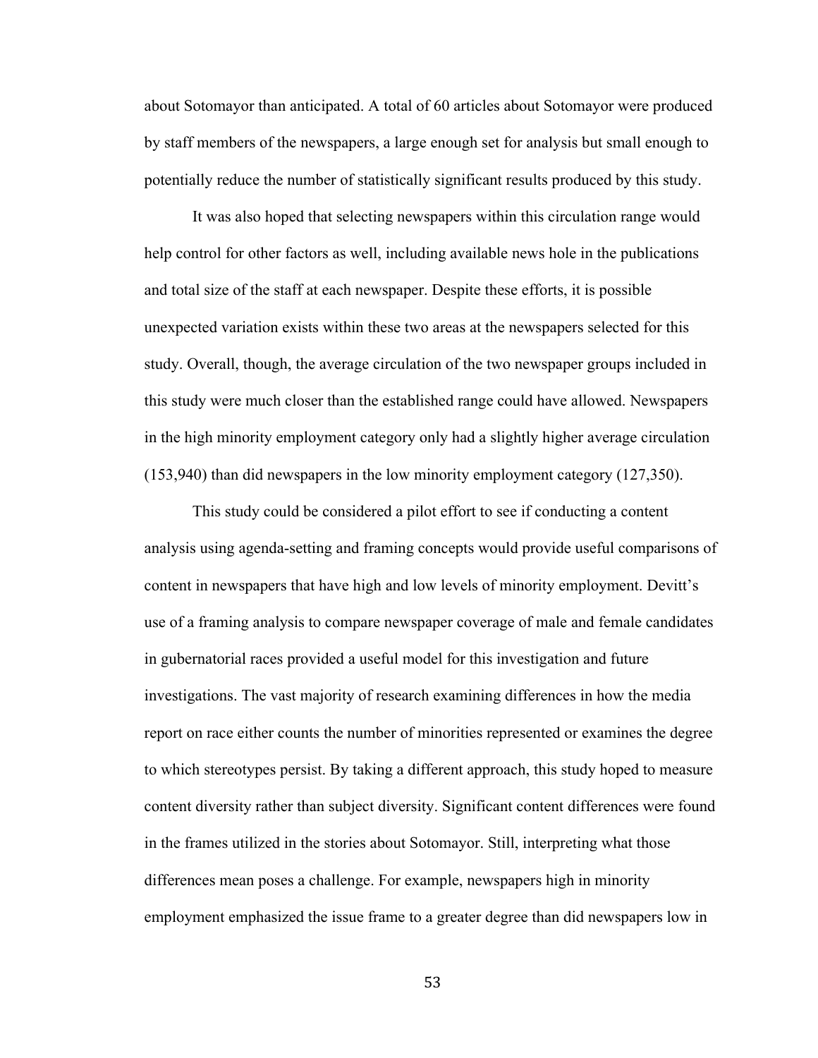about Sotomayor than anticipated. A total of 60 articles about Sotomayor were produced by staff members of the newspapers, a large enough set for analysis but small enough to potentially reduce the number of statistically significant results produced by this study.

It was also hoped that selecting newspapers within this circulation range would help control for other factors as well, including available news hole in the publications and total size of the staff at each newspaper. Despite these efforts, it is possible unexpected variation exists within these two areas at the newspapers selected for this study. Overall, though, the average circulation of the two newspaper groups included in this study were much closer than the established range could have allowed. Newspapers in the high minority employment category only had a slightly higher average circulation (153,940) than did newspapers in the low minority employment category (127,350).

This study could be considered a pilot effort to see if conducting a content analysis using agenda-setting and framing concepts would provide useful comparisons of content in newspapers that have high and low levels of minority employment. Devitt's use of a framing analysis to compare newspaper coverage of male and female candidates in gubernatorial races provided a useful model for this investigation and future investigations. The vast majority of research examining differences in how the media report on race either counts the number of minorities represented or examines the degree to which stereotypes persist. By taking a different approach, this study hoped to measure content diversity rather than subject diversity. Significant content differences were found in the frames utilized in the stories about Sotomayor. Still, interpreting what those differences mean poses a challenge. For example, newspapers high in minority employment emphasized the issue frame to a greater degree than did newspapers low in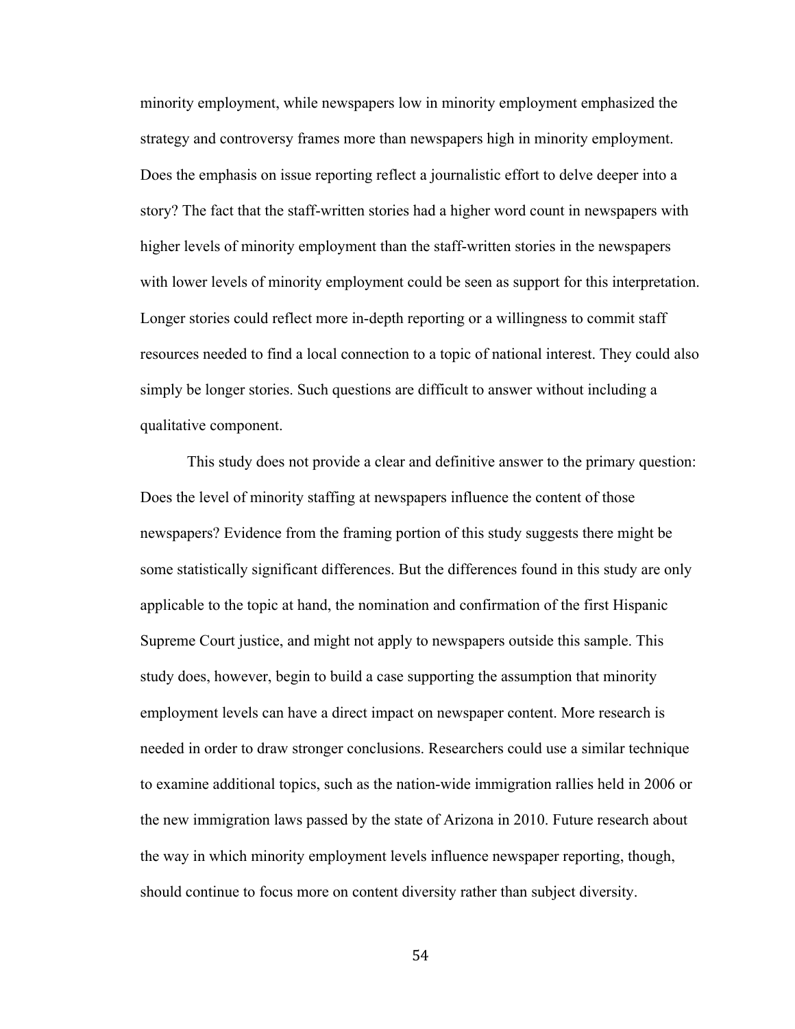minority employment, while newspapers low in minority employment emphasized the strategy and controversy frames more than newspapers high in minority employment. Does the emphasis on issue reporting reflect a journalistic effort to delve deeper into a story? The fact that the staff-written stories had a higher word count in newspapers with higher levels of minority employment than the staff-written stories in the newspapers with lower levels of minority employment could be seen as support for this interpretation. Longer stories could reflect more in-depth reporting or a willingness to commit staff resources needed to find a local connection to a topic of national interest. They could also simply be longer stories. Such questions are difficult to answer without including a qualitative component.

This study does not provide a clear and definitive answer to the primary question: Does the level of minority staffing at newspapers influence the content of those newspapers? Evidence from the framing portion of this study suggests there might be some statistically significant differences. But the differences found in this study are only applicable to the topic at hand, the nomination and confirmation of the first Hispanic Supreme Court justice, and might not apply to newspapers outside this sample. This study does, however, begin to build a case supporting the assumption that minority employment levels can have a direct impact on newspaper content. More research is needed in order to draw stronger conclusions. Researchers could use a similar technique to examine additional topics, such as the nation-wide immigration rallies held in 2006 or the new immigration laws passed by the state of Arizona in 2010. Future research about the way in which minority employment levels influence newspaper reporting, though, should continue to focus more on content diversity rather than subject diversity.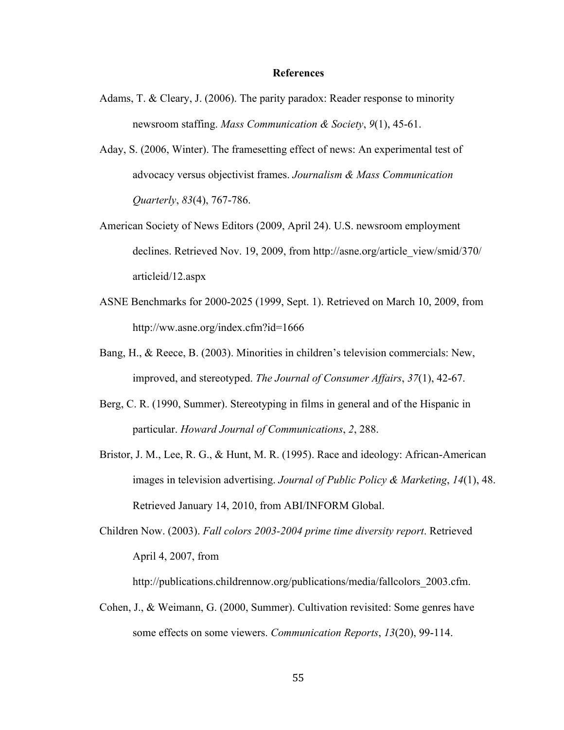**References**

Adams, T. & Cleary, J. (2006). The parity paradox: Reader response to minority newsroom staffing. *Mass Communication & Society*, *9*(1), 45-61.

Aday, S. (2006, Winter). The framesetting effect of news: An experimental test of advocacy versus objectivist frames. *Journalism & Mass Communication Quarterly*, *83*(4), 767-786.

American Society of News Editors (2009, April 24). U.S. newsroom employment declines. Retrieved Nov. 19, 2009, from http://asne.org/article_view/smid/370/articleid/12.aspx

ASNE Benchmarks for 2000-2025 (1999, Sept. 1). Retrieved on March 10, 2009, from http://ww.asne.org/index.cfm?id=1666

Bang, H., & Reece, B. (2003). Minorities in children's television commercials: New, improved, and stereotyped. *The Journal of Consumer Affairs*, *37*(1), 42-67.

Berg, C. R. (1990, Summer). Stereotyping in films in general and of the Hispanic in particular. *Howard Journal of Communications*, *2*, 288.

Bristor, J. M., Lee, R. G., & Hunt, M. R. (1995). Race and ideology: African-American images in television advertising. *Journal of Public Policy & Marketing*, *14*(1), 48. Retrieved January 14, 2010, from ABI/INFORM Global.

Children Now. (2003). *Fall colors 2003-2004 prime time diversity report*. Retrieved April 4, 2007, from http://publications.childrennow.org/publications/media/fallcolors_2003.cfm.

Cohen, J., & Weimann, G. (2000, Summer). Cultivation revisited: Some genres have some effects on some viewers. *Communication Reports*, *13*(20), 99-114.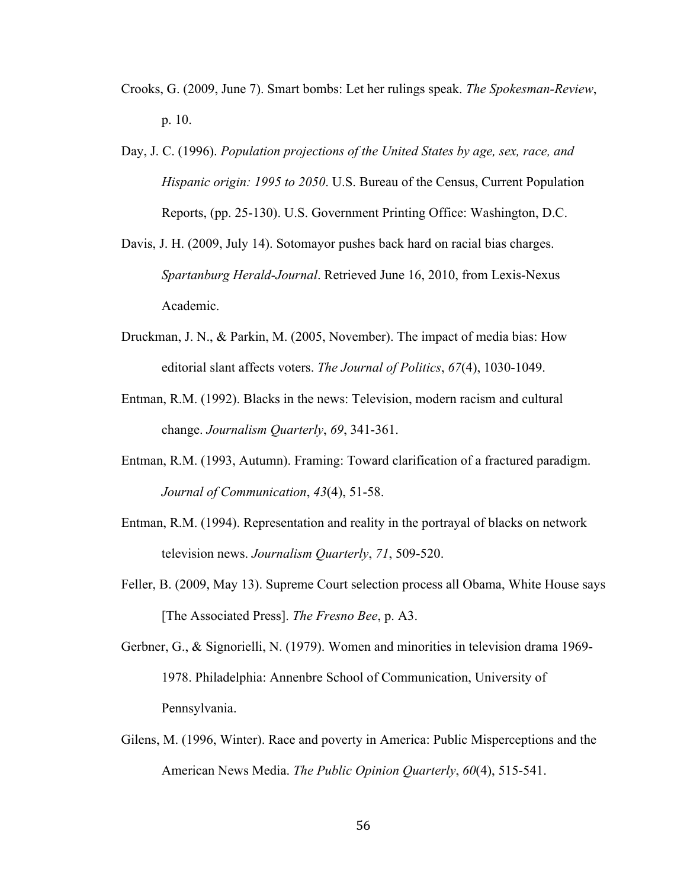Crooks, G. (2009, June 7). Smart bombs: Let her rulings speak. *The Spokesman-Review*, p. 10.

Day, J. C. (1996). *Population projections of the United States by age, sex, race, and Hispanic origin: 1995 to 2050*. U.S. Bureau of the Census, Current Population Reports, (pp. 25-130). U.S. Government Printing Office: Washington, D.C.

Davis, J. H. (2009, July 14). Sotomayor pushes back hard on racial bias charges. *Spartanburg Herald-Journal*. Retrieved June 16, 2010, from Lexis-Nexus Academic.

Druckman, J. N., & Parkin, M. (2005, November). The impact of media bias: How editorial slant affects voters. *The Journal of Politics*, *67*(4), 1030-1049.

Entman, R.M. (1992). Blacks in the news: Television, modern racism and cultural change. *Journalism Quarterly*, *69*, 341-361.

Entman, R.M. (1993, Autumn). Framing: Toward clarification of a fractured paradigm. *Journal of Communication*, *43*(4), 51-58.

Entman, R.M. (1994). Representation and reality in the portrayal of blacks on network television news. *Journalism Quarterly*, *71*, 509-520.

Feller, B. (2009, May 13). Supreme Court selection process all Obama, White House says [The Associated Press]. *The Fresno Bee*, p. A3.

Gerbner, G., & Signorielli, N. (1979). Women and minorities in television drama 1969-1978. Philadelphia: Annenbre School of Communication, University of Pennsylvania.

Gilens, M. (1996, Winter). Race and poverty in America: Public Misperceptions and the American News Media. *The Public Opinion Quarterly*, *60*(4), 515-541.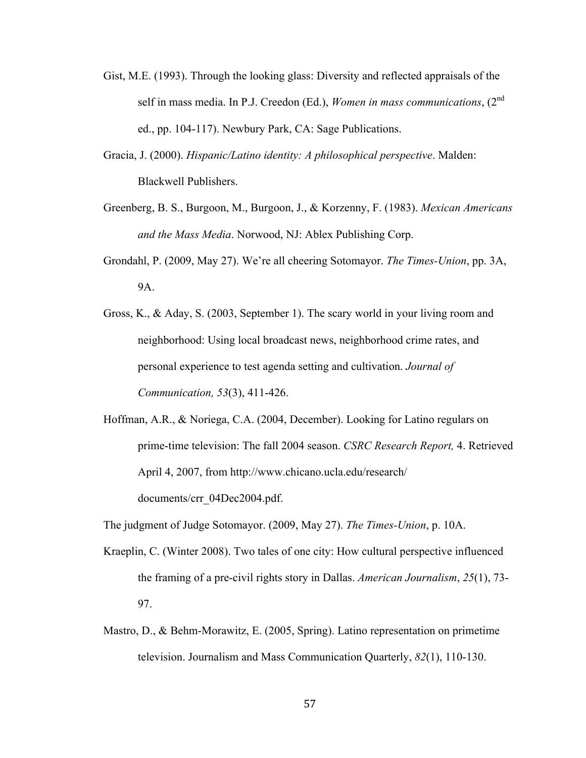Gist, M.E. (1993). Through the looking glass: Diversity and reflected appraisals of the self in mass media. In P.J. Creedon (Ed.), *Women in mass communications*, (2nd ed., pp. 104-117). Newbury Park, CA: Sage Publications.

Gracia, J. (2000). *Hispanic/Latino identity: A philosophical perspective*. Malden: Blackwell Publishers.

Greenberg, B. S., Burgoon, M., Burgoon, J., & Korzenny, F. (1983). *Mexican Americans and the Mass Media*. Norwood, NJ: Ablex Publishing Corp.

Grondahl, P. (2009, May 27). We're all cheering Sotomayor. *The Times-Union*, pp. 3A, 9A.

Gross, K., & Aday, S. (2003, September 1). The scary world in your living room and neighborhood: Using local broadcast news, neighborhood crime rates, and personal experience to test agenda setting and cultivation. *Journal of Communication, 53*(3), 411-426.

Hoffman, A.R., & Noriega, C.A. (2004, December). Looking for Latino regulars on prime-time television: The fall 2004 season. *CSRC Research Report,* 4. Retrieved April 4, 2007, from http://www.chicano.ucla.edu/research/documents/crr_04Dec2004.pdf.

The judgment of Judge Sotomayor. (2009, May 27). *The Times-Union*, p. 10A.

Kraeplin, C. (Winter 2008). Two tales of one city: How cultural perspective influenced the framing of a pre-civil rights story in Dallas. *American Journalism*, *25*(1), 73-97.

Mastro, D., & Behm-Morawitz, E. (2005, Spring). Latino representation on primetime television. Journalism and Mass Communication Quarterly, *82*(1), 110-130.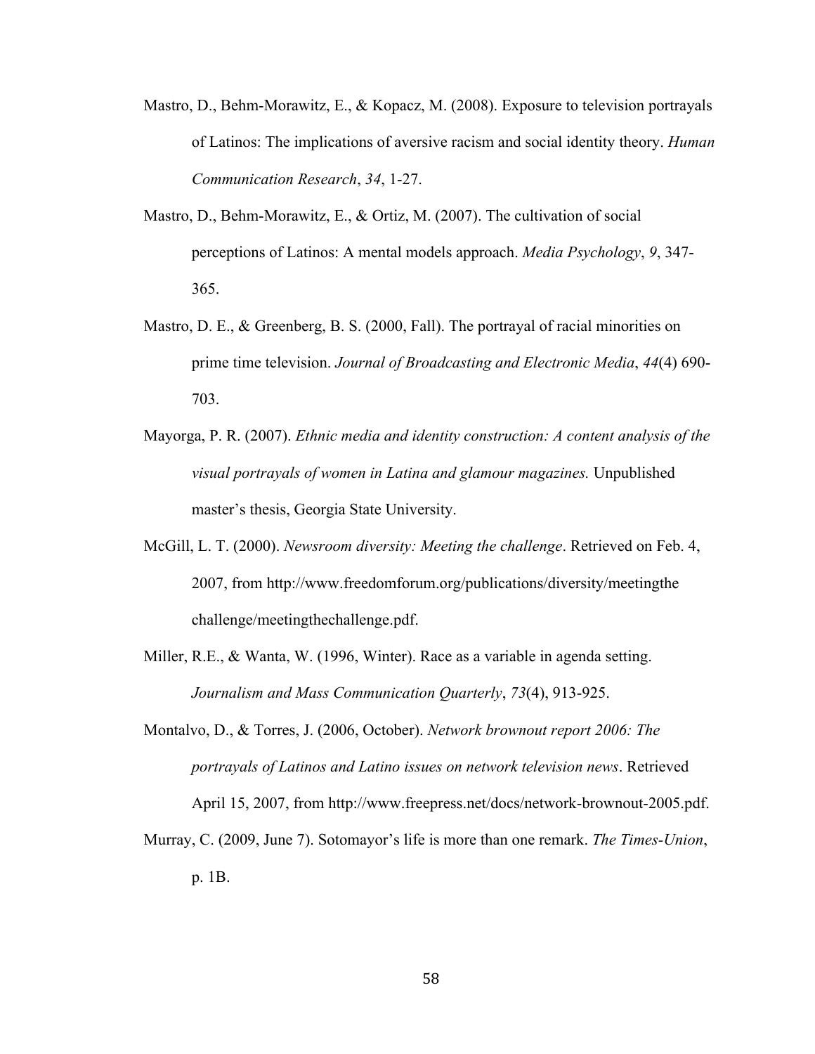Mastro, D., Behm-Morawitz, E., & Kopacz, M. (2008). Exposure to television portrayals of Latinos: The implications of aversive racism and social identity theory. *Human Communication Research*, *34*, 1-27.

Mastro, D., Behm-Morawitz, E., & Ortiz, M. (2007). The cultivation of social perceptions of Latinos: A mental models approach. *Media Psychology*, *9*, 347-365.

Mastro, D. E., & Greenberg, B. S. (2000, Fall). The portrayal of racial minorities on prime time television. *Journal of Broadcasting and Electronic Media*, *44*(4) 690-703.

Mayorga, P. R. (2007). *Ethnic media and identity construction: A content analysis of the visual portrayals of women in Latina and glamour magazines.* Unpublished master's thesis, Georgia State University.

McGill, L. T. (2000). *Newsroom diversity: Meeting the challenge*. Retrieved on Feb. 4, 2007, from http://www.freedomforum.org/publications/diversity/meetingthe challenge/meetingthechallenge.pdf.

Miller, R.E., & Wanta, W. (1996, Winter). Race as a variable in agenda setting. *Journalism and Mass Communication Quarterly*, *73*(4), 913-925.

Montalvo, D., & Torres, J. (2006, October). *Network brownout report 2006: The portrayals of Latinos and Latino issues on network television news*. Retrieved April 15, 2007, from http://www.freepress.net/docs/network-brownout-2005.pdf.

Murray, C. (2009, June 7). Sotomayor's life is more than one remark. *The Times-Union*, p. 1B.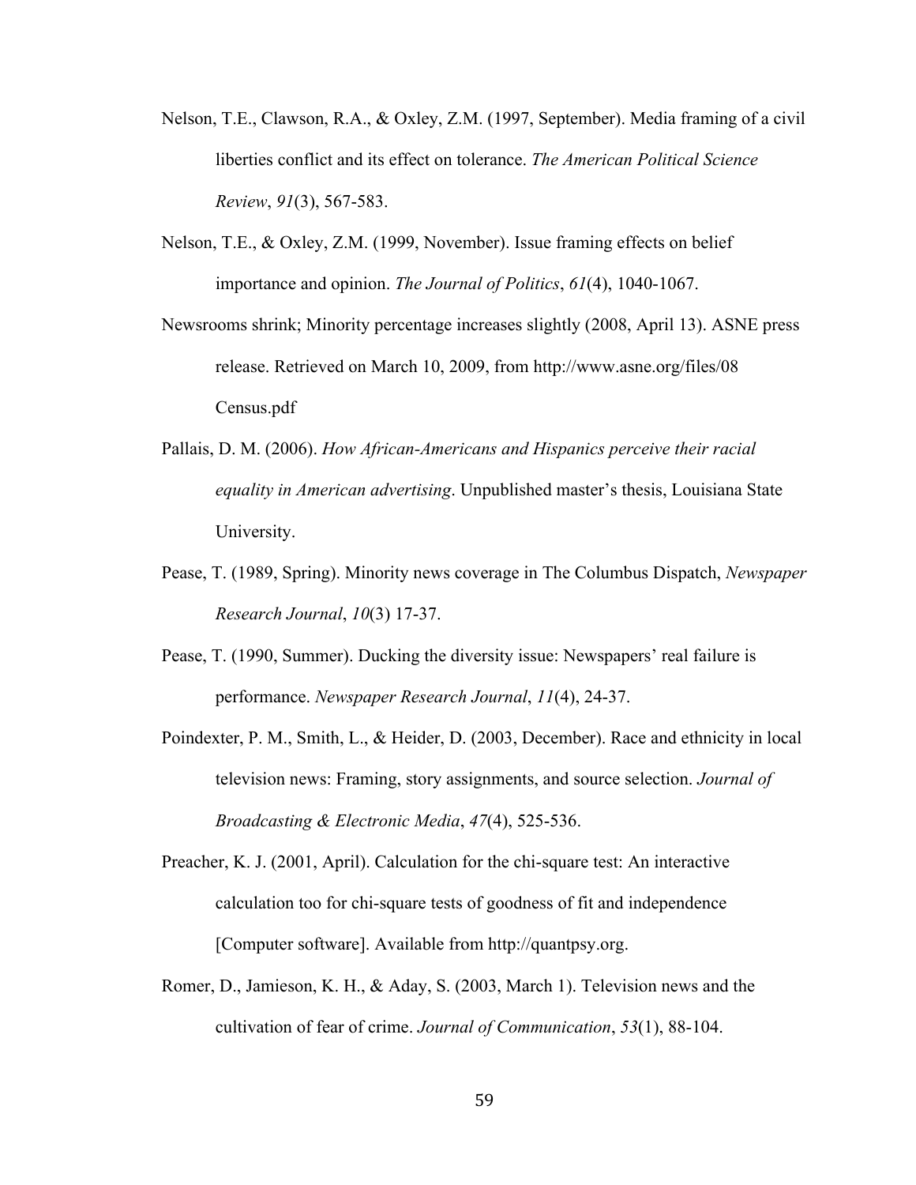Nelson, T.E., Clawson, R.A., & Oxley, Z.M. (1997, September). Media framing of a civil liberties conflict and its effect on tolerance. *The American Political Science Review*, *91*(3), 567-583.

Nelson, T.E., & Oxley, Z.M. (1999, November). Issue framing effects on belief importance and opinion. *The Journal of Politics*, *61*(4), 1040-1067.

Newsrooms shrink; Minority percentage increases slightly (2008, April 13). ASNE press release. Retrieved on March 10, 2009, from http://www.asne.org/files/08 Census.pdf

Pallais, D. M. (2006). *How African-Americans and Hispanics perceive their racial equality in American advertising*. Unpublished master's thesis, Louisiana State University.

Pease, T. (1989, Spring). Minority news coverage in The Columbus Dispatch, *Newspaper Research Journal*, *10*(3) 17-37.

Pease, T. (1990, Summer). Ducking the diversity issue: Newspapers' real failure is performance. *Newspaper Research Journal*, *11*(4), 24-37.

Poindexter, P. M., Smith, L., & Heider, D. (2003, December). Race and ethnicity in local television news: Framing, story assignments, and source selection. *Journal of Broadcasting & Electronic Media*, *47*(4), 525-536.

Preacher, K. J. (2001, April). Calculation for the chi-square test: An interactive calculation too for chi-square tests of goodness of fit and independence [Computer software]. Available from http://quantpsy.org.

Romer, D., Jamieson, K. H., & Aday, S. (2003, March 1). Television news and the cultivation of fear of crime. *Journal of Communication*, *53*(1), 88-104.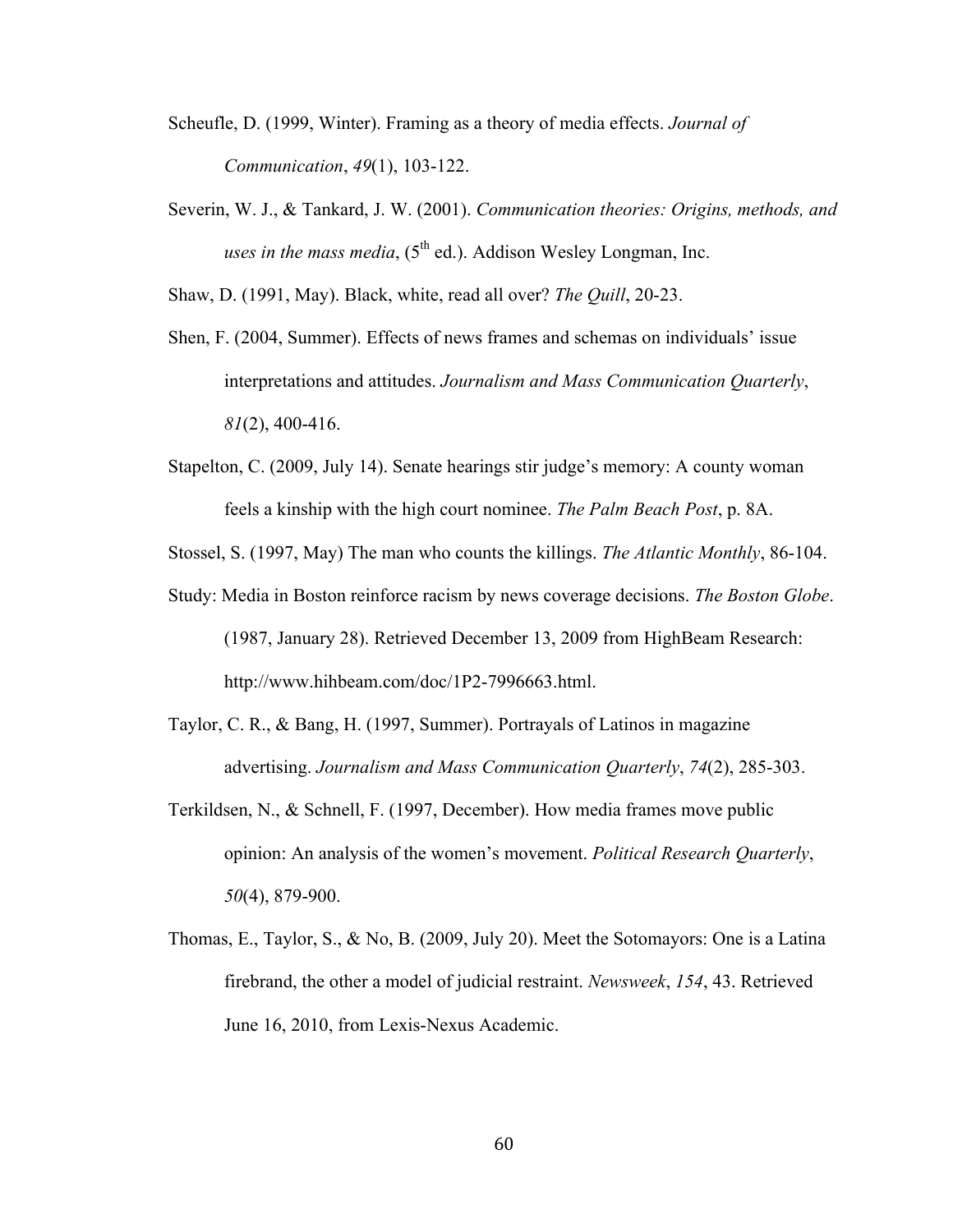Scheufle, D. (1999, Winter). Framing as a theory of media effects. *Journal of Communication*, *49*(1), 103-122.

Severin, W. J., & Tankard, J. W. (2001). *Communication theories: Origins, methods, and uses in the mass media*, (5th ed.). Addison Wesley Longman, Inc.

Shaw, D. (1991, May). Black, white, read all over? *The Quill*, 20-23.

Shen, F. (2004, Summer). Effects of news frames and schemas on individuals' issue interpretations and attitudes. *Journalism and Mass Communication Quarterly*, *81*(2), 400-416.

Stapelton, C. (2009, July 14). Senate hearings stir judge's memory: A county woman feels a kinship with the high court nominee. *The Palm Beach Post*, p. 8A.

Stossel, S. (1997, May) The man who counts the killings. *The Atlantic Monthly*, 86-104.

Study: Media in Boston reinforce racism by news coverage decisions. *The Boston Globe*. (1987, January 28). Retrieved December 13, 2009 from HighBeam Research: http://www.hihbeam.com/doc/1P2-7996663.html.

Taylor, C. R., & Bang, H. (1997, Summer). Portrayals of Latinos in magazine advertising. *Journalism and Mass Communication Quarterly*, *74*(2), 285-303.

Terkildsen, N., & Schnell, F. (1997, December). How media frames move public opinion: An analysis of the women's movement. *Political Research Quarterly*, *50*(4), 879-900.

Thomas, E., Taylor, S., & No, B. (2009, July 20). Meet the Sotomayors: One is a Latina firebrand, the other a model of judicial restraint. *Newsweek*, *154*, 43. Retrieved June 16, 2010, from Lexis-Nexus Academic.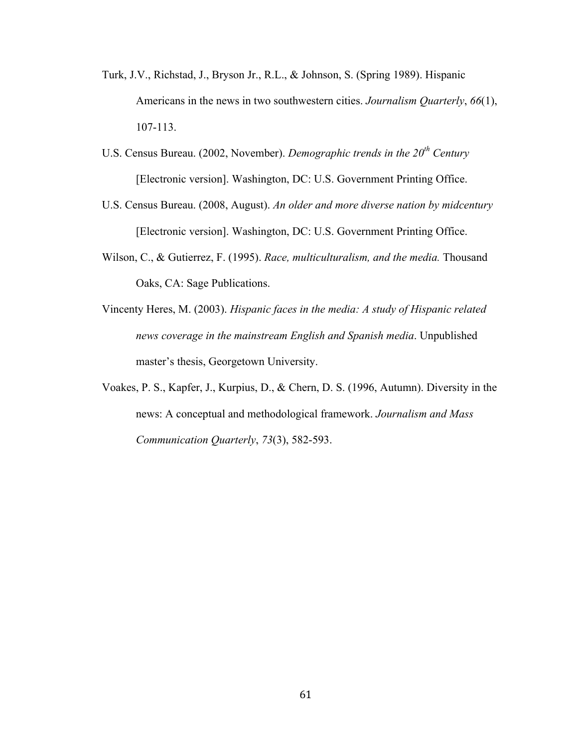Turk, J.V., Richstad, J., Bryson Jr., R.L., & Johnson, S. (Spring 1989). Hispanic Americans in the news in two southwestern cities. *Journalism Quarterly*, *66*(1), 107-113.

U.S. Census Bureau. (2002, November). *Demographic trends in the 20th Century* [Electronic version]. Washington, DC: U.S. Government Printing Office.

U.S. Census Bureau. (2008, August). *An older and more diverse nation by midcentury* [Electronic version]. Washington, DC: U.S. Government Printing Office.

Wilson, C., & Gutierrez, F. (1995). *Race, multiculturalism, and the media.* Thousand Oaks, CA: Sage Publications.

Vincenty Heres, M. (2003). *Hispanic faces in the media: A study of Hispanic related news coverage in the mainstream English and Spanish media*. Unpublished master's thesis, Georgetown University.

Voakes, P. S., Kapfer, J., Kurpius, D., & Chern, D. S. (1996, Autumn). Diversity in the news: A conceptual and methodological framework. *Journalism and Mass Communication Quarterly*, *73*(3), 582-593.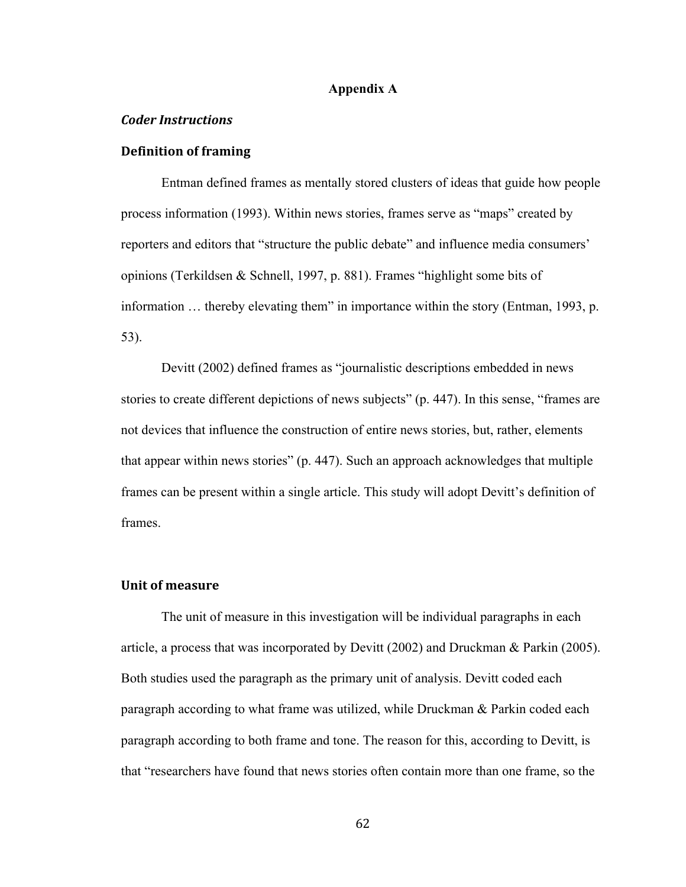# Appendix A

## *Coder Instructions*

### Definition of framing

Entman defined frames as mentally stored clusters of ideas that guide how people process information (1993). Within news stories, frames serve as "maps" created by reporters and editors that "structure the public debate" and influence media consumers' opinions (Terkildsen & Schnell, 1997, p. 881). Frames "highlight some bits of information … thereby elevating them" in importance within the story (Entman, 1993, p. 53).

Devitt (2002) defined frames as "journalistic descriptions embedded in news stories to create different depictions of news subjects" (p. 447). In this sense, "frames are not devices that influence the construction of entire news stories, but, rather, elements that appear within news stories" (p. 447). Such an approach acknowledges that multiple frames can be present within a single article. This study will adopt Devitt's definition of frames.

### Unit of measure

The unit of measure in this investigation will be individual paragraphs in each article, a process that was incorporated by Devitt (2002) and Druckman & Parkin (2005). Both studies used the paragraph as the primary unit of analysis. Devitt coded each paragraph according to what frame was utilized, while Druckman & Parkin coded each paragraph according to both frame and tone. The reason for this, according to Devitt, is that "researchers have found that news stories often contain more than one frame, so the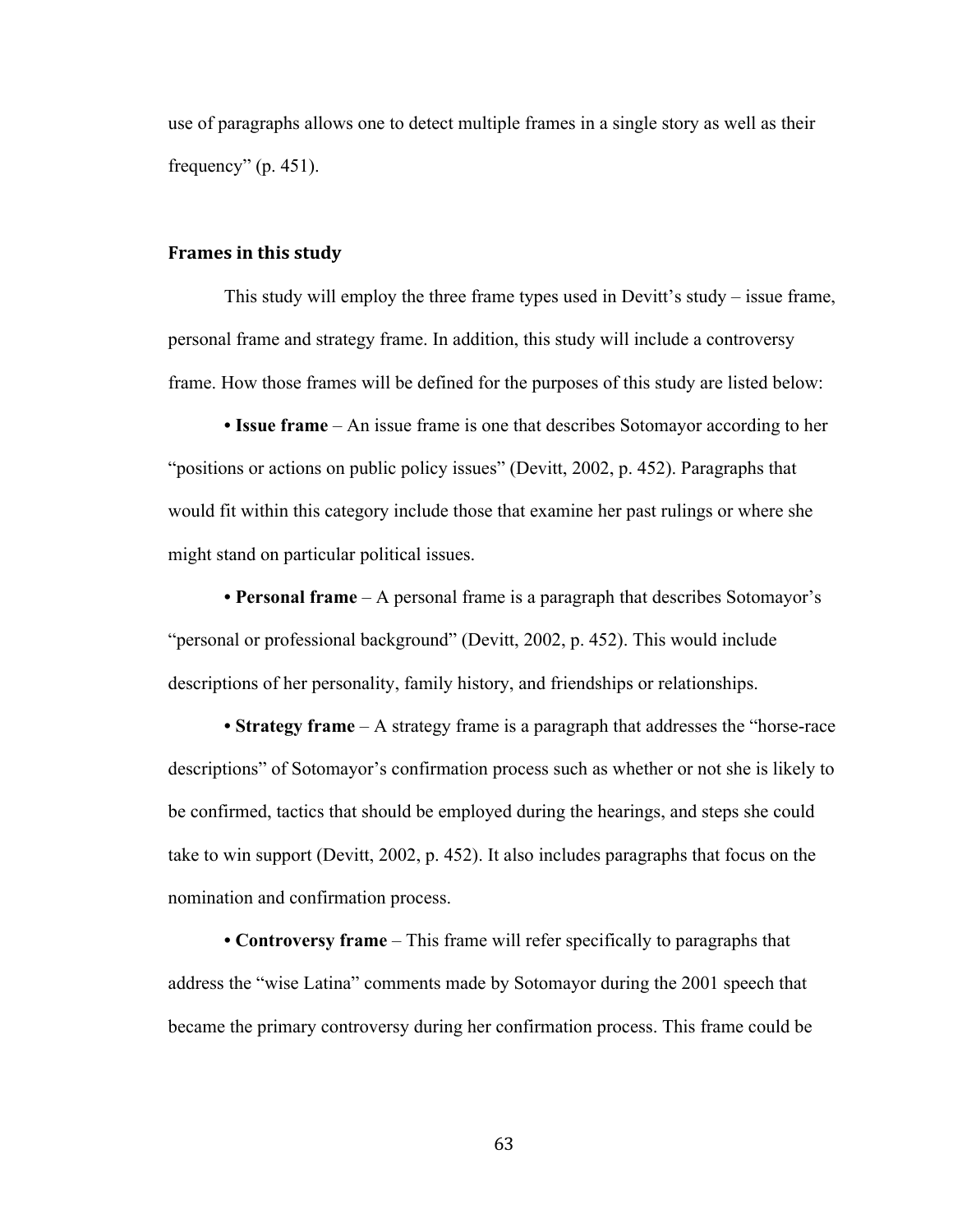use of paragraphs allows one to detect multiple frames in a single story as well as their frequency" (p. 451).

### Frames in this study

This study will employ the three frame types used in Devitt's study – issue frame, personal frame and strategy frame. In addition, this study will include a controversy frame. How those frames will be defined for the purposes of this study are listed below:

- **Issue frame** – An issue frame is one that describes Sotomayor according to her "positions or actions on public policy issues" (Devitt, 2002, p. 452). Paragraphs that would fit within this category include those that examine her past rulings or where she might stand on particular political issues.

- **Personal frame** – A personal frame is a paragraph that describes Sotomayor's "personal or professional background" (Devitt, 2002, p. 452). This would include descriptions of her personality, family history, and friendships or relationships.

- **Strategy frame** – A strategy frame is a paragraph that addresses the "horse-race descriptions" of Sotomayor's confirmation process such as whether or not she is likely to be confirmed, tactics that should be employed during the hearings, and steps she could take to win support (Devitt, 2002, p. 452). It also includes paragraphs that focus on the nomination and confirmation process.

- **Controversy frame** – This frame will refer specifically to paragraphs that address the "wise Latina" comments made by Sotomayor during the 2001 speech that became the primary controversy during her confirmation process. This frame could be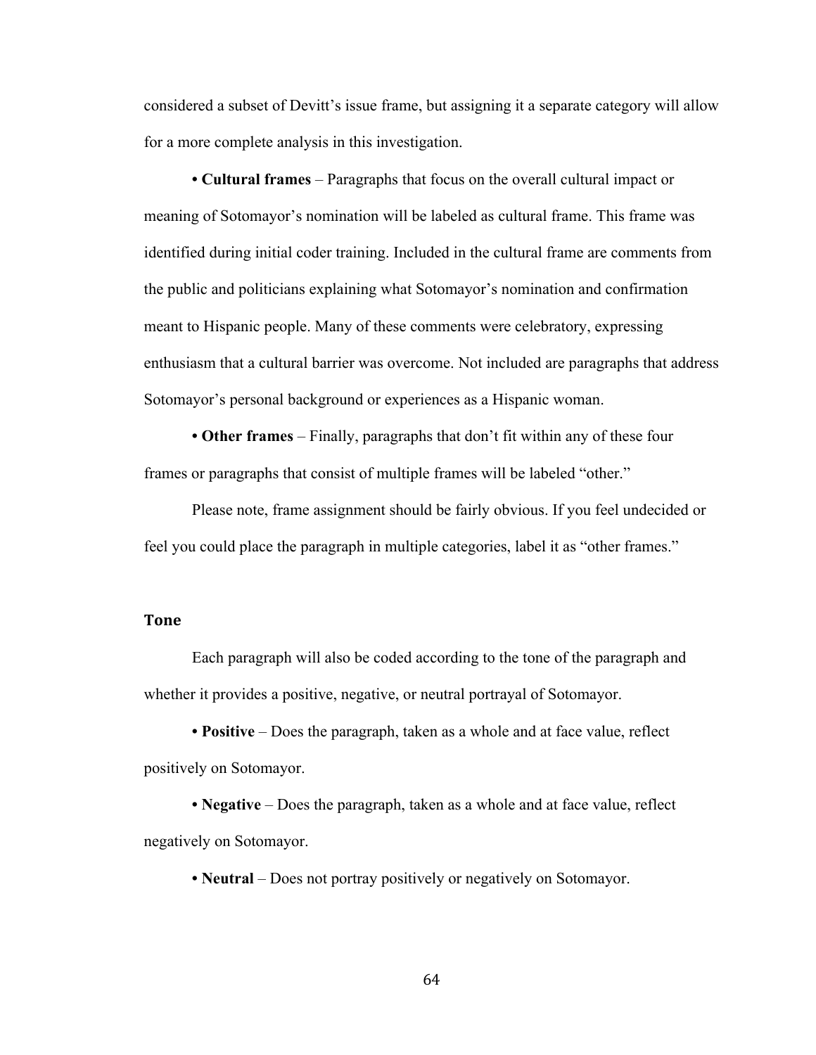considered a subset of Devitt's issue frame, but assigning it a separate category will allow for a more complete analysis in this investigation.

- **Cultural frames** – Paragraphs that focus on the overall cultural impact or meaning of Sotomayor's nomination will be labeled as cultural frame. This frame was identified during initial coder training. Included in the cultural frame are comments from the public and politicians explaining what Sotomayor's nomination and confirmation meant to Hispanic people. Many of these comments were celebratory, expressing enthusiasm that a cultural barrier was overcome. Not included are paragraphs that address Sotomayor's personal background or experiences as a Hispanic woman.

- **Other frames** – Finally, paragraphs that don't fit within any of these four frames or paragraphs that consist of multiple frames will be labeled "other."

Please note, frame assignment should be fairly obvious. If you feel undecided or feel you could place the paragraph in multiple categories, label it as "other frames."

## Tone

Each paragraph will also be coded according to the tone of the paragraph and whether it provides a positive, negative, or neutral portrayal of Sotomayor.

- **Positive** – Does the paragraph, taken as a whole and at face value, reflect positively on Sotomayor.

- **Negative** – Does the paragraph, taken as a whole and at face value, reflect negatively on Sotomayor.

- **Neutral** – Does not portray positively or negatively on Sotomayor.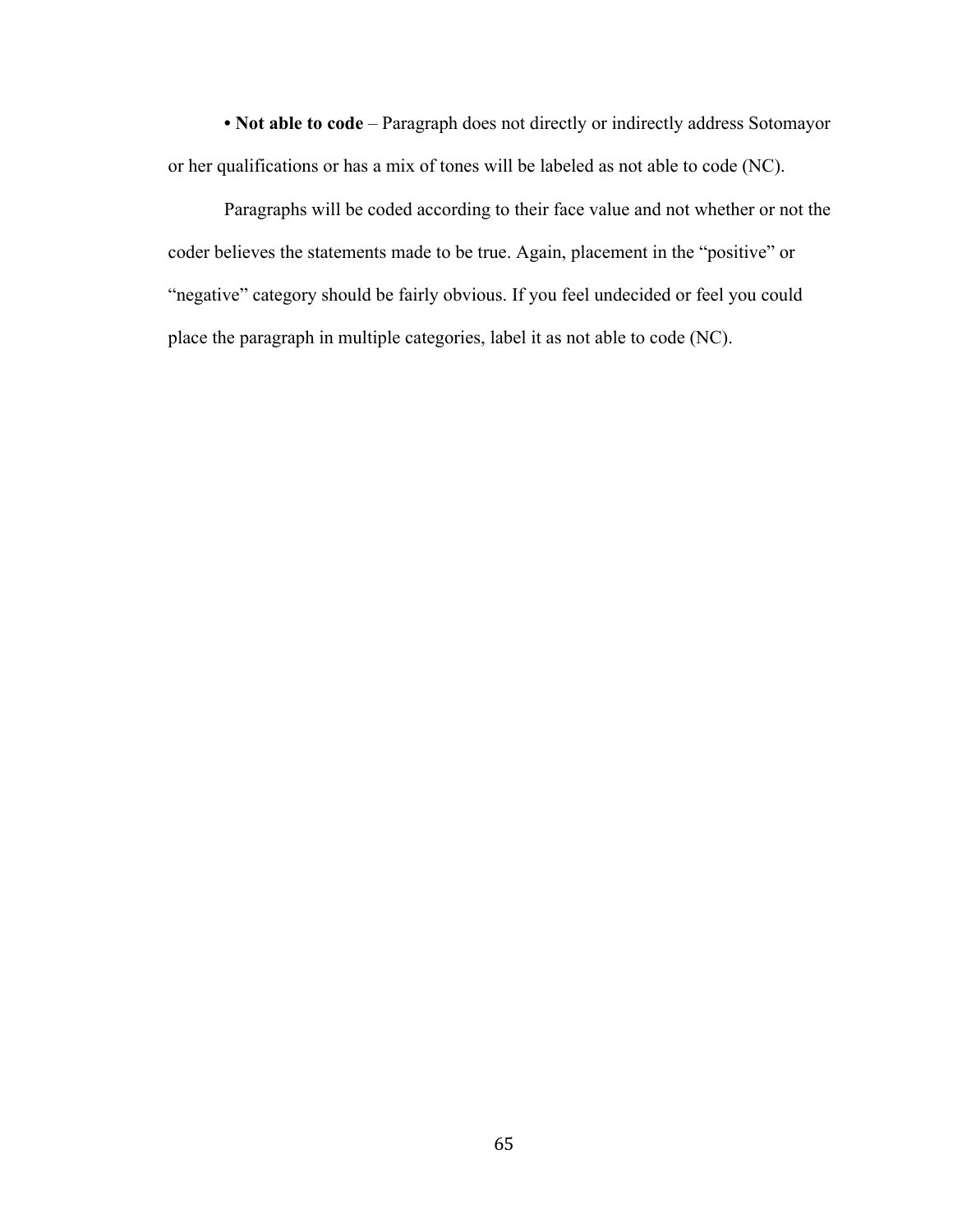• **Not able to code** – Paragraph does not directly or indirectly address Sotomayor or her qualifications or has a mix of tones will be labeled as not able to code (NC).

Paragraphs will be coded according to their face value and not whether or not the coder believes the statements made to be true. Again, placement in the "positive" or "negative" category should be fairly obvious. If you feel undecided or feel you could place the paragraph in multiple categories, label it as not able to code (NC).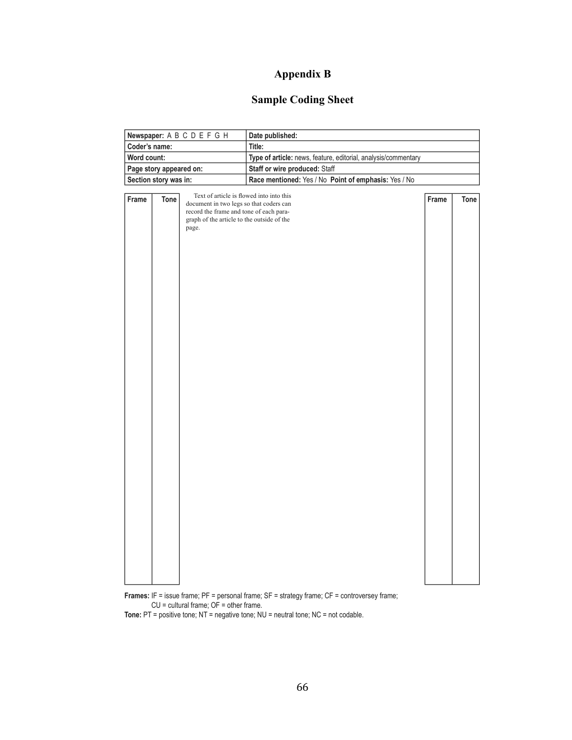# Appendix B

## Sample Coding Sheet

| | |
|---|---|
| **Newspaper:** A B C D E F G H | **Date published:** |
| **Coder's name:** | **Title:** |
| **Word count:** | **Type of article:** news, feature, editorial, analysis/commentary |
| **Page story appeared on:** | **Staff or wire produced:** Staff |
| **Section story was in:** | **Race mentioned:** Yes / No **Point of emphasis:** Yes / No |

| **Frame** | **Tone** | | **Frame** | **Tone** |
|---|---|---|---|---|
| | | Text of article is flowed into into this document in two legs so that coders can record the frame and tone of each paragraph of the article to the outside of the page. | | |

**Frames:** IF = issue frame; PF = personal frame; SF = strategy frame; CF = controversey frame; CU = cultural frame; OF = other frame.

**Tone:** PT = positive tone; NT = negative tone; NU = neutral tone; NC = not codable.